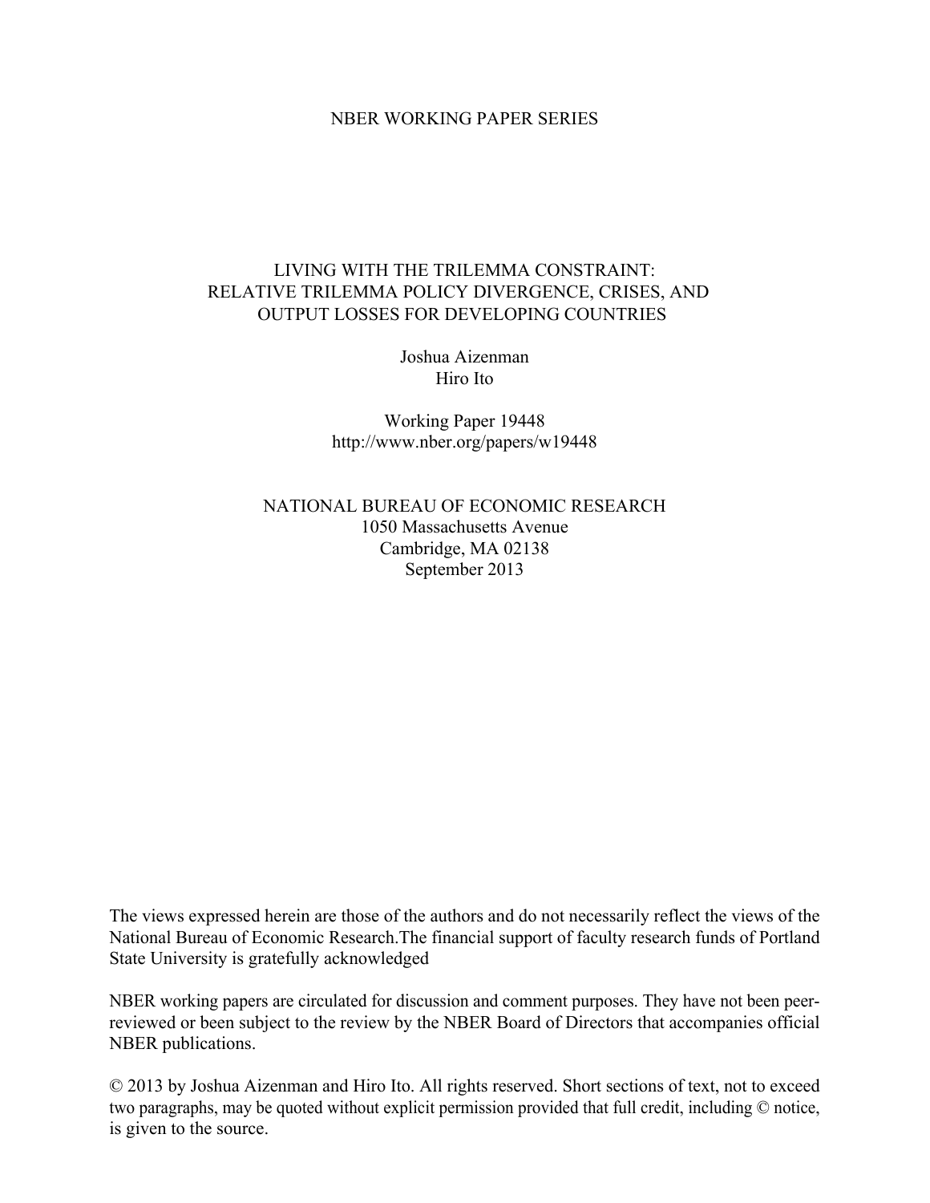NBER WORKING PAPER SERIES

# LIVING WITH THE TRILEMMA CONSTRAINT: RELATIVE TRILEMMA POLICY DIVERGENCE, CRISES, AND OUTPUT LOSSES FOR DEVELOPING COUNTRIES

Joshua Aizenman
Hiro Ito

Working Paper 19448
http://www.nber.org/papers/w19448

NATIONAL BUREAU OF ECONOMIC RESEARCH
1050 Massachusetts Avenue
Cambridge, MA 02138
September 2013

The views expressed herein are those of the authors and do not necessarily reflect the views of the National Bureau of Economic Research.The financial support of faculty research funds of Portland State University is gratefully acknowledged

NBER working papers are circulated for discussion and comment purposes. They have not been peer-reviewed or been subject to the review by the NBER Board of Directors that accompanies official NBER publications.

© 2013 by Joshua Aizenman and Hiro Ito. All rights reserved. Short sections of text, not to exceed two paragraphs, may be quoted without explicit permission provided that full credit, including © notice, is given to the source.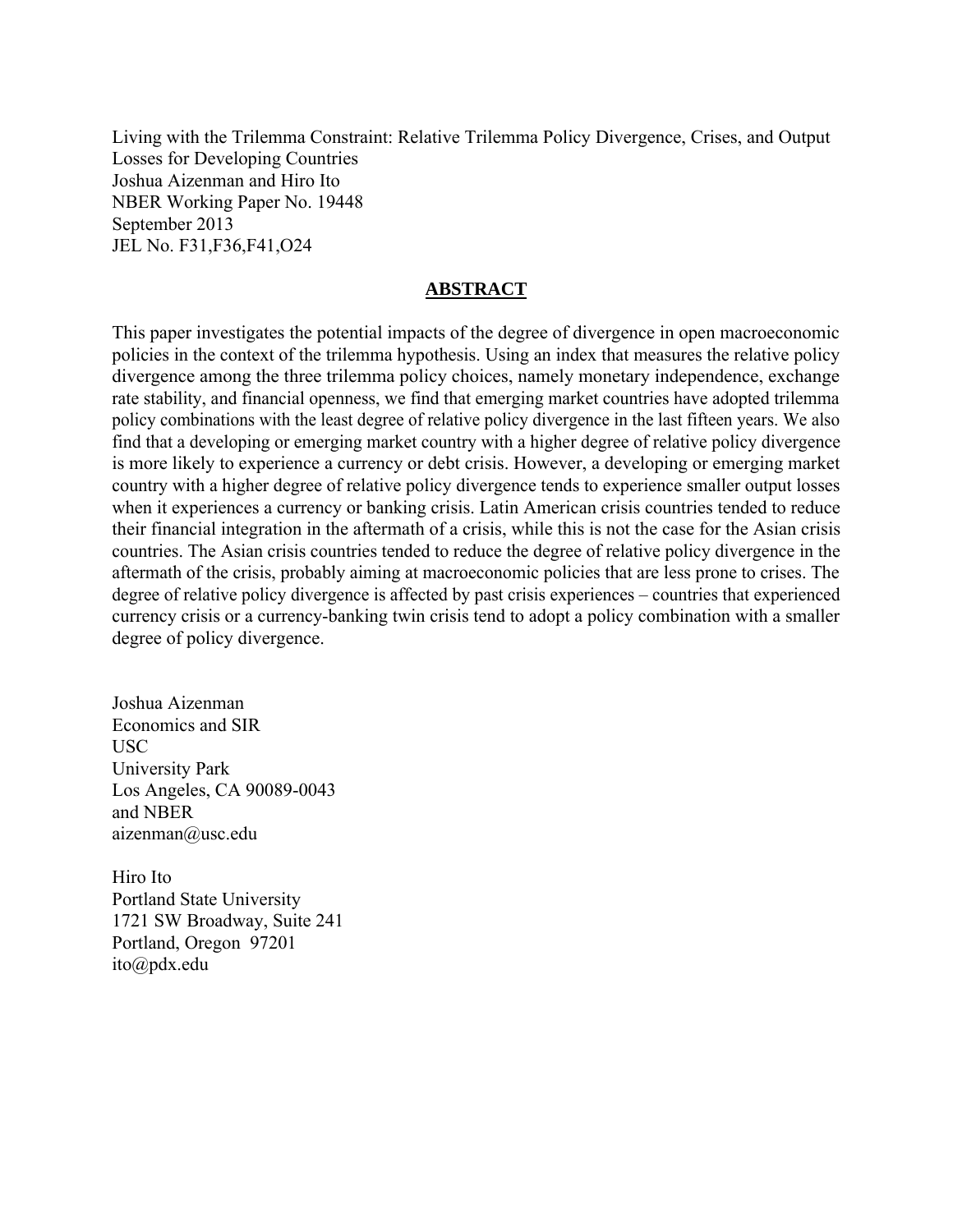Living with the Trilemma Constraint: Relative Trilemma Policy Divergence, Crises, and Output Losses for Developing Countries
Joshua Aizenman and Hiro Ito
NBER Working Paper No. 19448
September 2013
JEL No. F31,F36,F41,O24

## ABSTRACT

This paper investigates the potential impacts of the degree of divergence in open macroeconomic policies in the context of the trilemma hypothesis. Using an index that measures the relative policy divergence among the three trilemma policy choices, namely monetary independence, exchange rate stability, and financial openness, we find that emerging market countries have adopted trilemma policy combinations with the least degree of relative policy divergence in the last fifteen years. We also find that a developing or emerging market country with a higher degree of relative policy divergence is more likely to experience a currency or debt crisis. However, a developing or emerging market country with a higher degree of relative policy divergence tends to experience smaller output losses when it experiences a currency or banking crisis. Latin American crisis countries tended to reduce their financial integration in the aftermath of a crisis, while this is not the case for the Asian crisis countries. The Asian crisis countries tended to reduce the degree of relative policy divergence in the aftermath of the crisis, probably aiming at macroeconomic policies that are less prone to crises. The degree of relative policy divergence is affected by past crisis experiences – countries that experienced currency crisis or a currency-banking twin crisis tend to adopt a policy combination with a smaller degree of policy divergence.

Joshua Aizenman
Economics and SIR
USC
University Park
Los Angeles, CA 90089-0043
and NBER
aizenman@usc.edu

Hiro Ito
Portland State University
1721 SW Broadway, Suite 241
Portland, Oregon 97201
ito@pdx.edu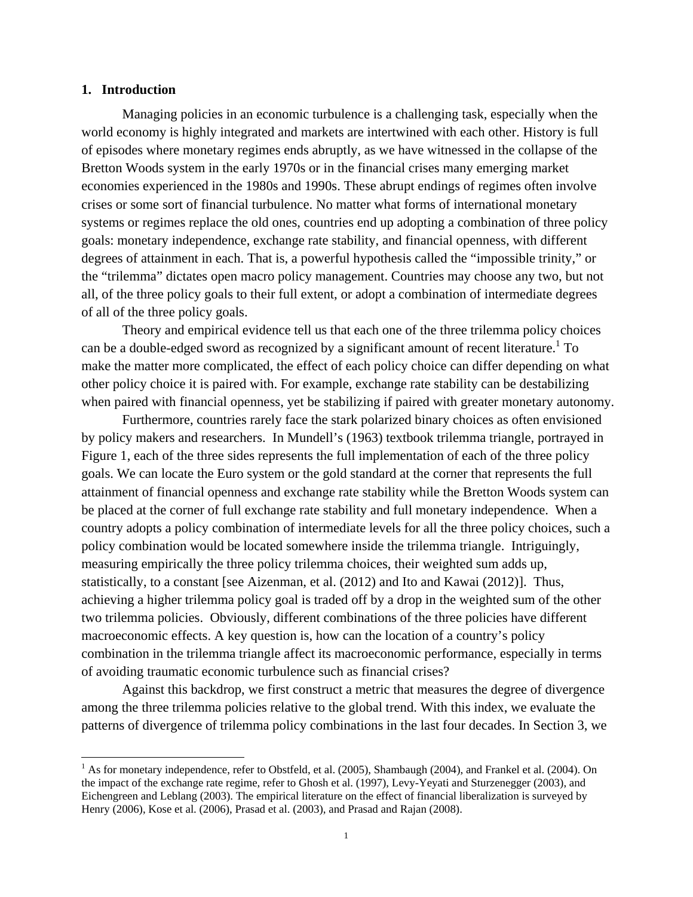## 1. Introduction

Managing policies in an economic turbulence is a challenging task, especially when the world economy is highly integrated and markets are intertwined with each other. History is full of episodes where monetary regimes ends abruptly, as we have witnessed in the collapse of the Bretton Woods system in the early 1970s or in the financial crises many emerging market economies experienced in the 1980s and 1990s. These abrupt endings of regimes often involve crises or some sort of financial turbulence. No matter what forms of international monetary systems or regimes replace the old ones, countries end up adopting a combination of three policy goals: monetary independence, exchange rate stability, and financial openness, with different degrees of attainment in each. That is, a powerful hypothesis called the "impossible trinity," or the "trilemma" dictates open macro policy management. Countries may choose any two, but not all, of the three policy goals to their full extent, or adopt a combination of intermediate degrees of all of the three policy goals.

Theory and empirical evidence tell us that each one of the three trilemma policy choices can be a double-edged sword as recognized by a significant amount of recent literature.[1] To make the matter more complicated, the effect of each policy choice can differ depending on what other policy choice it is paired with. For example, exchange rate stability can be destabilizing when paired with financial openness, yet be stabilizing if paired with greater monetary autonomy.

Furthermore, countries rarely face the stark polarized binary choices as often envisioned by policy makers and researchers. In Mundell's (1963) textbook trilemma triangle, portrayed in Figure 1, each of the three sides represents the full implementation of each of the three policy goals. We can locate the Euro system or the gold standard at the corner that represents the full attainment of financial openness and exchange rate stability while the Bretton Woods system can be placed at the corner of full exchange rate stability and full monetary independence. When a country adopts a policy combination of intermediate levels for all the three policy choices, such a policy combination would be located somewhere inside the trilemma triangle. Intriguingly, measuring empirically the three policy trilemma choices, their weighted sum adds up, statistically, to a constant [see Aizenman, et al. (2012) and Ito and Kawai (2012)]. Thus, achieving a higher trilemma policy goal is traded off by a drop in the weighted sum of the other two trilemma policies. Obviously, different combinations of the three policies have different macroeconomic effects. A key question is, how can the location of a country's policy combination in the trilemma triangle affect its macroeconomic performance, especially in terms of avoiding traumatic economic turbulence such as financial crises?

Against this backdrop, we first construct a metric that measures the degree of divergence among the three trilemma policies relative to the global trend. With this index, we evaluate the patterns of divergence of trilemma policy combinations in the last four decades. In Section 3, we

[1] As for monetary independence, refer to Obstfeld, et al. (2005), Shambaugh (2004), and Frankel et al. (2004). On the impact of the exchange rate regime, refer to Ghosh et al. (1997), Levy-Yeyati and Sturzenegger (2003), and Eichengreen and Leblang (2003). The empirical literature on the effect of financial liberalization is surveyed by Henry (2006), Kose et al. (2006), Prasad et al. (2003), and Prasad and Rajan (2008).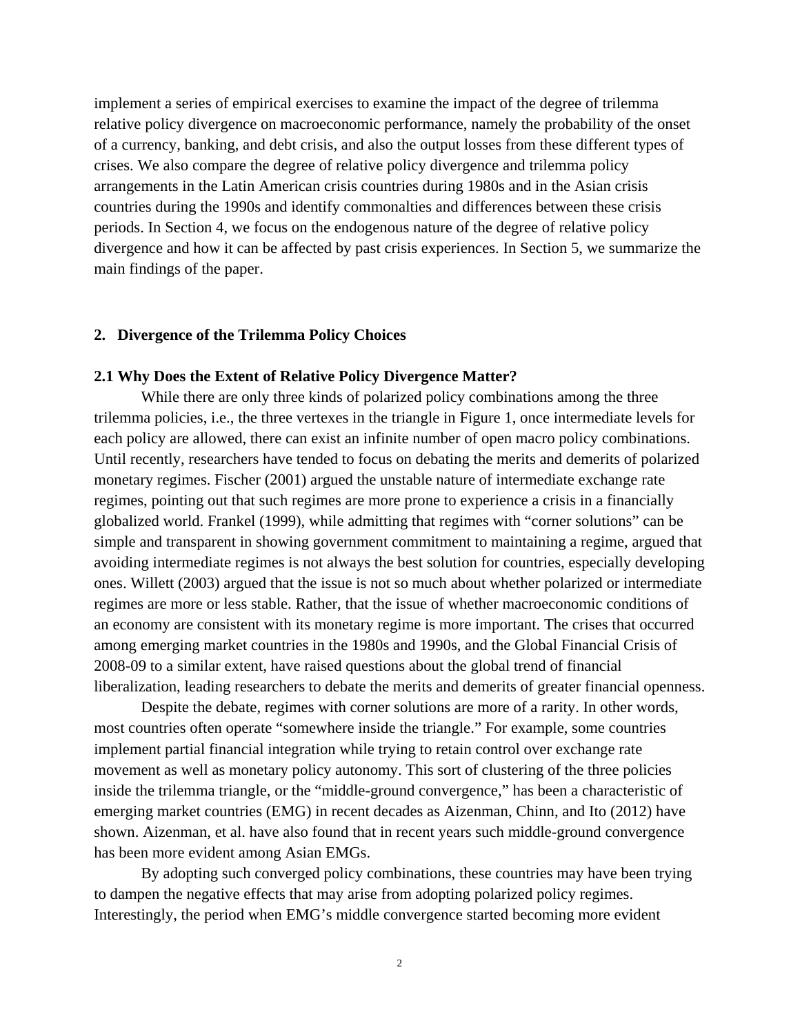implement a series of empirical exercises to examine the impact of the degree of trilemma relative policy divergence on macroeconomic performance, namely the probability of the onset of a currency, banking, and debt crisis, and also the output losses from these different types of crises. We also compare the degree of relative policy divergence and trilemma policy arrangements in the Latin American crisis countries during 1980s and in the Asian crisis countries during the 1990s and identify commonalties and differences between these crisis periods. In Section 4, we focus on the endogenous nature of the degree of relative policy divergence and how it can be affected by past crisis experiences. In Section 5, we summarize the main findings of the paper.

## 2. Divergence of the Trilemma Policy Choices

### 2.1 Why Does the Extent of Relative Policy Divergence Matter?

While there are only three kinds of polarized policy combinations among the three trilemma policies, i.e., the three vertexes in the triangle in Figure 1, once intermediate levels for each policy are allowed, there can exist an infinite number of open macro policy combinations. Until recently, researchers have tended to focus on debating the merits and demerits of polarized monetary regimes. Fischer (2001) argued the unstable nature of intermediate exchange rate regimes, pointing out that such regimes are more prone to experience a crisis in a financially globalized world. Frankel (1999), while admitting that regimes with "corner solutions" can be simple and transparent in showing government commitment to maintaining a regime, argued that avoiding intermediate regimes is not always the best solution for countries, especially developing ones. Willett (2003) argued that the issue is not so much about whether polarized or intermediate regimes are more or less stable. Rather, that the issue of whether macroeconomic conditions of an economy are consistent with its monetary regime is more important. The crises that occurred among emerging market countries in the 1980s and 1990s, and the Global Financial Crisis of 2008-09 to a similar extent, have raised questions about the global trend of financial liberalization, leading researchers to debate the merits and demerits of greater financial openness.

Despite the debate, regimes with corner solutions are more of a rarity. In other words, most countries often operate "somewhere inside the triangle." For example, some countries implement partial financial integration while trying to retain control over exchange rate movement as well as monetary policy autonomy. This sort of clustering of the three policies inside the trilemma triangle, or the "middle-ground convergence," has been a characteristic of emerging market countries (EMG) in recent decades as Aizenman, Chinn, and Ito (2012) have shown. Aizenman, et al. have also found that in recent years such middle-ground convergence has been more evident among Asian EMGs.

By adopting such converged policy combinations, these countries may have been trying to dampen the negative effects that may arise from adopting polarized policy regimes. Interestingly, the period when EMG's middle convergence started becoming more evident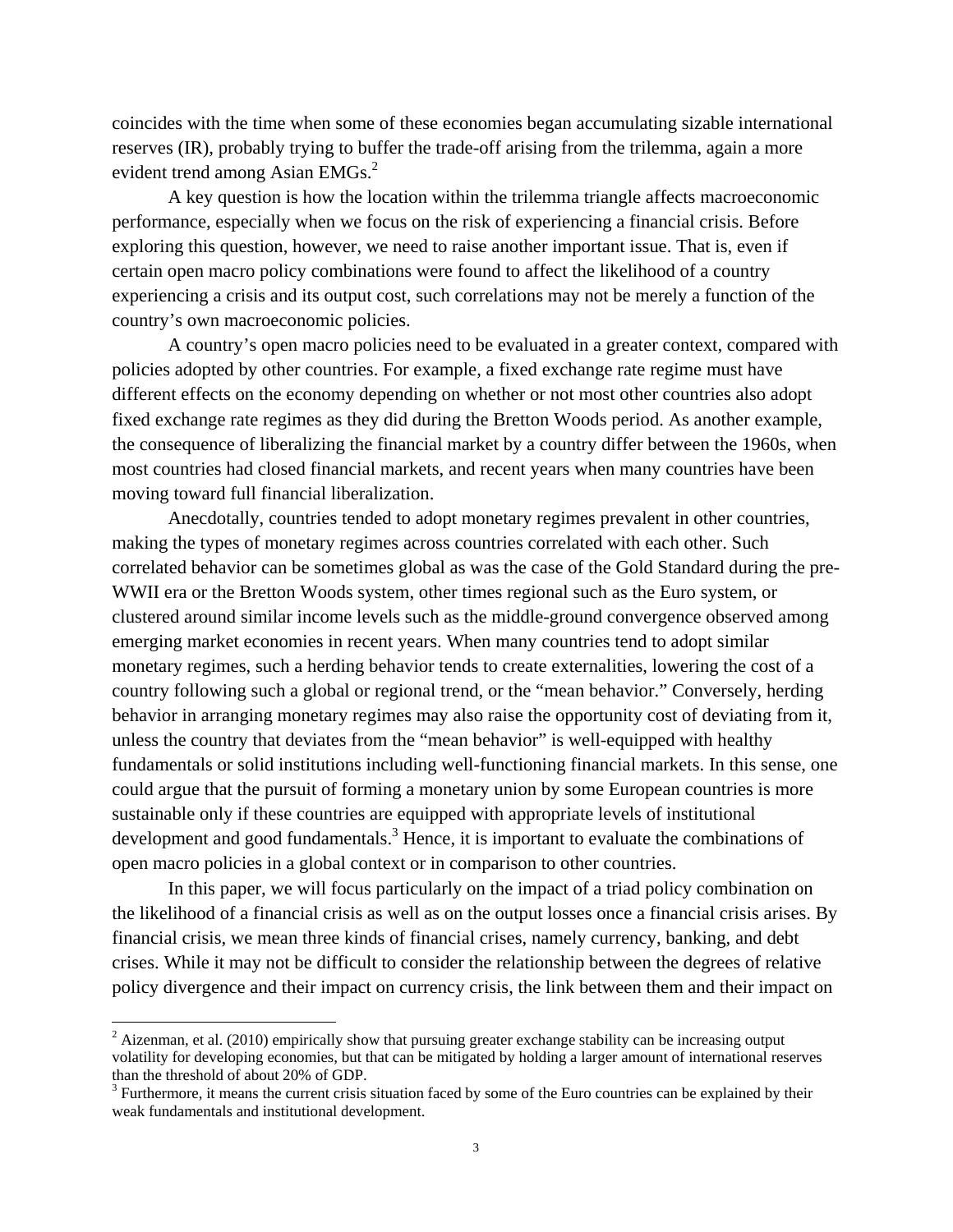coincides with the time when some of these economies began accumulating sizable international reserves (IR), probably trying to buffer the trade-off arising from the trilemma, again a more evident trend among Asian EMGs.[2]

A key question is how the location within the trilemma triangle affects macroeconomic performance, especially when we focus on the risk of experiencing a financial crisis. Before exploring this question, however, we need to raise another important issue. That is, even if certain open macro policy combinations were found to affect the likelihood of a country experiencing a crisis and its output cost, such correlations may not be merely a function of the country's own macroeconomic policies.

A country's open macro policies need to be evaluated in a greater context, compared with policies adopted by other countries. For example, a fixed exchange rate regime must have different effects on the economy depending on whether or not most other countries also adopt fixed exchange rate regimes as they did during the Bretton Woods period. As another example, the consequence of liberalizing the financial market by a country differ between the 1960s, when most countries had closed financial markets, and recent years when many countries have been moving toward full financial liberalization.

Anecdotally, countries tended to adopt monetary regimes prevalent in other countries, making the types of monetary regimes across countries correlated with each other. Such correlated behavior can be sometimes global as was the case of the Gold Standard during the pre-WWII era or the Bretton Woods system, other times regional such as the Euro system, or clustered around similar income levels such as the middle-ground convergence observed among emerging market economies in recent years. When many countries tend to adopt similar monetary regimes, such a herding behavior tends to create externalities, lowering the cost of a country following such a global or regional trend, or the "mean behavior." Conversely, herding behavior in arranging monetary regimes may also raise the opportunity cost of deviating from it, unless the country that deviates from the "mean behavior" is well-equipped with healthy fundamentals or solid institutions including well-functioning financial markets. In this sense, one could argue that the pursuit of forming a monetary union by some European countries is more sustainable only if these countries are equipped with appropriate levels of institutional development and good fundamentals.[3] Hence, it is important to evaluate the combinations of open macro policies in a global context or in comparison to other countries.

In this paper, we will focus particularly on the impact of a triad policy combination on the likelihood of a financial crisis as well as on the output losses once a financial crisis arises. By financial crisis, we mean three kinds of financial crises, namely currency, banking, and debt crises. While it may not be difficult to consider the relationship between the degrees of relative policy divergence and their impact on currency crisis, the link between them and their impact on

---

[2] Aizenman, et al. (2010) empirically show that pursuing greater exchange stability can be increasing output volatility for developing economies, but that can be mitigated by holding a larger amount of international reserves than the threshold of about 20% of GDP.

[3] Furthermore, it means the current crisis situation faced by some of the Euro countries can be explained by their weak fundamentals and institutional development.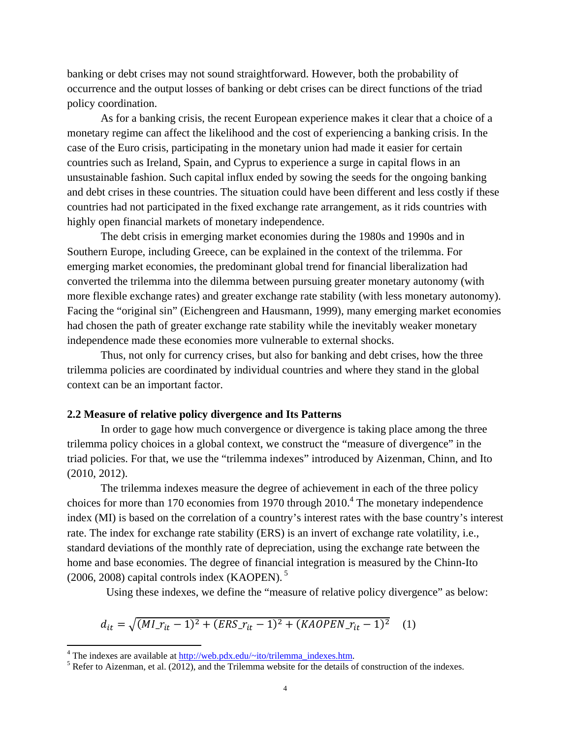banking or debt crises may not sound straightforward. However, both the probability of occurrence and the output losses of banking or debt crises can be direct functions of the triad policy coordination.

As for a banking crisis, the recent European experience makes it clear that a choice of a monetary regime can affect the likelihood and the cost of experiencing a banking crisis. In the case of the Euro crisis, participating in the monetary union had made it easier for certain countries such as Ireland, Spain, and Cyprus to experience a surge in capital flows in an unsustainable fashion. Such capital influx ended by sowing the seeds for the ongoing banking and debt crises in these countries. The situation could have been different and less costly if these countries had not participated in the fixed exchange rate arrangement, as it rids countries with highly open financial markets of monetary independence.

The debt crisis in emerging market economies during the 1980s and 1990s and in Southern Europe, including Greece, can be explained in the context of the trilemma. For emerging market economies, the predominant global trend for financial liberalization had converted the trilemma into the dilemma between pursuing greater monetary autonomy (with more flexible exchange rates) and greater exchange rate stability (with less monetary autonomy). Facing the "original sin" (Eichengreen and Hausmann, 1999), many emerging market economies had chosen the path of greater exchange rate stability while the inevitably weaker monetary independence made these economies more vulnerable to external shocks.

Thus, not only for currency crises, but also for banking and debt crises, how the three trilemma policies are coordinated by individual countries and where they stand in the global context can be an important factor.

### 2.2 Measure of relative policy divergence and Its Patterns

In order to gage how much convergence or divergence is taking place among the three trilemma policy choices in a global context, we construct the "measure of divergence" in the triad policies. For that, we use the "trilemma indexes" introduced by Aizenman, Chinn, and Ito (2010, 2012).

The trilemma indexes measure the degree of achievement in each of the three policy choices for more than 170 economies from 1970 through 2010.[4] The monetary independence index (MI) is based on the correlation of a country's interest rates with the base country's interest rate. The index for exchange rate stability (ERS) is an invert of exchange rate volatility, i.e., standard deviations of the monthly rate of depreciation, using the exchange rate between the home and base economies. The degree of financial integration is measured by the Chinn-Ito (2006, 2008) capital controls index (KAOPEN).[5]

Using these indexes, we define the "measure of relative policy divergence" as below:

$$d_{it} = \sqrt{(MI\_r_{it} - 1)^2 + (ERS\_r_{it} - 1)^2 + (KAOPEN\_r_{it} - 1)^2} \quad (1)$$

---

[4] The indexes are available at http://web.pdx.edu/~ito/trilemma_indexes.htm.

[5] Refer to Aizenman, et al. (2012), and the Trilemma website for the details of construction of the indexes.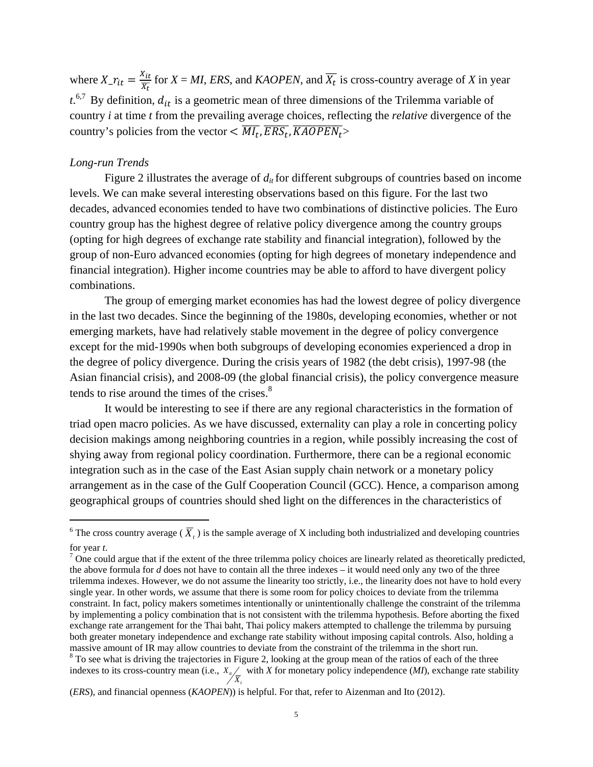where $X\_r_{it} = \frac{X_{it}}{\overline{X_t}}$ for *X* = *MI*, *ERS*, and *KAOPEN*, and $\overline{X_t}$ is cross-country average of *X* in year *t*.[6,7] By definition, $d_{it}$ is a geometric mean of three dimensions of the Trilemma variable of country *i* at time *t* from the prevailing average choices, reflecting the *relative* divergence of the country's policies from the vector $< \overline{MI_t}, \overline{ERS_t}, \overline{KAOPEN_t} >$

*Long-run Trends*

Figure 2 illustrates the average of $d_{it}$ for different subgroups of countries based on income levels. We can make several interesting observations based on this figure. For the last two decades, advanced economies tended to have two combinations of distinctive policies. The Euro country group has the highest degree of relative policy divergence among the country groups (opting for high degrees of exchange rate stability and financial integration), followed by the group of non-Euro advanced economies (opting for high degrees of monetary independence and financial integration). Higher income countries may be able to afford to have divergent policy combinations.

The group of emerging market economies has had the lowest degree of policy divergence in the last two decades. Since the beginning of the 1980s, developing economies, whether or not emerging markets, have had relatively stable movement in the degree of policy convergence except for the mid-1990s when both subgroups of developing economies experienced a drop in the degree of policy divergence. During the crisis years of 1982 (the debt crisis), 1997-98 (the Asian financial crisis), and 2008-09 (the global financial crisis), the policy convergence measure tends to rise around the times of the crises.[8]

It would be interesting to see if there are any regional characteristics in the formation of triad open macro policies. As we have discussed, externality can play a role in concerting policy decision makings among neighboring countries in a region, while possibly increasing the cost of shying away from regional policy coordination. Furthermore, there can be a regional economic integration such as in the case of the East Asian supply chain network or a monetary policy arrangement as in the case of the Gulf Cooperation Council (GCC). Hence, a comparison among geographical groups of countries should shed light on the differences in the characteristics of

---

[6] The cross country average ( $\overline{X}_t$ ) is the sample average of X including both industrialized and developing countries for year *t*.

[7] One could argue that if the extent of the three trilemma policy choices are linearly related as theoretically predicted, the above formula for *d* does not have to contain all the three indexes – it would need only any two of the three trilemma indexes. However, we do not assume the linearity too strictly, i.e., the linearity does not have to hold every single year. In other words, we assume that there is some room for policy choices to deviate from the trilemma constraint. In fact, policy makers sometimes intentionally or unintentionally challenge the constraint of the trilemma by implementing a policy combination that is not consistent with the trilemma hypothesis. Before aborting the fixed exchange rate arrangement for the Thai baht, Thai policy makers attempted to challenge the trilemma by pursuing both greater monetary independence and exchange rate stability without imposing capital controls. Also, holding a massive amount of IR may allow countries to deviate from the constraint of the trilemma in the short run.

[8] To see what is driving the trajectories in Figure 2, looking at the group mean of the ratios of each of the three indexes to its cross-country mean (i.e., $X_{it} / \overline{X}_t$ with *X* for monetary policy independence (*MI*), exchange rate stability (*ERS*), and financial openness (*KAOPEN*)) is helpful. For that, refer to Aizenman and Ito (2012).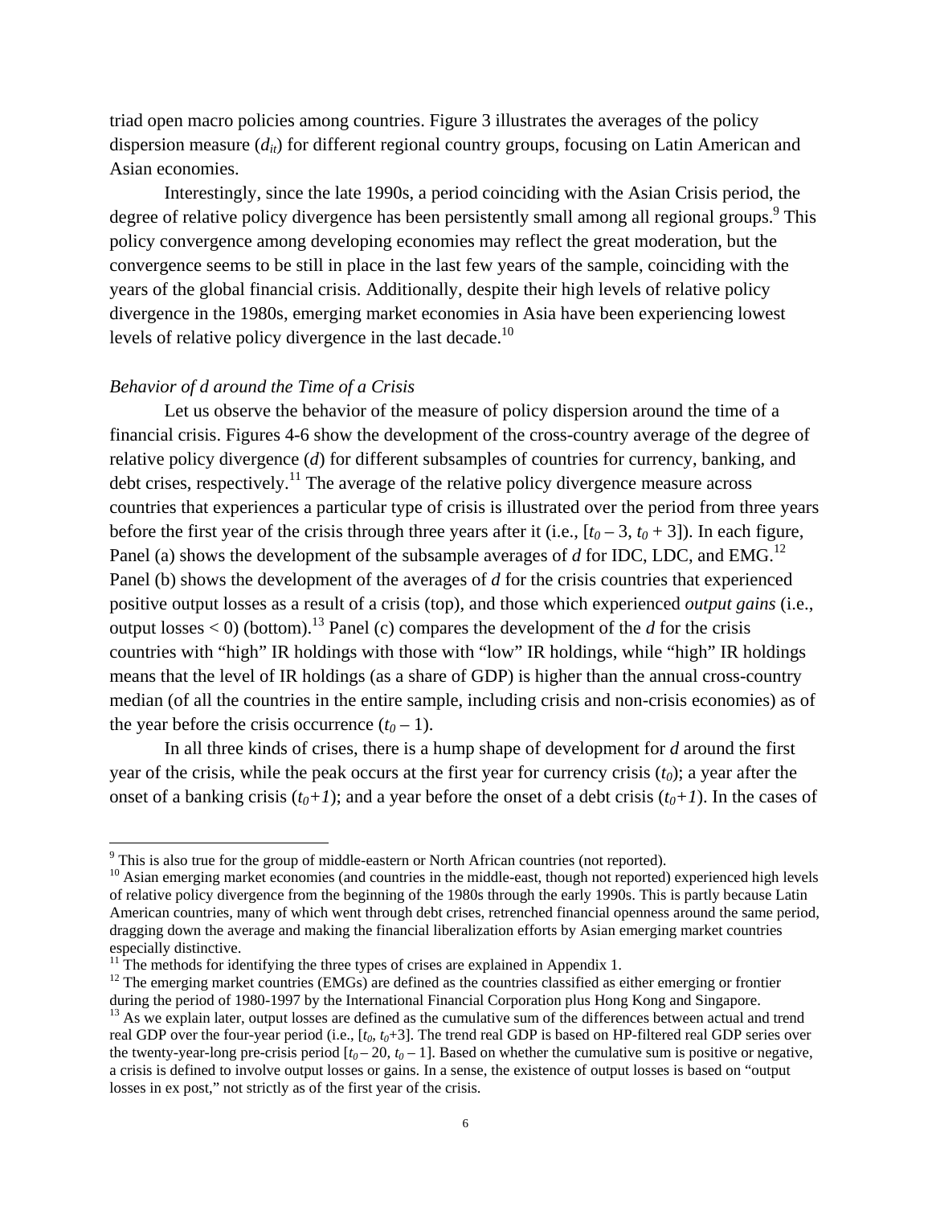triad open macro policies among countries. Figure 3 illustrates the averages of the policy dispersion measure ($d_{it}$) for different regional country groups, focusing on Latin American and Asian economies.

Interestingly, since the late 1990s, a period coinciding with the Asian Crisis period, the degree of relative policy divergence has been persistently small among all regional groups.[9] This policy convergence among developing economies may reflect the great moderation, but the convergence seems to be still in place in the last few years of the sample, coinciding with the years of the global financial crisis. Additionally, despite their high levels of relative policy divergence in the 1980s, emerging market economies in Asia have been experiencing lowest levels of relative policy divergence in the last decade.[10]

*Behavior of d around the Time of a Crisis*

Let us observe the behavior of the measure of policy dispersion around the time of a financial crisis. Figures 4-6 show the development of the cross-country average of the degree of relative policy divergence ($d$) for different subsamples of countries for currency, banking, and debt crises, respectively.[11] The average of the relative policy divergence measure across countries that experiences a particular type of crisis is illustrated over the period from three years before the first year of the crisis through three years after it (i.e., $[t_0 - 3, t_0 + 3]$). In each figure, Panel (a) shows the development of the subsample averages of $d$ for IDC, LDC, and EMG.[12] Panel (b) shows the development of the averages of $d$ for the crisis countries that experienced positive output losses as a result of a crisis (top), and those which experienced *output gains* (i.e., output losses < 0) (bottom).[13] Panel (c) compares the development of the $d$ for the crisis countries with "high" IR holdings with those with "low" IR holdings, while "high" IR holdings means that the level of IR holdings (as a share of GDP) is higher than the annual cross-country median (of all the countries in the entire sample, including crisis and non-crisis economies) as of the year before the crisis occurrence ($t_0 - 1$).

In all three kinds of crises, there is a hump shape of development for $d$ around the first year of the crisis, while the peak occurs at the first year for currency crisis ($t_0$); a year after the onset of a banking crisis ($t_0+1$); and a year before the onset of a debt crisis ($t_0+1$). In the cases of

---

[9] This is also true for the group of middle-eastern or North African countries (not reported).

[10] Asian emerging market economies (and countries in the middle-east, though not reported) experienced high levels of relative policy divergence from the beginning of the 1980s through the early 1990s. This is partly because Latin American countries, many of which went through debt crises, retrenched financial openness around the same period, dragging down the average and making the financial liberalization efforts by Asian emerging market countries especially distinctive.

[11] The methods for identifying the three types of crises are explained in Appendix 1.

[12] The emerging market countries (EMGs) are defined as the countries classified as either emerging or frontier during the period of 1980-1997 by the International Financial Corporation plus Hong Kong and Singapore.

[13] As we explain later, output losses are defined as the cumulative sum of the differences between actual and trend real GDP over the four-year period (i.e., $[t_0, t_0+3]$. The trend real GDP is based on HP-filtered real GDP series over the twenty-year-long pre-crisis period $[t_0 - 20, t_0 - 1]$. Based on whether the cumulative sum is positive or negative, a crisis is defined to involve output losses or gains. In a sense, the existence of output losses is based on "output losses in ex post," not strictly as of the first year of the crisis.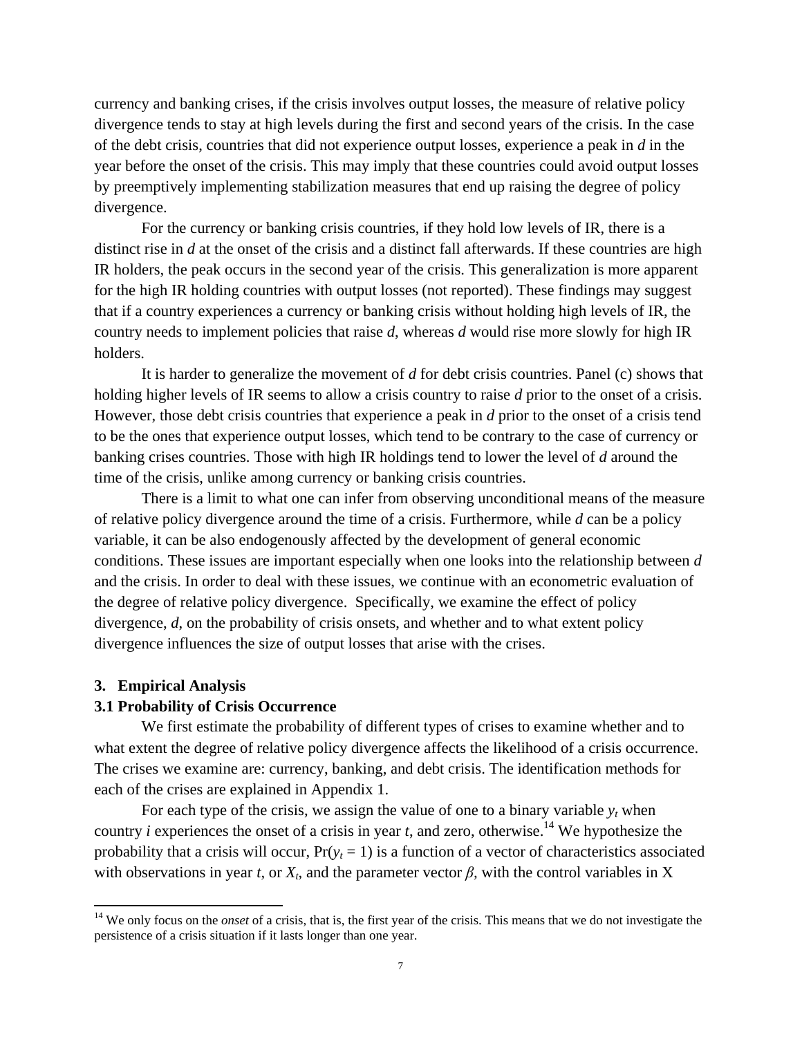currency and banking crises, if the crisis involves output losses, the measure of relative policy divergence tends to stay at high levels during the first and second years of the crisis. In the case of the debt crisis, countries that did not experience output losses, experience a peak in *d* in the year before the onset of the crisis. This may imply that these countries could avoid output losses by preemptively implementing stabilization measures that end up raising the degree of policy divergence.

For the currency or banking crisis countries, if they hold low levels of IR, there is a distinct rise in *d* at the onset of the crisis and a distinct fall afterwards. If these countries are high IR holders, the peak occurs in the second year of the crisis. This generalization is more apparent for the high IR holding countries with output losses (not reported). These findings may suggest that if a country experiences a currency or banking crisis without holding high levels of IR, the country needs to implement policies that raise *d*, whereas *d* would rise more slowly for high IR holders.

It is harder to generalize the movement of *d* for debt crisis countries. Panel (c) shows that holding higher levels of IR seems to allow a crisis country to raise *d* prior to the onset of a crisis. However, those debt crisis countries that experience a peak in *d* prior to the onset of a crisis tend to be the ones that experience output losses, which tend to be contrary to the case of currency or banking crises countries. Those with high IR holdings tend to lower the level of *d* around the time of the crisis, unlike among currency or banking crisis countries.

There is a limit to what one can infer from observing unconditional means of the measure of relative policy divergence around the time of a crisis. Furthermore, while *d* can be a policy variable, it can be also endogenously affected by the development of general economic conditions. These issues are important especially when one looks into the relationship between *d* and the crisis. In order to deal with these issues, we continue with an econometric evaluation of the degree of relative policy divergence. Specifically, we examine the effect of policy divergence, *d*, on the probability of crisis onsets, and whether and to what extent policy divergence influences the size of output losses that arise with the crises.

## 3. Empirical Analysis

### 3.1 Probability of Crisis Occurrence

We first estimate the probability of different types of crises to examine whether and to what extent the degree of relative policy divergence affects the likelihood of a crisis occurrence. The crises we examine are: currency, banking, and debt crisis. The identification methods for each of the crises are explained in Appendix 1.

For each type of the crisis, we assign the value of one to a binary variable $y_t$ when country *i* experiences the onset of a crisis in year *t*, and zero, otherwise.[14] We hypothesize the probability that a crisis will occur, $\Pr(y_t = 1)$ is a function of a vector of characteristics associated with observations in year *t*, or $X_t$, and the parameter vector $\beta$, with the control variables in X

[14] We only focus on the *onset* of a crisis, that is, the first year of the crisis. This means that we do not investigate the persistence of a crisis situation if it lasts longer than one year.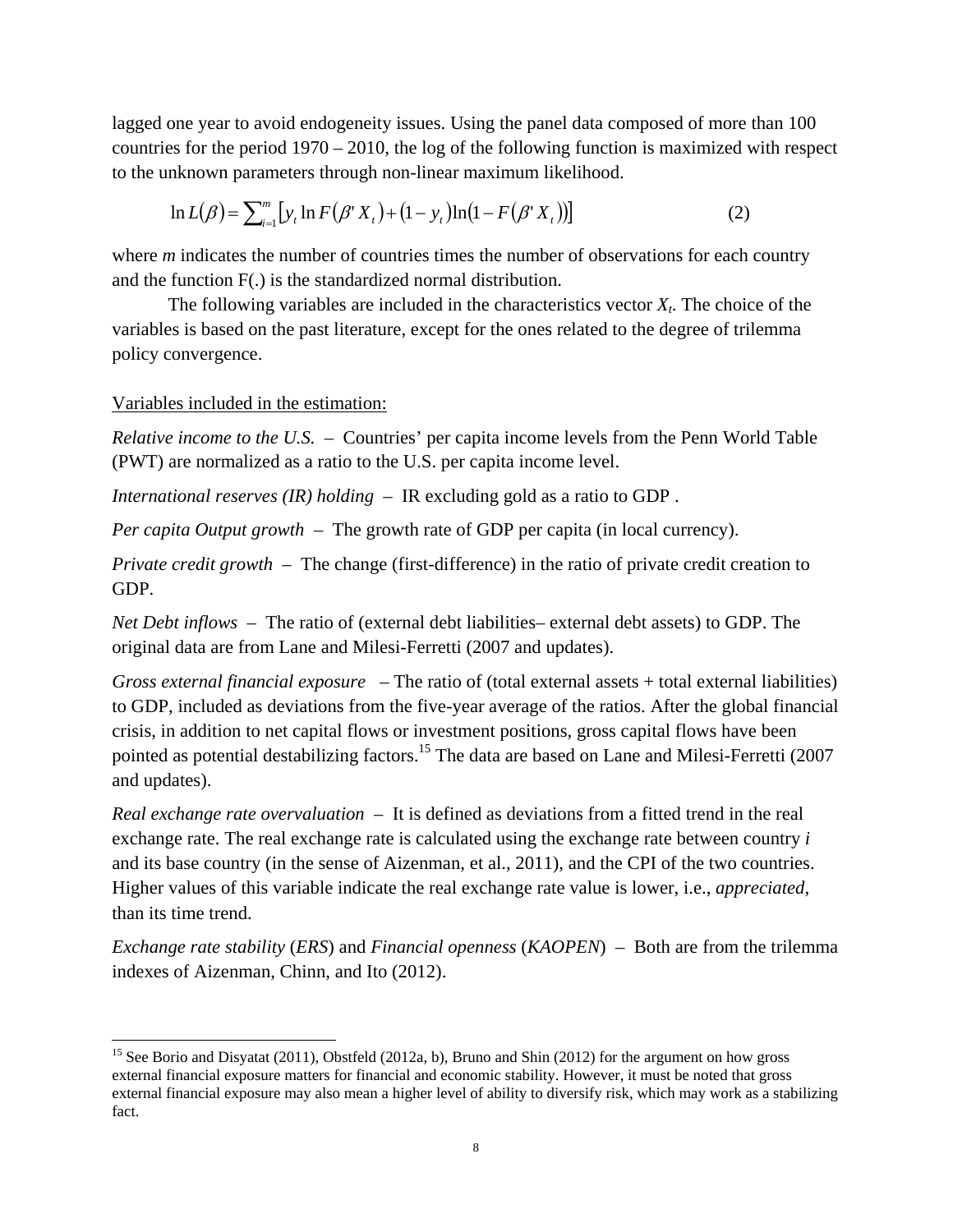lagged one year to avoid endogeneity issues. Using the panel data composed of more than 100 countries for the period 1970 – 2010, the log of the following function is maximized with respect to the unknown parameters through non-linear maximum likelihood.

$$\ln L(\beta) = \sum_{i=1}^{m} \left[ y_t \ln F(\beta' X_t) + (1 - y_t) \ln (1 - F(\beta' X_t)) \right] \tag{2}$$

where *m* indicates the number of countries times the number of observations for each country and the function F(.) is the standardized normal distribution.

The following variables are included in the characteristics vector $X_t$. The choice of the variables is based on the past literature, except for the ones related to the degree of trilemma policy convergence.

Variables included in the estimation:

*Relative income to the U.S.* – Countries' per capita income levels from the Penn World Table (PWT) are normalized as a ratio to the U.S. per capita income level.

*International reserves (IR) holding* – IR excluding gold as a ratio to GDP .

*Per capita Output growth* – The growth rate of GDP per capita (in local currency).

*Private credit growth* – The change (first-difference) in the ratio of private credit creation to GDP.

*Net Debt inflows* – The ratio of (external debt liabilities– external debt assets) to GDP. The original data are from Lane and Milesi-Ferretti (2007 and updates).

*Gross external financial exposure* – The ratio of (total external assets + total external liabilities) to GDP, included as deviations from the five-year average of the ratios. After the global financial crisis, in addition to net capital flows or investment positions, gross capital flows have been pointed as potential destabilizing factors.[15] The data are based on Lane and Milesi-Ferretti (2007 and updates).

*Real exchange rate overvaluation* – It is defined as deviations from a fitted trend in the real exchange rate. The real exchange rate is calculated using the exchange rate between country *i* and its base country (in the sense of Aizenman, et al., 2011), and the CPI of the two countries. Higher values of this variable indicate the real exchange rate value is lower, i.e., *appreciated*, than its time trend.

*Exchange rate stability* (*ERS*) and *Financial openness* (*KAOPEN*) – Both are from the trilemma indexes of Aizenman, Chinn, and Ito (2012).

[15] See Borio and Disyatat (2011), Obstfeld (2012a, b), Bruno and Shin (2012) for the argument on how gross external financial exposure matters for financial and economic stability. However, it must be noted that gross external financial exposure may also mean a higher level of ability to diversify risk, which may work as a stabilizing fact.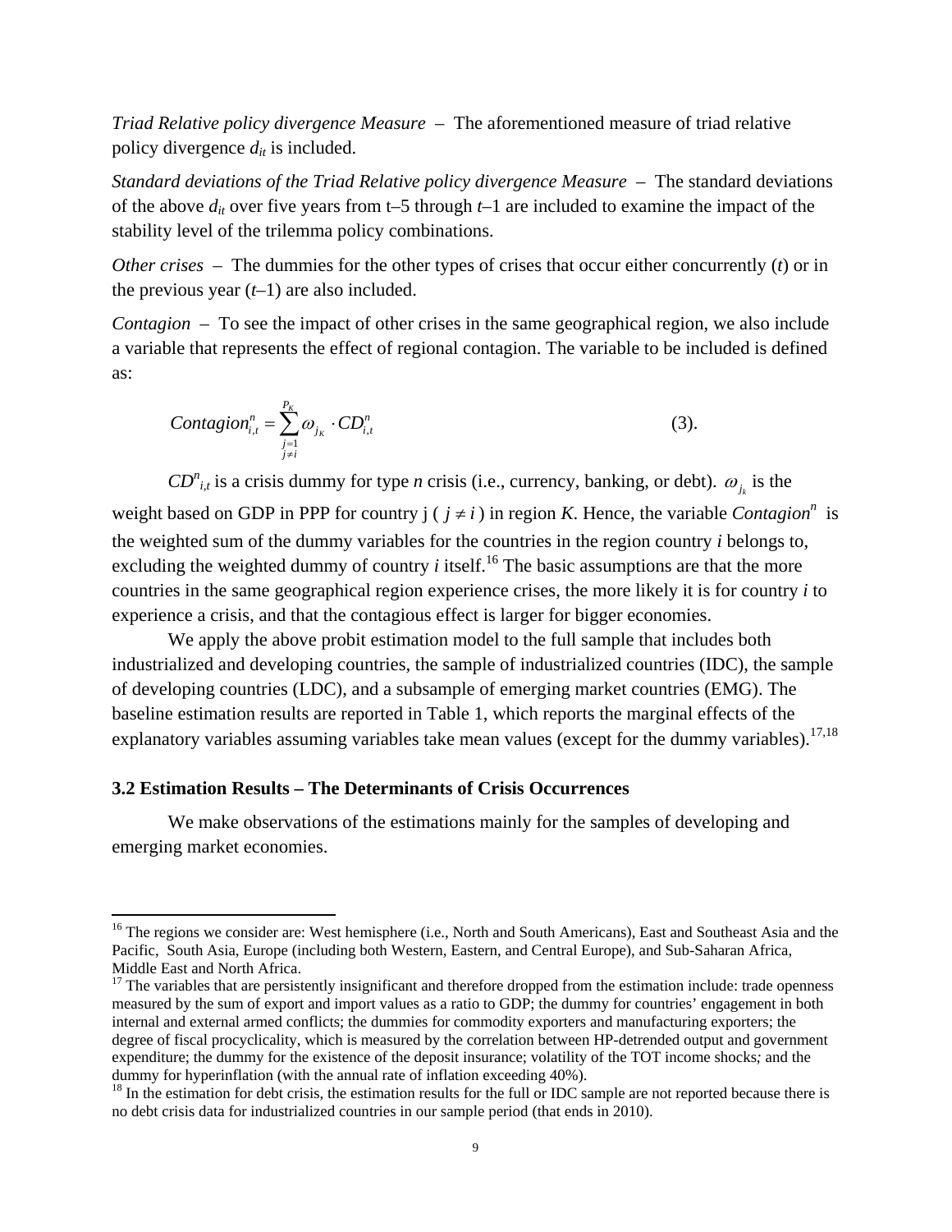*Triad Relative policy divergence Measure* – The aforementioned measure of triad relative policy divergence $d_{it}$ is included.

*Standard deviations of the Triad Relative policy divergence Measure* – The standard deviations of the above $d_{it}$ over five years from t–5 through $t$–1 are included to examine the impact of the stability level of the trilemma policy combinations.

*Other crises* – The dummies for the other types of crises that occur either concurrently ($t$) or in the previous year ($t$–1) are also included.

*Contagion* – To see the impact of other crises in the same geographical region, we also include a variable that represents the effect of regional contagion. The variable to be included is defined as:

$$Contagion_{i,t}^{n} = \sum_{\substack{j=1 \\ j \neq i}}^{P_K} \omega_{j_K} \cdot CD_{i,t}^{n} \qquad (3).$$

$CD^n_{i,t}$ is a crisis dummy for type $n$ crisis (i.e., currency, banking, or debt). $\omega_{j_k}$ is the weight based on GDP in PPP for country j ( $j \neq i$ ) in region $K$. Hence, the variable $Contagion^n$ is the weighted sum of the dummy variables for the countries in the region country $i$ belongs to, excluding the weighted dummy of country $i$ itself.[16] The basic assumptions are that the more countries in the same geographical region experience crises, the more likely it is for country $i$ to experience a crisis, and that the contagious effect is larger for bigger economies.

We apply the above probit estimation model to the full sample that includes both industrialized and developing countries, the sample of industrialized countries (IDC), the sample of developing countries (LDC), and a subsample of emerging market countries (EMG). The baseline estimation results are reported in Table 1, which reports the marginal effects of the explanatory variables assuming variables take mean values (except for the dummy variables).[17,18]

### 3.2 Estimation Results – The Determinants of Crisis Occurrences

We make observations of the estimations mainly for the samples of developing and emerging market economies.

---

[16] The regions we consider are: West hemisphere (i.e., North and South Americans), East and Southeast Asia and the Pacific, South Asia, Europe (including both Western, Eastern, and Central Europe), and Sub-Saharan Africa, Middle East and North Africa.

[17] The variables that are persistently insignificant and therefore dropped from the estimation include: trade openness measured by the sum of export and import values as a ratio to GDP; the dummy for countries' engagement in both internal and external armed conflicts; the dummies for commodity exporters and manufacturing exporters; the degree of fiscal procyclicality, which is measured by the correlation between HP-detrended output and government expenditure; the dummy for the existence of the deposit insurance; volatility of the TOT income shocks; and the dummy for hyperinflation (with the annual rate of inflation exceeding 40%).

[18] In the estimation for debt crisis, the estimation results for the full or IDC sample are not reported because there is no debt crisis data for industrialized countries in our sample period (that ends in 2010).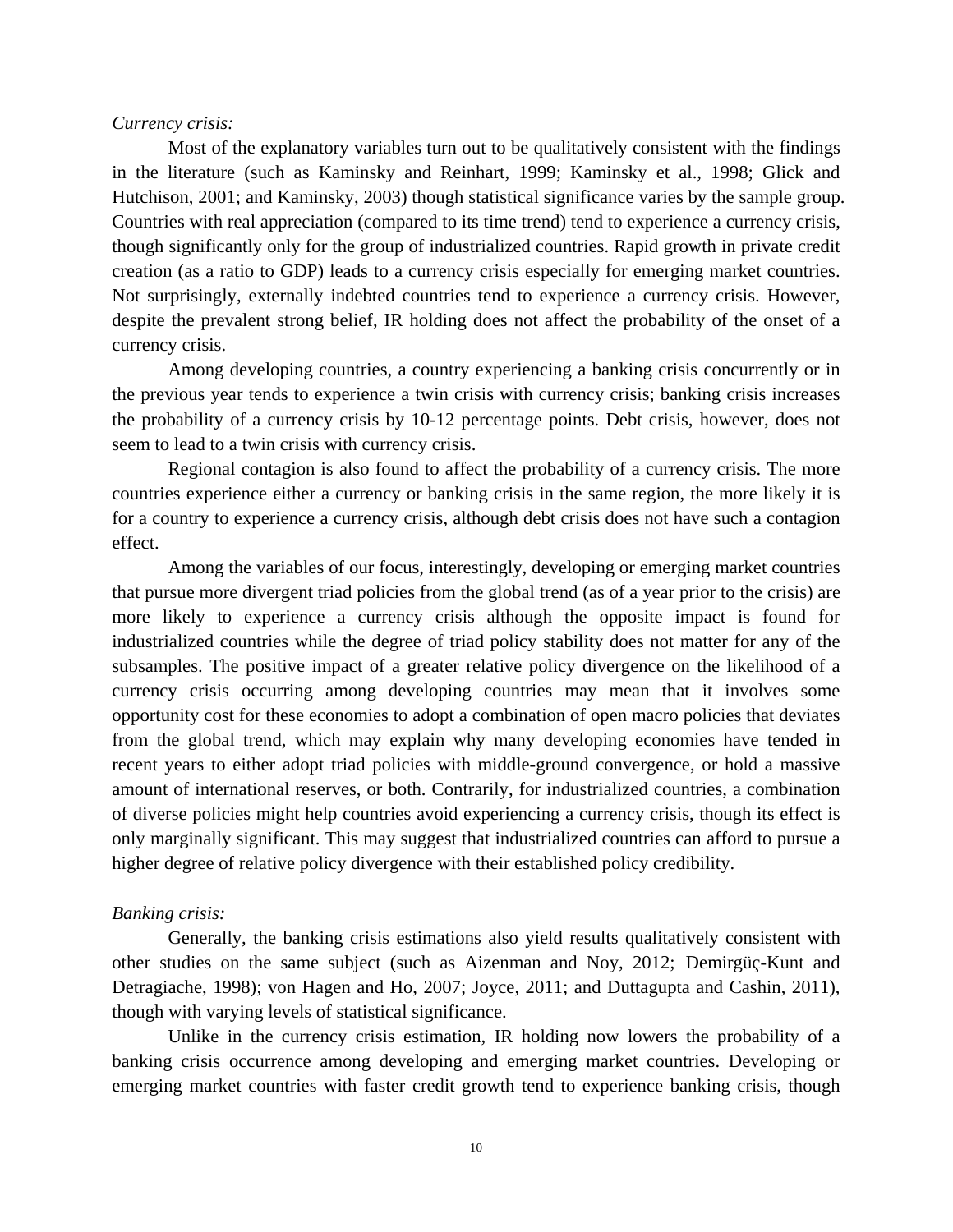*Currency crisis:*

Most of the explanatory variables turn out to be qualitatively consistent with the findings in the literature (such as Kaminsky and Reinhart, 1999; Kaminsky et al., 1998; Glick and Hutchison, 2001; and Kaminsky, 2003) though statistical significance varies by the sample group. Countries with real appreciation (compared to its time trend) tend to experience a currency crisis, though significantly only for the group of industrialized countries. Rapid growth in private credit creation (as a ratio to GDP) leads to a currency crisis especially for emerging market countries. Not surprisingly, externally indebted countries tend to experience a currency crisis. However, despite the prevalent strong belief, IR holding does not affect the probability of the onset of a currency crisis.

Among developing countries, a country experiencing a banking crisis concurrently or in the previous year tends to experience a twin crisis with currency crisis; banking crisis increases the probability of a currency crisis by 10-12 percentage points. Debt crisis, however, does not seem to lead to a twin crisis with currency crisis.

Regional contagion is also found to affect the probability of a currency crisis. The more countries experience either a currency or banking crisis in the same region, the more likely it is for a country to experience a currency crisis, although debt crisis does not have such a contagion effect.

Among the variables of our focus, interestingly, developing or emerging market countries that pursue more divergent triad policies from the global trend (as of a year prior to the crisis) are more likely to experience a currency crisis although the opposite impact is found for industrialized countries while the degree of triad policy stability does not matter for any of the subsamples. The positive impact of a greater relative policy divergence on the likelihood of a currency crisis occurring among developing countries may mean that it involves some opportunity cost for these economies to adopt a combination of open macro policies that deviates from the global trend, which may explain why many developing economies have tended in recent years to either adopt triad policies with middle-ground convergence, or hold a massive amount of international reserves, or both. Contrarily, for industrialized countries, a combination of diverse policies might help countries avoid experiencing a currency crisis, though its effect is only marginally significant. This may suggest that industrialized countries can afford to pursue a higher degree of relative policy divergence with their established policy credibility.

*Banking crisis:*

Generally, the banking crisis estimations also yield results qualitatively consistent with other studies on the same subject (such as Aizenman and Noy, 2012; Demirgüç-Kunt and Detragiache, 1998); von Hagen and Ho, 2007; Joyce, 2011; and Duttagupta and Cashin, 2011), though with varying levels of statistical significance.

Unlike in the currency crisis estimation, IR holding now lowers the probability of a banking crisis occurrence among developing and emerging market countries. Developing or emerging market countries with faster credit growth tend to experience banking crisis, though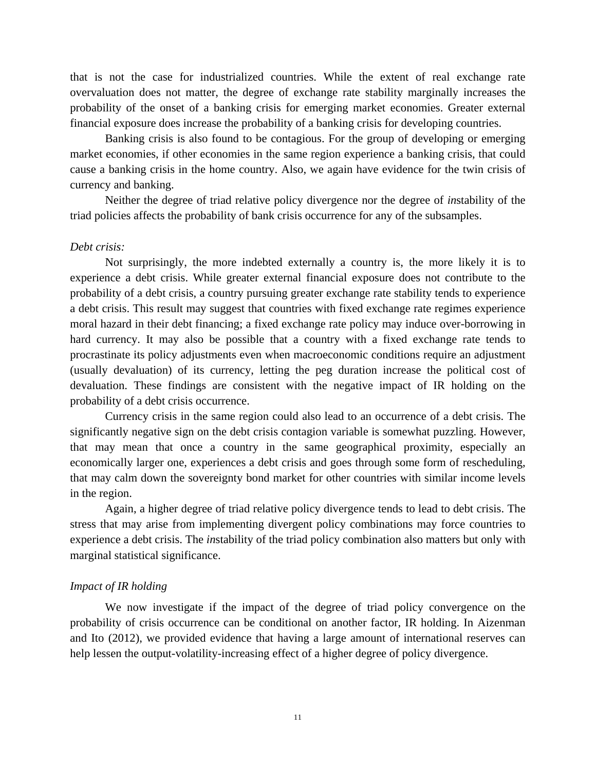that is not the case for industrialized countries. While the extent of real exchange rate overvaluation does not matter, the degree of exchange rate stability marginally increases the probability of the onset of a banking crisis for emerging market economies. Greater external financial exposure does increase the probability of a banking crisis for developing countries.

Banking crisis is also found to be contagious. For the group of developing or emerging market economies, if other economies in the same region experience a banking crisis, that could cause a banking crisis in the home country. Also, we again have evidence for the twin crisis of currency and banking.

Neither the degree of triad relative policy divergence nor the degree of *in*stability of the triad policies affects the probability of bank crisis occurrence for any of the subsamples.

*Debt crisis:*

Not surprisingly, the more indebted externally a country is, the more likely it is to experience a debt crisis. While greater external financial exposure does not contribute to the probability of a debt crisis, a country pursuing greater exchange rate stability tends to experience a debt crisis. This result may suggest that countries with fixed exchange rate regimes experience moral hazard in their debt financing; a fixed exchange rate policy may induce over-borrowing in hard currency. It may also be possible that a country with a fixed exchange rate tends to procrastinate its policy adjustments even when macroeconomic conditions require an adjustment (usually devaluation) of its currency, letting the peg duration increase the political cost of devaluation. These findings are consistent with the negative impact of IR holding on the probability of a debt crisis occurrence.

Currency crisis in the same region could also lead to an occurrence of a debt crisis. The significantly negative sign on the debt crisis contagion variable is somewhat puzzling. However, that may mean that once a country in the same geographical proximity, especially an economically larger one, experiences a debt crisis and goes through some form of rescheduling, that may calm down the sovereignty bond market for other countries with similar income levels in the region.

Again, a higher degree of triad relative policy divergence tends to lead to debt crisis. The stress that may arise from implementing divergent policy combinations may force countries to experience a debt crisis. The *in*stability of the triad policy combination also matters but only with marginal statistical significance.

*Impact of IR holding*

We now investigate if the impact of the degree of triad policy convergence on the probability of crisis occurrence can be conditional on another factor, IR holding. In Aizenman and Ito (2012), we provided evidence that having a large amount of international reserves can help lessen the output-volatility-increasing effect of a higher degree of policy divergence.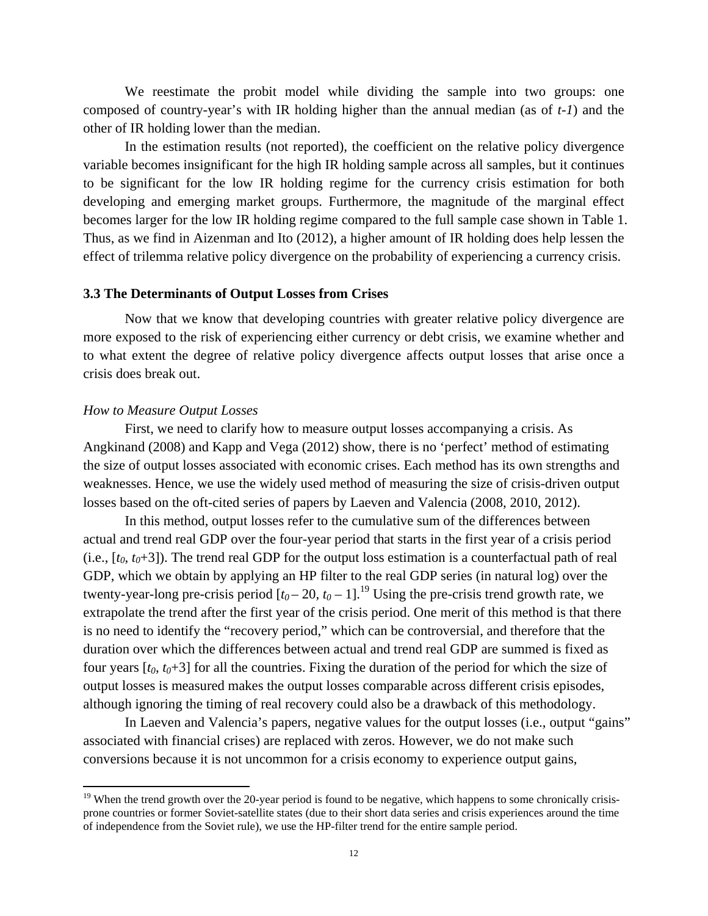We reestimate the probit model while dividing the sample into two groups: one composed of country-year's with IR holding higher than the annual median (as of $t$-$1$) and the other of IR holding lower than the median.

In the estimation results (not reported), the coefficient on the relative policy divergence variable becomes insignificant for the high IR holding sample across all samples, but it continues to be significant for the low IR holding regime for the currency crisis estimation for both developing and emerging market groups. Furthermore, the magnitude of the marginal effect becomes larger for the low IR holding regime compared to the full sample case shown in Table 1. Thus, as we find in Aizenman and Ito (2012), a higher amount of IR holding does help lessen the effect of trilemma relative policy divergence on the probability of experiencing a currency crisis.

### 3.3 The Determinants of Output Losses from Crises

Now that we know that developing countries with greater relative policy divergence are more exposed to the risk of experiencing either currency or debt crisis, we examine whether and to what extent the degree of relative policy divergence affects output losses that arise once a crisis does break out.

*How to Measure Output Losses*

First, we need to clarify how to measure output losses accompanying a crisis. As Angkinand (2008) and Kapp and Vega (2012) show, there is no 'perfect' method of estimating the size of output losses associated with economic crises. Each method has its own strengths and weaknesses. Hence, we use the widely used method of measuring the size of crisis-driven output losses based on the oft-cited series of papers by Laeven and Valencia (2008, 2010, 2012).

In this method, output losses refer to the cumulative sum of the differences between actual and trend real GDP over the four-year period that starts in the first year of a crisis period (i.e., $[t_0, t_0+3]$). The trend real GDP for the output loss estimation is a counterfactual path of real GDP, which we obtain by applying an HP filter to the real GDP series (in natural log) over the twenty-year-long pre-crisis period $[t_0 - 20, t_0 - 1]$.[19] Using the pre-crisis trend growth rate, we extrapolate the trend after the first year of the crisis period. One merit of this method is that there is no need to identify the "recovery period," which can be controversial, and therefore that the duration over which the differences between actual and trend real GDP are summed is fixed as four years $[t_0, t_0+3]$ for all the countries. Fixing the duration of the period for which the size of output losses is measured makes the output losses comparable across different crisis episodes, although ignoring the timing of real recovery could also be a drawback of this methodology.

In Laeven and Valencia's papers, negative values for the output losses (i.e., output "gains" associated with financial crises) are replaced with zeros. However, we do not make such conversions because it is not uncommon for a crisis economy to experience output gains,

[19] When the trend growth over the 20-year period is found to be negative, which happens to some chronically crisis-prone countries or former Soviet-satellite states (due to their short data series and crisis experiences around the time of independence from the Soviet rule), we use the HP-filter trend for the entire sample period.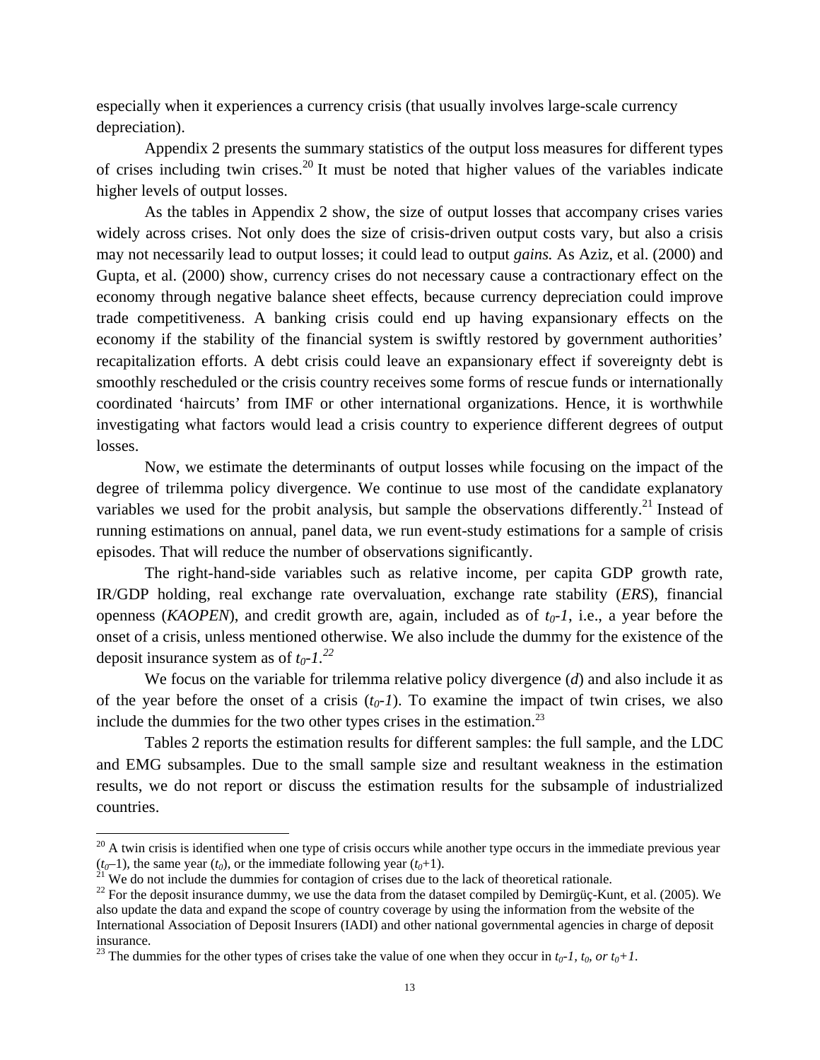especially when it experiences a currency crisis (that usually involves large-scale currency depreciation).

Appendix 2 presents the summary statistics of the output loss measures for different types of crises including twin crises.[20] It must be noted that higher values of the variables indicate higher levels of output losses.

As the tables in Appendix 2 show, the size of output losses that accompany crises varies widely across crises. Not only does the size of crisis-driven output costs vary, but also a crisis may not necessarily lead to output losses; it could lead to output *gains.* As Aziz, et al. (2000) and Gupta, et al. (2000) show, currency crises do not necessary cause a contractionary effect on the economy through negative balance sheet effects, because currency depreciation could improve trade competitiveness. A banking crisis could end up having expansionary effects on the economy if the stability of the financial system is swiftly restored by government authorities' recapitalization efforts. A debt crisis could leave an expansionary effect if sovereignty debt is smoothly rescheduled or the crisis country receives some forms of rescue funds or internationally coordinated 'haircuts' from IMF or other international organizations. Hence, it is worthwhile investigating what factors would lead a crisis country to experience different degrees of output losses.

Now, we estimate the determinants of output losses while focusing on the impact of the degree of trilemma policy divergence. We continue to use most of the candidate explanatory variables we used for the probit analysis, but sample the observations differently.[21] Instead of running estimations on annual, panel data, we run event-study estimations for a sample of crisis episodes. That will reduce the number of observations significantly.

The right-hand-side variables such as relative income, per capita GDP growth rate, IR/GDP holding, real exchange rate overvaluation, exchange rate stability (*ERS*), financial openness (*KAOPEN*), and credit growth are, again, included as of $t_0$-*1*, i.e., a year before the onset of a crisis, unless mentioned otherwise. We also include the dummy for the existence of the deposit insurance system as of $t_0$-*1*.[22]

We focus on the variable for trilemma relative policy divergence (*d*) and also include it as of the year before the onset of a crisis ($t_0$-*1*). To examine the impact of twin crises, we also include the dummies for the two other types crises in the estimation.[23]

Tables 2 reports the estimation results for different samples: the full sample, and the LDC and EMG subsamples. Due to the small sample size and resultant weakness in the estimation results, we do not report or discuss the estimation results for the subsample of industrialized countries.

---

[20] A twin crisis is identified when one type of crisis occurs while another type occurs in the immediate previous year ($t_0$–1), the same year ($t_0$), or the immediate following year ($t_0$+1).

[21] We do not include the dummies for contagion of crises due to the lack of theoretical rationale.

[22] For the deposit insurance dummy, we use the data from the dataset compiled by Demirgüç-Kunt, et al. (2005). We also update the data and expand the scope of country coverage by using the information from the website of the International Association of Deposit Insurers (IADI) and other national governmental agencies in charge of deposit insurance.

[23] The dummies for the other types of crises take the value of one when they occur in $t_0$-*1*, $t_0$, *or* $t_0$+*1*.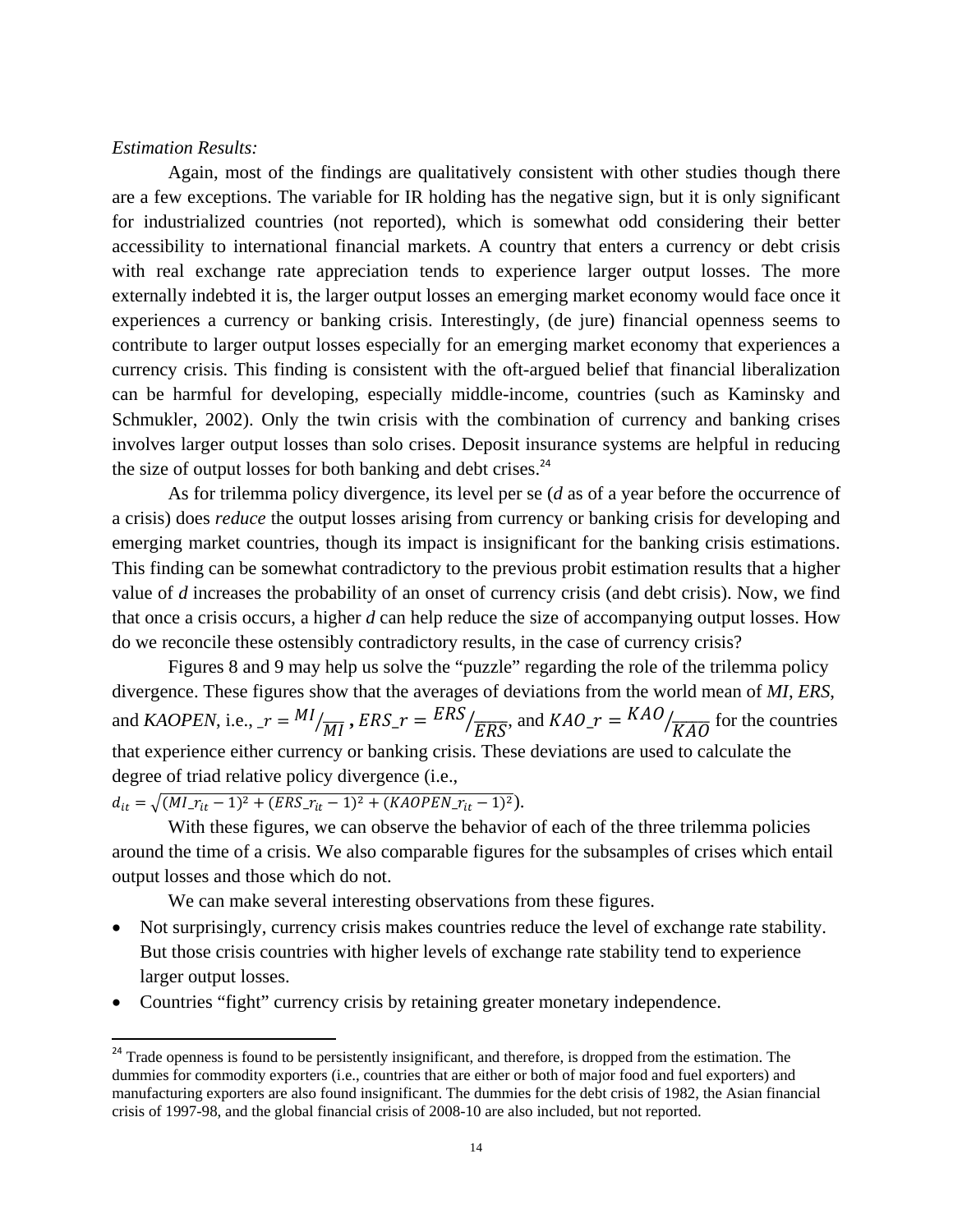*Estimation Results:*

Again, most of the findings are qualitatively consistent with other studies though there are a few exceptions. The variable for IR holding has the negative sign, but it is only significant for industrialized countries (not reported), which is somewhat odd considering their better accessibility to international financial markets. A country that enters a currency or debt crisis with real exchange rate appreciation tends to experience larger output losses. The more externally indebted it is, the larger output losses an emerging market economy would face once it experiences a currency or banking crisis. Interestingly, (de jure) financial openness seems to contribute to larger output losses especially for an emerging market economy that experiences a currency crisis. This finding is consistent with the oft-argued belief that financial liberalization can be harmful for developing, especially middle-income, countries (such as Kaminsky and Schmukler, 2002). Only the twin crisis with the combination of currency and banking crises involves larger output losses than solo crises. Deposit insurance systems are helpful in reducing the size of output losses for both banking and debt crises.[24]

As for trilemma policy divergence, its level per se (*d* as of a year before the occurrence of a crisis) does *reduce* the output losses arising from currency or banking crisis for developing and emerging market countries, though its impact is insignificant for the banking crisis estimations. This finding can be somewhat contradictory to the previous probit estimation results that a higher value of *d* increases the probability of an onset of currency crisis (and debt crisis). Now, we find that once a crisis occurs, a higher *d* can help reduce the size of accompanying output losses. How do we reconcile these ostensibly contradictory results, in the case of currency crisis?

Figures 8 and 9 may help us solve the "puzzle" regarding the role of the trilemma policy divergence. These figures show that the averages of deviations from the world mean of *MI*, *ERS*, and *KAOPEN*, i.e., $\_r = MI/\overline{MI}$ , $ERS\_r = ERS/\overline{ERS}$, and $KAO\_r = KAO/\overline{KAO}$ for the countries that experience either currency or banking crisis. These deviations are used to calculate the degree of triad relative policy divergence (i.e., $d_{it} = \sqrt{(MI\_r_{it} - 1)^2 + (ERS\_r_{it} - 1)^2 + (KAOPEN\_r_{it} - 1)^2}$).

With these figures, we can observe the behavior of each of the three trilemma policies around the time of a crisis. We also comparable figures for the subsamples of crises which entail output losses and those which do not.

We can make several interesting observations from these figures.

- Not surprisingly, currency crisis makes countries reduce the level of exchange rate stability. But those crisis countries with higher levels of exchange rate stability tend to experience larger output losses.
- Countries "fight" currency crisis by retaining greater monetary independence.

[24] Trade openness is found to be persistently insignificant, and therefore, is dropped from the estimation. The dummies for commodity exporters (i.e., countries that are either or both of major food and fuel exporters) and manufacturing exporters are also found insignificant. The dummies for the debt crisis of 1982, the Asian financial crisis of 1997-98, and the global financial crisis of 2008-10 are also included, but not reported.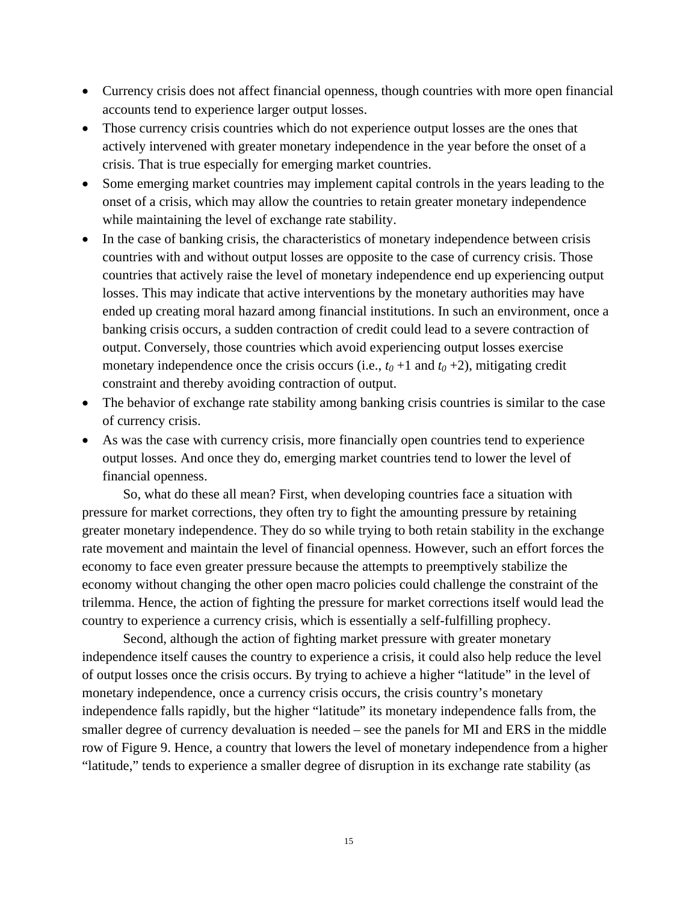- Currency crisis does not affect financial openness, though countries with more open financial accounts tend to experience larger output losses.
- Those currency crisis countries which do not experience output losses are the ones that actively intervened with greater monetary independence in the year before the onset of a crisis. That is true especially for emerging market countries.
- Some emerging market countries may implement capital controls in the years leading to the onset of a crisis, which may allow the countries to retain greater monetary independence while maintaining the level of exchange rate stability.
- In the case of banking crisis, the characteristics of monetary independence between crisis countries with and without output losses are opposite to the case of currency crisis. Those countries that actively raise the level of monetary independence end up experiencing output losses. This may indicate that active interventions by the monetary authorities may have ended up creating moral hazard among financial institutions. In such an environment, once a banking crisis occurs, a sudden contraction of credit could lead to a severe contraction of output. Conversely, those countries which avoid experiencing output losses exercise monetary independence once the crisis occurs (i.e., $t_0 + 1$ and $t_0 + 2$), mitigating credit constraint and thereby avoiding contraction of output.
- The behavior of exchange rate stability among banking crisis countries is similar to the case of currency crisis.
- As was the case with currency crisis, more financially open countries tend to experience output losses. And once they do, emerging market countries tend to lower the level of financial openness.

So, what do these all mean? First, when developing countries face a situation with pressure for market corrections, they often try to fight the amounting pressure by retaining greater monetary independence. They do so while trying to both retain stability in the exchange rate movement and maintain the level of financial openness. However, such an effort forces the economy to face even greater pressure because the attempts to preemptively stabilize the economy without changing the other open macro policies could challenge the constraint of the trilemma. Hence, the action of fighting the pressure for market corrections itself would lead the country to experience a currency crisis, which is essentially a self-fulfilling prophecy.

Second, although the action of fighting market pressure with greater monetary independence itself causes the country to experience a crisis, it could also help reduce the level of output losses once the crisis occurs. By trying to achieve a higher "latitude" in the level of monetary independence, once a currency crisis occurs, the crisis country's monetary independence falls rapidly, but the higher "latitude" its monetary independence falls from, the smaller degree of currency devaluation is needed – see the panels for MI and ERS in the middle row of Figure 9. Hence, a country that lowers the level of monetary independence from a higher "latitude," tends to experience a smaller degree of disruption in its exchange rate stability (as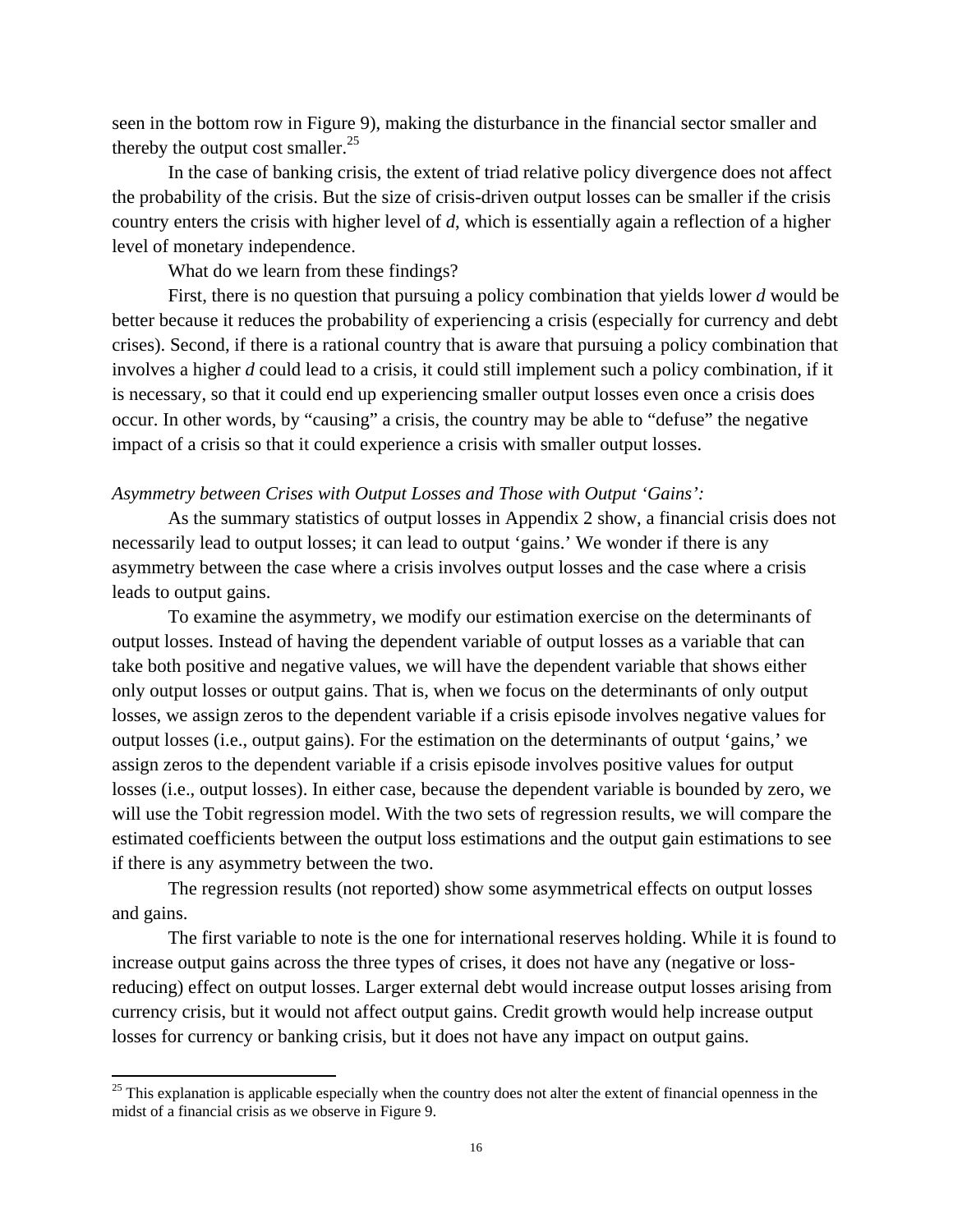seen in the bottom row in Figure 9), making the disturbance in the financial sector smaller and thereby the output cost smaller.[25]

In the case of banking crisis, the extent of triad relative policy divergence does not affect the probability of the crisis. But the size of crisis-driven output losses can be smaller if the crisis country enters the crisis with higher level of *d*, which is essentially again a reflection of a higher level of monetary independence.

What do we learn from these findings?

First, there is no question that pursuing a policy combination that yields lower *d* would be better because it reduces the probability of experiencing a crisis (especially for currency and debt crises). Second, if there is a rational country that is aware that pursuing a policy combination that involves a higher *d* could lead to a crisis, it could still implement such a policy combination, if it is necessary, so that it could end up experiencing smaller output losses even once a crisis does occur. In other words, by "causing" a crisis, the country may be able to "defuse" the negative impact of a crisis so that it could experience a crisis with smaller output losses.

*Asymmetry between Crises with Output Losses and Those with Output 'Gains':*

As the summary statistics of output losses in Appendix 2 show, a financial crisis does not necessarily lead to output losses; it can lead to output 'gains.' We wonder if there is any asymmetry between the case where a crisis involves output losses and the case where a crisis leads to output gains.

To examine the asymmetry, we modify our estimation exercise on the determinants of output losses. Instead of having the dependent variable of output losses as a variable that can take both positive and negative values, we will have the dependent variable that shows either only output losses or output gains. That is, when we focus on the determinants of only output losses, we assign zeros to the dependent variable if a crisis episode involves negative values for output losses (i.e., output gains). For the estimation on the determinants of output 'gains,' we assign zeros to the dependent variable if a crisis episode involves positive values for output losses (i.e., output losses). In either case, because the dependent variable is bounded by zero, we will use the Tobit regression model. With the two sets of regression results, we will compare the estimated coefficients between the output loss estimations and the output gain estimations to see if there is any asymmetry between the two.

The regression results (not reported) show some asymmetrical effects on output losses and gains.

The first variable to note is the one for international reserves holding. While it is found to increase output gains across the three types of crises, it does not have any (negative or loss-reducing) effect on output losses. Larger external debt would increase output losses arising from currency crisis, but it would not affect output gains. Credit growth would help increase output losses for currency or banking crisis, but it does not have any impact on output gains.

---

[25] This explanation is applicable especially when the country does not alter the extent of financial openness in the midst of a financial crisis as we observe in Figure 9.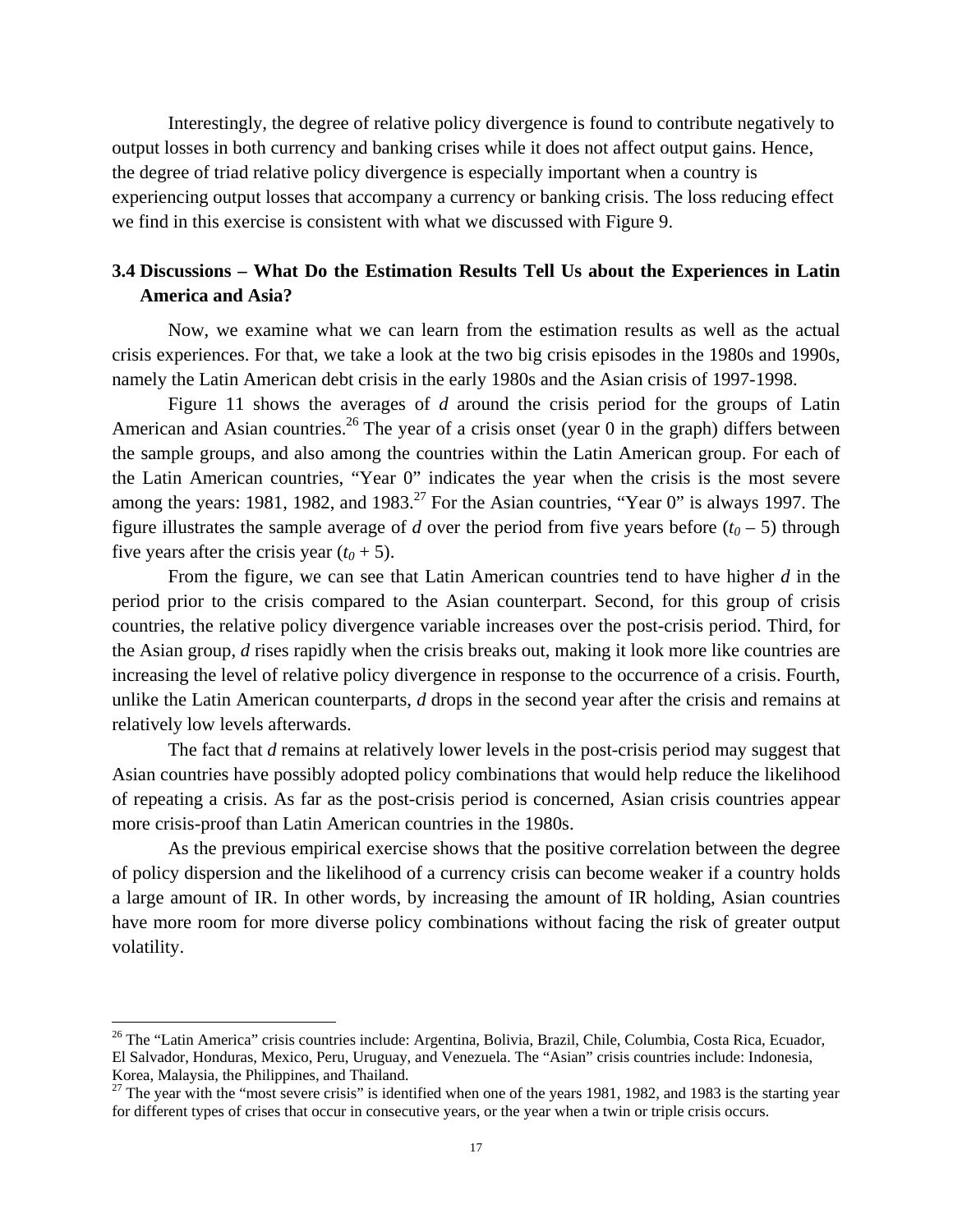Interestingly, the degree of relative policy divergence is found to contribute negatively to output losses in both currency and banking crises while it does not affect output gains. Hence, the degree of triad relative policy divergence is especially important when a country is experiencing output losses that accompany a currency or banking crisis. The loss reducing effect we find in this exercise is consistent with what we discussed with Figure 9.

### 3.4 Discussions – What Do the Estimation Results Tell Us about the Experiences in Latin America and Asia?

Now, we examine what we can learn from the estimation results as well as the actual crisis experiences. For that, we take a look at the two big crisis episodes in the 1980s and 1990s, namely the Latin American debt crisis in the early 1980s and the Asian crisis of 1997-1998.

Figure 11 shows the averages of *d* around the crisis period for the groups of Latin American and Asian countries.[26] The year of a crisis onset (year 0 in the graph) differs between the sample groups, and also among the countries within the Latin American group. For each of the Latin American countries, "Year 0" indicates the year when the crisis is the most severe among the years: 1981, 1982, and 1983.[27] For the Asian countries, "Year 0" is always 1997. The figure illustrates the sample average of *d* over the period from five years before ($t_0 - 5$) through five years after the crisis year ($t_0 + 5$).

From the figure, we can see that Latin American countries tend to have higher *d* in the period prior to the crisis compared to the Asian counterpart. Second, for this group of crisis countries, the relative policy divergence variable increases over the post-crisis period. Third, for the Asian group, *d* rises rapidly when the crisis breaks out, making it look more like countries are increasing the level of relative policy divergence in response to the occurrence of a crisis. Fourth, unlike the Latin American counterparts, *d* drops in the second year after the crisis and remains at relatively low levels afterwards.

The fact that *d* remains at relatively lower levels in the post-crisis period may suggest that Asian countries have possibly adopted policy combinations that would help reduce the likelihood of repeating a crisis. As far as the post-crisis period is concerned, Asian crisis countries appear more crisis-proof than Latin American countries in the 1980s.

As the previous empirical exercise shows that the positive correlation between the degree of policy dispersion and the likelihood of a currency crisis can become weaker if a country holds a large amount of IR. In other words, by increasing the amount of IR holding, Asian countries have more room for more diverse policy combinations without facing the risk of greater output volatility.

---

[26] The "Latin America" crisis countries include: Argentina, Bolivia, Brazil, Chile, Columbia, Costa Rica, Ecuador, El Salvador, Honduras, Mexico, Peru, Uruguay, and Venezuela. The "Asian" crisis countries include: Indonesia, Korea, Malaysia, the Philippines, and Thailand.

[27] The year with the "most severe crisis" is identified when one of the years 1981, 1982, and 1983 is the starting year for different types of crises that occur in consecutive years, or the year when a twin or triple crisis occurs.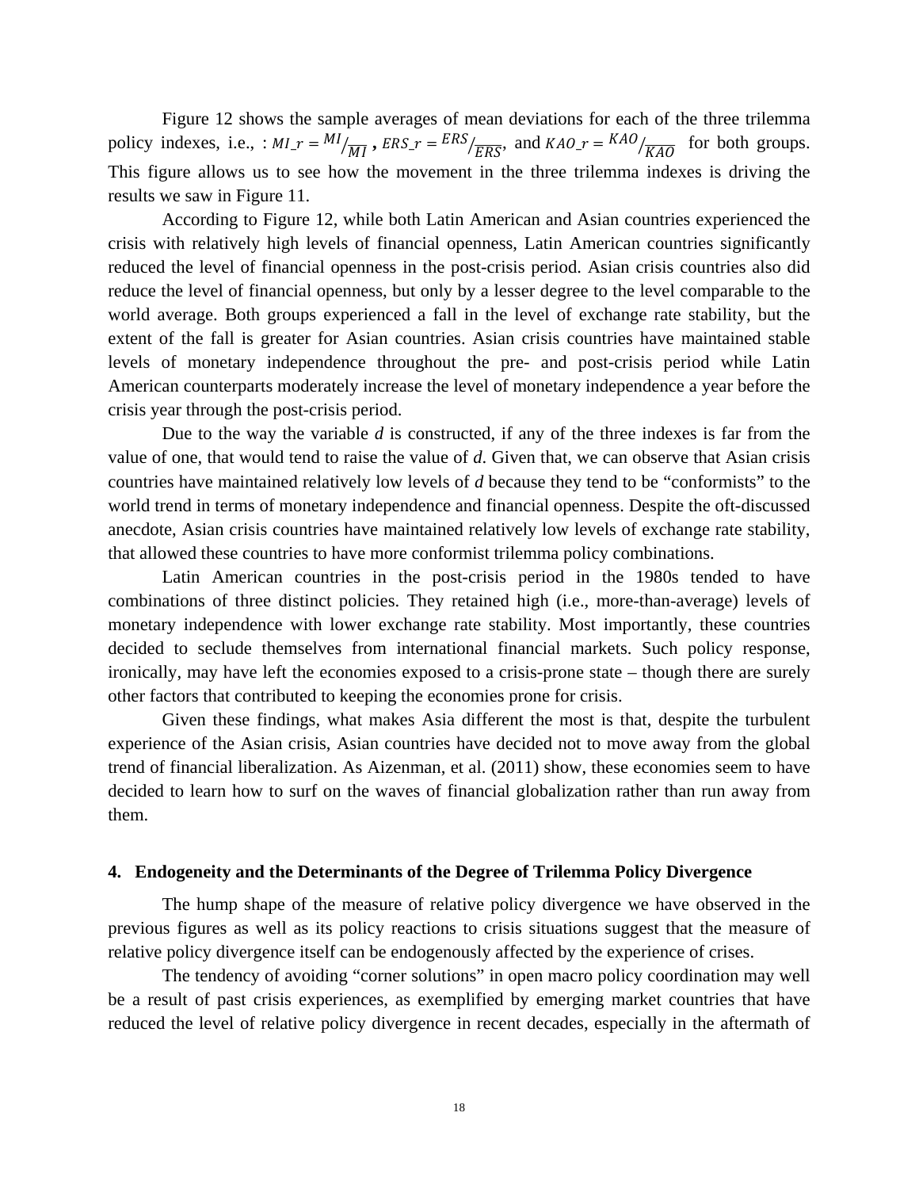Figure 12 shows the sample averages of mean deviations for each of the three trilemma policy indexes, i.e., : $MI\_r = MI/\overline{MI}$ , $ERS\_r = ERS/\overline{ERS}$, and $KAO\_r = KAO/\overline{KAO}$ for both groups. This figure allows us to see how the movement in the three trilemma indexes is driving the results we saw in Figure 11.

According to Figure 12, while both Latin American and Asian countries experienced the crisis with relatively high levels of financial openness, Latin American countries significantly reduced the level of financial openness in the post-crisis period. Asian crisis countries also did reduce the level of financial openness, but only by a lesser degree to the level comparable to the world average. Both groups experienced a fall in the level of exchange rate stability, but the extent of the fall is greater for Asian countries. Asian crisis countries have maintained stable levels of monetary independence throughout the pre- and post-crisis period while Latin American counterparts moderately increase the level of monetary independence a year before the crisis year through the post-crisis period.

Due to the way the variable *d* is constructed, if any of the three indexes is far from the value of one, that would tend to raise the value of *d*. Given that, we can observe that Asian crisis countries have maintained relatively low levels of *d* because they tend to be "conformists" to the world trend in terms of monetary independence and financial openness. Despite the oft-discussed anecdote, Asian crisis countries have maintained relatively low levels of exchange rate stability, that allowed these countries to have more conformist trilemma policy combinations.

Latin American countries in the post-crisis period in the 1980s tended to have combinations of three distinct policies. They retained high (i.e., more-than-average) levels of monetary independence with lower exchange rate stability. Most importantly, these countries decided to seclude themselves from international financial markets. Such policy response, ironically, may have left the economies exposed to a crisis-prone state – though there are surely other factors that contributed to keeping the economies prone for crisis.

Given these findings, what makes Asia different the most is that, despite the turbulent experience of the Asian crisis, Asian countries have decided not to move away from the global trend of financial liberalization. As Aizenman, et al. (2011) show, these economies seem to have decided to learn how to surf on the waves of financial globalization rather than run away from them.

## 4. Endogeneity and the Determinants of the Degree of Trilemma Policy Divergence

The hump shape of the measure of relative policy divergence we have observed in the previous figures as well as its policy reactions to crisis situations suggest that the measure of relative policy divergence itself can be endogenously affected by the experience of crises.

The tendency of avoiding "corner solutions" in open macro policy coordination may well be a result of past crisis experiences, as exemplified by emerging market countries that have reduced the level of relative policy divergence in recent decades, especially in the aftermath of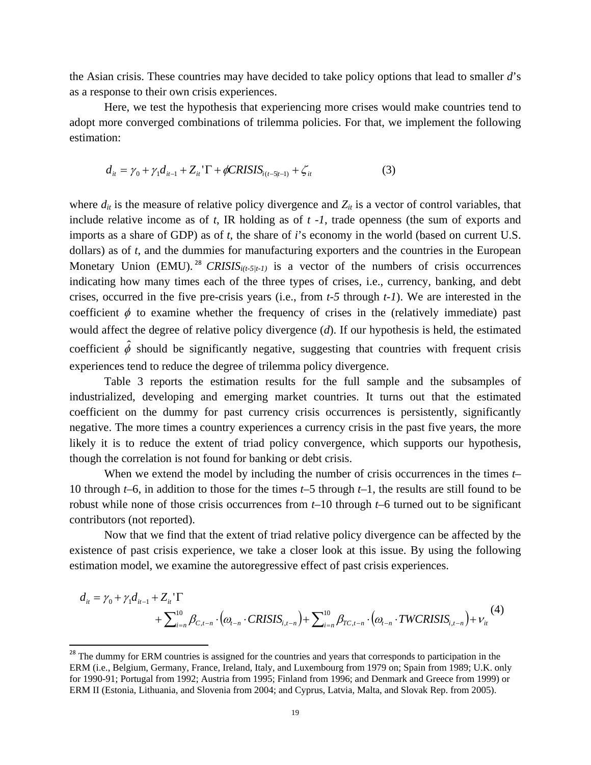the Asian crisis. These countries may have decided to take policy options that lead to smaller *d*'s as a response to their own crisis experiences.

Here, we test the hypothesis that experiencing more crises would make countries tend to adopt more converged combinations of trilemma policies. For that, we implement the following estimation:

$$d_{it} = \gamma_0 + \gamma_1 d_{it-1} + Z_{it}'\Gamma + \phi CRISIS_{i(t-5|t-1)} + \zeta_{it} \qquad (3)$$

where $d_{it}$ is the measure of relative policy divergence and $Z_{it}$ is a vector of control variables, that include relative income as of *t*, IR holding as of *t -1*, trade openness (the sum of exports and imports as a share of GDP) as of *t*, the share of *i*'s economy in the world (based on current U.S. dollars) as of *t*, and the dummies for manufacturing exporters and the countries in the European Monetary Union (EMU).[28] $CRISIS_{i(t-5|t-1)}$ is a vector of the numbers of crisis occurrences indicating how many times each of the three types of crises, i.e., currency, banking, and debt crises, occurred in the five pre-crisis years (i.e., from *t-5* through *t-1*). We are interested in the coefficient $\phi$ to examine whether the frequency of crises in the (relatively immediate) past would affect the degree of relative policy divergence (*d*). If our hypothesis is held, the estimated coefficient $\hat{\phi}$ should be significantly negative, suggesting that countries with frequent crisis experiences tend to reduce the degree of trilemma policy divergence.

Table 3 reports the estimation results for the full sample and the subsamples of industrialized, developing and emerging market countries. It turns out that the estimated coefficient on the dummy for past currency crisis occurrences is persistently, significantly negative. The more times a country experiences a currency crisis in the past five years, the more likely it is to reduce the extent of triad policy convergence, which supports our hypothesis, though the correlation is not found for banking or debt crisis.

When we extend the model by including the number of crisis occurrences in the times *t*–10 through *t*–6, in addition to those for the times *t*–5 through *t*–1, the results are still found to be robust while none of those crisis occurrences from *t*–10 through *t*–6 turned out to be significant contributors (not reported).

Now that we find that the extent of triad relative policy divergence can be affected by the existence of past crisis experience, we take a closer look at this issue. By using the following estimation model, we examine the autoregressive effect of past crisis experiences.

$$d_{it} = \gamma_0 + \gamma_1 d_{it-1} + Z_{it}'\Gamma + \sum_{i=n}^{10} \beta_{C,t-n} \cdot \left(\omega_{t-n} \cdot CRISIS_{i,t-n}\right) + \sum_{i=n}^{10} \beta_{TC,t-n} \cdot \left(\omega_{t-n} \cdot TWCRISIS_{i,t-n}\right) + \nu_{it} \qquad (4)$$

[28] The dummy for ERM countries is assigned for the countries and years that corresponds to participation in the ERM (i.e., Belgium, Germany, France, Ireland, Italy, and Luxembourg from 1979 on; Spain from 1989; U.K. only for 1990-91; Portugal from 1992; Austria from 1995; Finland from 1996; and Denmark and Greece from 1999) or ERM II (Estonia, Lithuania, and Slovenia from 2004; and Cyprus, Latvia, Malta, and Slovak Rep. from 2005).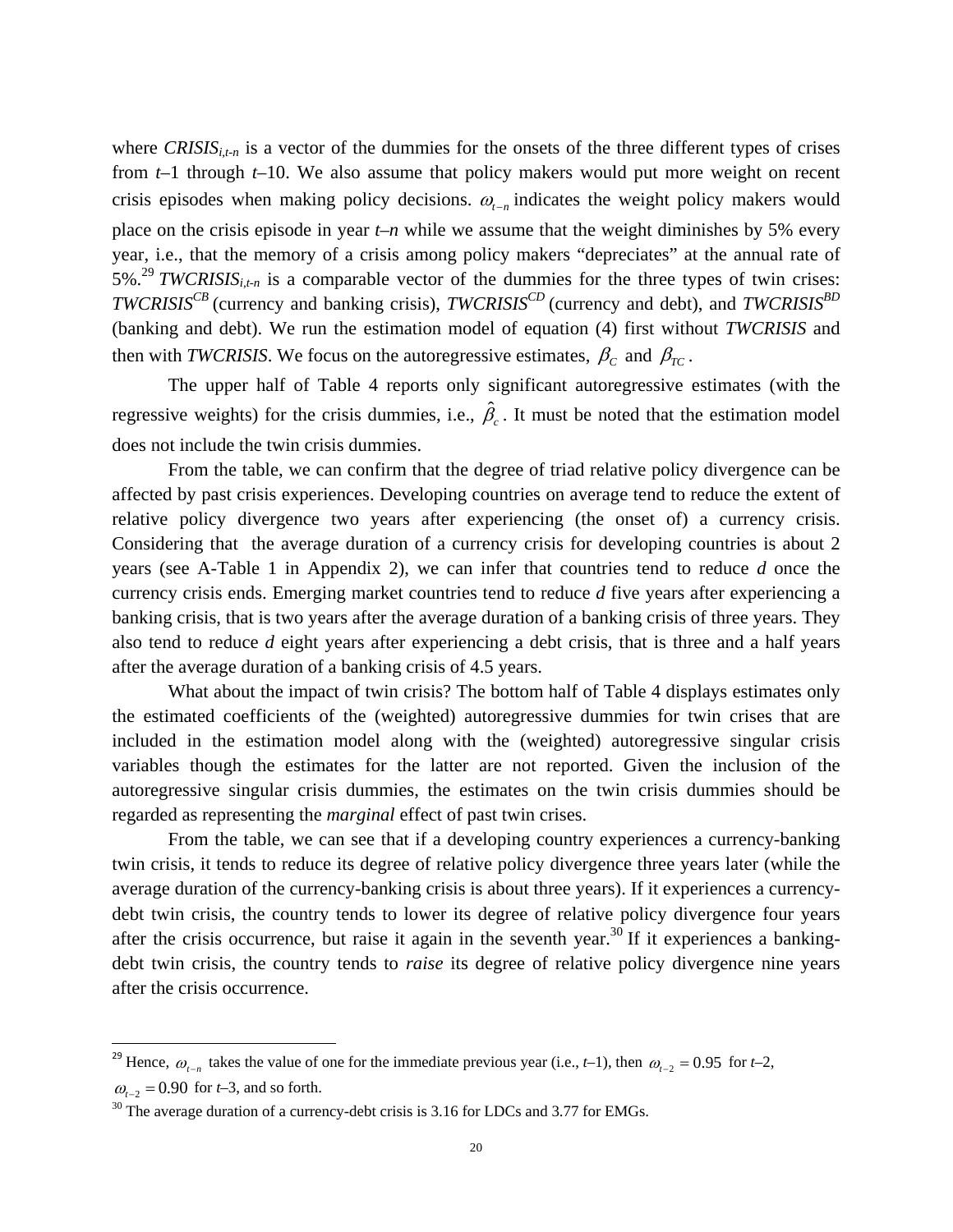where $CRISIS_{i,t\text{-}n}$ is a vector of the dummies for the onsets of the three different types of crises from $t$–1 through $t$–10. We also assume that policy makers would put more weight on recent crisis episodes when making policy decisions. $\omega_{t-n}$ indicates the weight policy makers would place on the crisis episode in year $t$–$n$ while we assume that the weight diminishes by 5% every year, i.e., that the memory of a crisis among policy makers "depreciates" at the annual rate of 5%.[29] $TWCRISIS_{i,t\text{-}n}$ is a comparable vector of the dummies for the three types of twin crises: $TWCRISIS^{CB}$ (currency and banking crisis), $TWCRISIS^{CD}$ (currency and debt), and $TWCRISIS^{BD}$ (banking and debt). We run the estimation model of equation (4) first without *TWCRISIS* and then with *TWCRISIS*. We focus on the autoregressive estimates, $\beta_C$ and $\beta_{TC}$.

The upper half of Table 4 reports only significant autoregressive estimates (with the regressive weights) for the crisis dummies, i.e., $\hat{\beta}_c$. It must be noted that the estimation model does not include the twin crisis dummies.

From the table, we can confirm that the degree of triad relative policy divergence can be affected by past crisis experiences. Developing countries on average tend to reduce the extent of relative policy divergence two years after experiencing (the onset of) a currency crisis. Considering that the average duration of a currency crisis for developing countries is about 2 years (see A-Table 1 in Appendix 2), we can infer that countries tend to reduce *d* once the currency crisis ends. Emerging market countries tend to reduce *d* five years after experiencing a banking crisis, that is two years after the average duration of a banking crisis of three years. They also tend to reduce *d* eight years after experiencing a debt crisis, that is three and a half years after the average duration of a banking crisis of 4.5 years.

What about the impact of twin crisis? The bottom half of Table 4 displays estimates only the estimated coefficients of the (weighted) autoregressive dummies for twin crises that are included in the estimation model along with the (weighted) autoregressive singular crisis variables though the estimates for the latter are not reported. Given the inclusion of the autoregressive singular crisis dummies, the estimates on the twin crisis dummies should be regarded as representing the *marginal* effect of past twin crises.

From the table, we can see that if a developing country experiences a currency-banking twin crisis, it tends to reduce its degree of relative policy divergence three years later (while the average duration of the currency-banking crisis is about three years). If it experiences a currency-debt twin crisis, the country tends to lower its degree of relative policy divergence four years after the crisis occurrence, but raise it again in the seventh year.[30] If it experiences a banking-debt twin crisis, the country tends to *raise* its degree of relative policy divergence nine years after the crisis occurrence.

---

[29] Hence, $\omega_{t-n}$ takes the value of one for the immediate previous year (i.e., $t$–1), then $\omega_{t-2} = 0.95$ for $t$–2, $\omega_{t-2} = 0.90$ for $t$–3, and so forth.

[30] The average duration of a currency-debt crisis is 3.16 for LDCs and 3.77 for EMGs.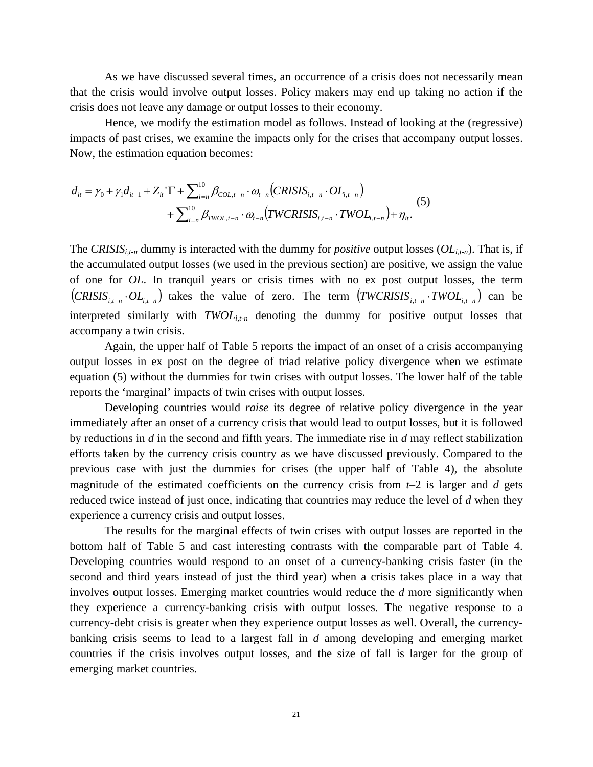As we have discussed several times, an occurrence of a crisis does not necessarily mean that the crisis would involve output losses. Policy makers may end up taking no action if the crisis does not leave any damage or output losses to their economy.

Hence, we modify the estimation model as follows. Instead of looking at the (regressive) impacts of past crises, we examine the impacts only for the crises that accompany output losses. Now, the estimation equation becomes:

$$
\begin{aligned}
d_{it} = \gamma_0 + \gamma_1 d_{it-1} + Z_{it}'\Gamma + \sum_{i=n}^{10} \beta_{COL,t-n} \cdot \omega_{t-n}\left(CRISIS_{i,t-n} \cdot OL_{i,t-n}\right) \\
+ \sum_{i=n}^{10} \beta_{TWOL,t-n} \cdot \omega_{t-n}\left(TWCRISIS_{i,t-n} \cdot TWOL_{i,t-n}\right) + \eta_{it}.
\end{aligned}
\tag{5}
$$

The $CRISIS_{i,t-n}$ dummy is interacted with the dummy for *positive* output losses ($OL_{i,t-n}$). That is, if the accumulated output losses (we used in the previous section) are positive, we assign the value of one for $OL$. In tranquil years or crisis times with no ex post output losses, the term $\left(CRISIS_{i,t-n} \cdot OL_{i,t-n}\right)$ takes the value of zero. The term $\left(TWCRISIS_{i,t-n} \cdot TWOL_{i,t-n}\right)$ can be interpreted similarly with $TWOL_{i,t-n}$ denoting the dummy for positive output losses that accompany a twin crisis.

Again, the upper half of Table 5 reports the impact of an onset of a crisis accompanying output losses in ex post on the degree of triad relative policy divergence when we estimate equation (5) without the dummies for twin crises with output losses. The lower half of the table reports the 'marginal' impacts of twin crises with output losses.

Developing countries would *raise* its degree of relative policy divergence in the year immediately after an onset of a currency crisis that would lead to output losses, but it is followed by reductions in $d$ in the second and fifth years. The immediate rise in $d$ may reflect stabilization efforts taken by the currency crisis country as we have discussed previously. Compared to the previous case with just the dummies for crises (the upper half of Table 4), the absolute magnitude of the estimated coefficients on the currency crisis from $t$–2 is larger and $d$ gets reduced twice instead of just once, indicating that countries may reduce the level of $d$ when they experience a currency crisis and output losses.

The results for the marginal effects of twin crises with output losses are reported in the bottom half of Table 5 and cast interesting contrasts with the comparable part of Table 4. Developing countries would respond to an onset of a currency-banking crisis faster (in the second and third years instead of just the third year) when a crisis takes place in a way that involves output losses. Emerging market countries would reduce the $d$ more significantly when they experience a currency-banking crisis with output losses. The negative response to a currency-debt crisis is greater when they experience output losses as well. Overall, the currency-banking crisis seems to lead to a largest fall in $d$ among developing and emerging market countries if the crisis involves output losses, and the size of fall is larger for the group of emerging market countries.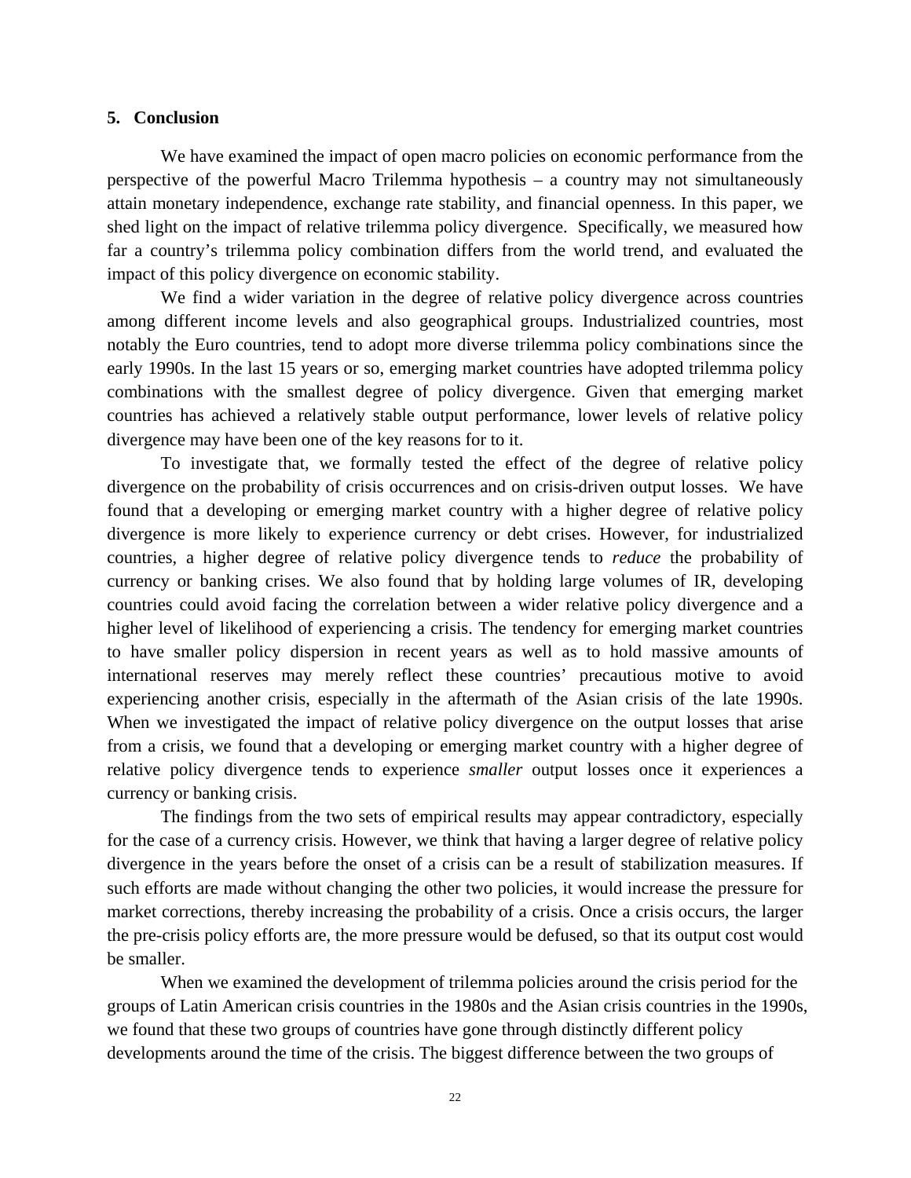## 5. Conclusion

We have examined the impact of open macro policies on economic performance from the perspective of the powerful Macro Trilemma hypothesis – a country may not simultaneously attain monetary independence, exchange rate stability, and financial openness. In this paper, we shed light on the impact of relative trilemma policy divergence. Specifically, we measured how far a country's trilemma policy combination differs from the world trend, and evaluated the impact of this policy divergence on economic stability.

We find a wider variation in the degree of relative policy divergence across countries among different income levels and also geographical groups. Industrialized countries, most notably the Euro countries, tend to adopt more diverse trilemma policy combinations since the early 1990s. In the last 15 years or so, emerging market countries have adopted trilemma policy combinations with the smallest degree of policy divergence. Given that emerging market countries has achieved a relatively stable output performance, lower levels of relative policy divergence may have been one of the key reasons for to it.

To investigate that, we formally tested the effect of the degree of relative policy divergence on the probability of crisis occurrences and on crisis-driven output losses. We have found that a developing or emerging market country with a higher degree of relative policy divergence is more likely to experience currency or debt crises. However, for industrialized countries, a higher degree of relative policy divergence tends to *reduce* the probability of currency or banking crises. We also found that by holding large volumes of IR, developing countries could avoid facing the correlation between a wider relative policy divergence and a higher level of likelihood of experiencing a crisis. The tendency for emerging market countries to have smaller policy dispersion in recent years as well as to hold massive amounts of international reserves may merely reflect these countries' precautious motive to avoid experiencing another crisis, especially in the aftermath of the Asian crisis of the late 1990s. When we investigated the impact of relative policy divergence on the output losses that arise from a crisis, we found that a developing or emerging market country with a higher degree of relative policy divergence tends to experience *smaller* output losses once it experiences a currency or banking crisis.

The findings from the two sets of empirical results may appear contradictory, especially for the case of a currency crisis. However, we think that having a larger degree of relative policy divergence in the years before the onset of a crisis can be a result of stabilization measures. If such efforts are made without changing the other two policies, it would increase the pressure for market corrections, thereby increasing the probability of a crisis. Once a crisis occurs, the larger the pre-crisis policy efforts are, the more pressure would be defused, so that its output cost would be smaller.

When we examined the development of trilemma policies around the crisis period for the groups of Latin American crisis countries in the 1980s and the Asian crisis countries in the 1990s, we found that these two groups of countries have gone through distinctly different policy developments around the time of the crisis. The biggest difference between the two groups of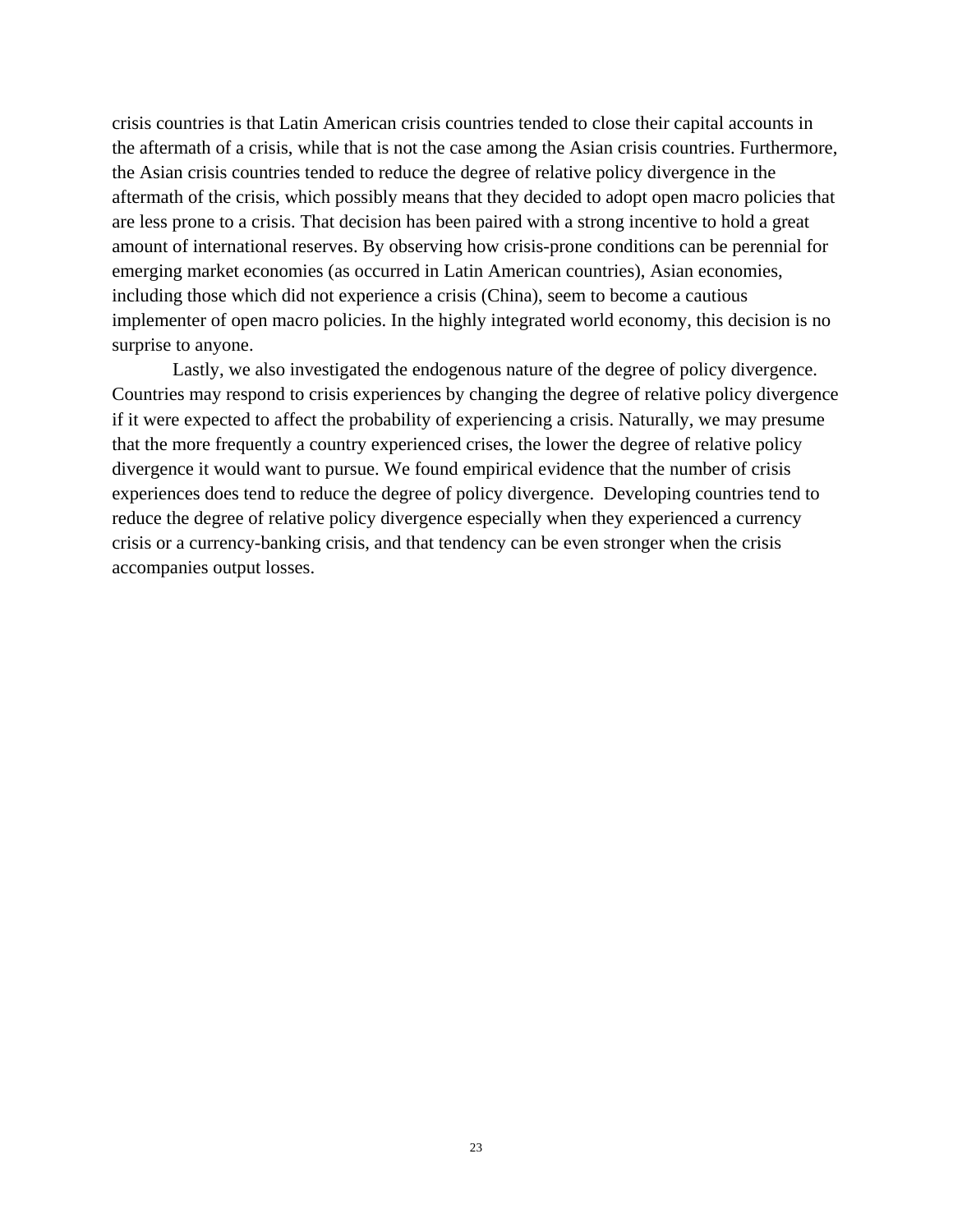crisis countries is that Latin American crisis countries tended to close their capital accounts in the aftermath of a crisis, while that is not the case among the Asian crisis countries. Furthermore, the Asian crisis countries tended to reduce the degree of relative policy divergence in the aftermath of the crisis, which possibly means that they decided to adopt open macro policies that are less prone to a crisis. That decision has been paired with a strong incentive to hold a great amount of international reserves. By observing how crisis-prone conditions can be perennial for emerging market economies (as occurred in Latin American countries), Asian economies, including those which did not experience a crisis (China), seem to become a cautious implementer of open macro policies. In the highly integrated world economy, this decision is no surprise to anyone.

Lastly, we also investigated the endogenous nature of the degree of policy divergence. Countries may respond to crisis experiences by changing the degree of relative policy divergence if it were expected to affect the probability of experiencing a crisis. Naturally, we may presume that the more frequently a country experienced crises, the lower the degree of relative policy divergence it would want to pursue. We found empirical evidence that the number of crisis experiences does tend to reduce the degree of policy divergence. Developing countries tend to reduce the degree of relative policy divergence especially when they experienced a currency crisis or a currency-banking crisis, and that tendency can be even stronger when the crisis accompanies output losses.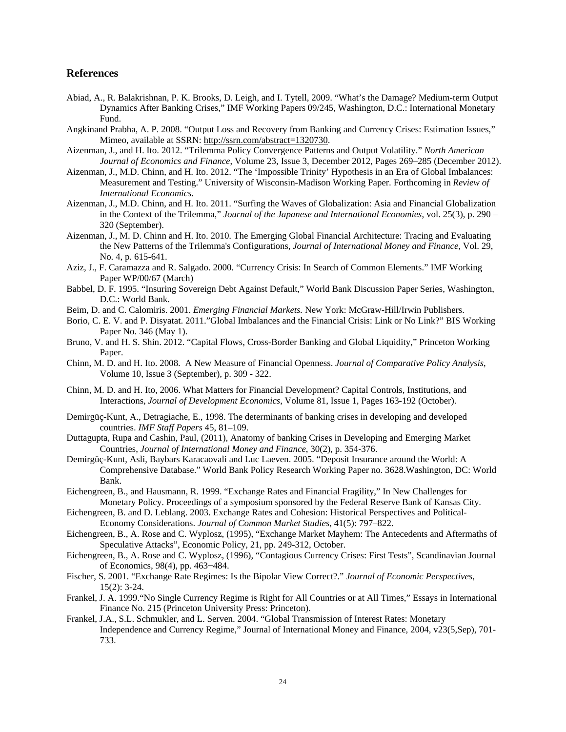## References

Abiad, A., R. Balakrishnan, P. K. Brooks, D. Leigh, and I. Tytell, 2009. "What's the Damage? Medium-term Output Dynamics After Banking Crises," IMF Working Papers 09/245, Washington, D.C.: International Monetary Fund.

Angkinand Prabha, A. P. 2008. "Output Loss and Recovery from Banking and Currency Crises: Estimation Issues," Mimeo, available at SSRN: http://ssrn.com/abstract=1320730.

Aizenman, J., and H. Ito. 2012. "Trilemma Policy Convergence Patterns and Output Volatility." *North American Journal of Economics and Finance*, Volume 23, Issue 3, December 2012, Pages 269–285 (December 2012).

Aizenman, J., M.D. Chinn, and H. Ito. 2012. "The 'Impossible Trinity' Hypothesis in an Era of Global Imbalances: Measurement and Testing." University of Wisconsin-Madison Working Paper. Forthcoming in *Review of International Economics*.

Aizenman, J., M.D. Chinn, and H. Ito. 2011. "Surfing the Waves of Globalization: Asia and Financial Globalization in the Context of the Trilemma," *Journal of the Japanese and International Economies*, vol. 25(3), p. 290 – 320 (September).

Aizenman, J., M. D. Chinn and H. Ito. 2010. The Emerging Global Financial Architecture: Tracing and Evaluating the New Patterns of the Trilemma's Configurations, *Journal of International Money and Finance*, Vol. 29, No. 4, p. 615-641.

Aziz, J., F. Caramazza and R. Salgado. 2000. "Currency Crisis: In Search of Common Elements." IMF Working Paper WP/00/67 (March)

Babbel, D. F. 1995. "Insuring Sovereign Debt Against Default," World Bank Discussion Paper Series, Washington, D.C.: World Bank.

Beim, D. and C. Calomiris. 2001. *Emerging Financial Markets.* New York: McGraw-Hill/Irwin Publishers.

Borio, C. E. V. and P. Disyatat. 2011."Global Imbalances and the Financial Crisis: Link or No Link?" BIS Working Paper No. 346 (May 1).

Bruno, V. and H. S. Shin. 2012. "Capital Flows, Cross-Border Banking and Global Liquidity," Princeton Working Paper.

Chinn, M. D. and H. Ito. 2008. A New Measure of Financial Openness. *Journal of Comparative Policy Analysis*, Volume 10, Issue 3 (September), p. 309 - 322.

Chinn, M. D. and H. Ito, 2006. What Matters for Financial Development? Capital Controls, Institutions, and Interactions, *Journal of Development Economics*, Volume 81, Issue 1, Pages 163-192 (October).

Demirgüç-Kunt, A., Detragiache, E., 1998. The determinants of banking crises in developing and developed countries. *IMF Staff Papers* 45, 81–109.

Duttagupta, Rupa and Cashin, Paul, (2011), Anatomy of banking Crises in Developing and Emerging Market Countries, *Journal of International Money and Finance*, 30(2), p. 354-376.

Demirgüç-Kunt, Asli, Baybars Karacaovali and Luc Laeven. 2005. "Deposit Insurance around the World: A Comprehensive Database." World Bank Policy Research Working Paper no. 3628.Washington, DC: World Bank.

Eichengreen, B., and Hausmann, R. 1999. "Exchange Rates and Financial Fragility," In New Challenges for Monetary Policy. Proceedings of a symposium sponsored by the Federal Reserve Bank of Kansas City.

Eichengreen, B. and D. Leblang. 2003. Exchange Rates and Cohesion: Historical Perspectives and Political-Economy Considerations. *Journal of Common Market Studies*, 41(5): 797–822.

Eichengreen, B., A. Rose and C. Wyplosz, (1995), "Exchange Market Mayhem: The Antecedents and Aftermaths of Speculative Attacks", Economic Policy, 21, pp. 249-312, October.

Eichengreen, B., A. Rose and C. Wyplosz, (1996), "Contagious Currency Crises: First Tests", Scandinavian Journal of Economics, 98(4), pp. 463−484.

Fischer, S. 2001. "Exchange Rate Regimes: Is the Bipolar View Correct?." *Journal of Economic Perspectives*, 15(2): 3-24.

Frankel, J. A. 1999."No Single Currency Regime is Right for All Countries or at All Times," Essays in International Finance No. 215 (Princeton University Press: Princeton).

Frankel, J.A., S.L. Schmukler, and L. Serven. 2004. "Global Transmission of Interest Rates: Monetary Independence and Currency Regime," Journal of International Money and Finance, 2004, v23(5,Sep), 701-733.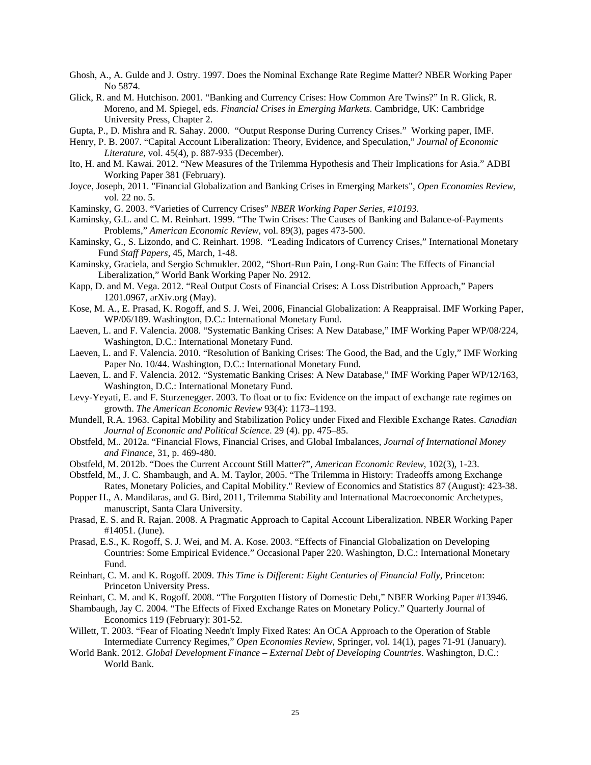Ghosh, A., A. Gulde and J. Ostry. 1997. Does the Nominal Exchange Rate Regime Matter? NBER Working Paper No 5874.

Glick, R. and M. Hutchison. 2001. "Banking and Currency Crises: How Common Are Twins?" In R. Glick, R. Moreno, and M. Spiegel, eds. *Financial Crises in Emerging Markets.* Cambridge, UK: Cambridge University Press, Chapter 2.

Gupta, P., D. Mishra and R. Sahay. 2000. "Output Response During Currency Crises." Working paper, IMF.

Henry, P. B. 2007. "Capital Account Liberalization: Theory, Evidence, and Speculation," *Journal of Economic Literature*, vol. 45(4), p. 887-935 (December).

Ito, H. and M. Kawai. 2012. "New Measures of the Trilemma Hypothesis and Their Implications for Asia." ADBI Working Paper 381 (February).

Joyce, Joseph, 2011. "Financial Globalization and Banking Crises in Emerging Markets", *Open Economies Review*, vol. 22 no. 5.

Kaminsky, G. 2003. "Varieties of Currency Crises" *NBER Working Paper Series, #10193.*

Kaminsky, G.L. and C. M. Reinhart. 1999. "The Twin Crises: The Causes of Banking and Balance-of-Payments Problems," *American Economic Review*, vol. 89(3), pages 473-500.

Kaminsky, G., S. Lizondo, and C. Reinhart. 1998. "Leading Indicators of Currency Crises," International Monetary Fund *Staff Papers*, 45, March, 1-48.

Kaminsky, Graciela, and Sergio Schmukler. 2002, "Short-Run Pain, Long-Run Gain: The Effects of Financial Liberalization," World Bank Working Paper No. 2912.

Kapp, D. and M. Vega. 2012. "Real Output Costs of Financial Crises: A Loss Distribution Approach," Papers 1201.0967, arXiv.org (May).

Kose, M. A., E. Prasad, K. Rogoff, and S. J. Wei, 2006, Financial Globalization: A Reappraisal. IMF Working Paper, WP/06/189. Washington, D.C.: International Monetary Fund.

Laeven, L. and F. Valencia. 2008. "Systematic Banking Crises: A New Database," IMF Working Paper WP/08/224, Washington, D.C.: International Monetary Fund.

Laeven, L. and F. Valencia. 2010. "Resolution of Banking Crises: The Good, the Bad, and the Ugly," IMF Working Paper No. 10/44. Washington, D.C.: International Monetary Fund.

Laeven, L. and F. Valencia. 2012. "Systematic Banking Crises: A New Database," IMF Working Paper WP/12/163, Washington, D.C.: International Monetary Fund.

Levy-Yeyati, E. and F. Sturzenegger. 2003. To float or to fix: Evidence on the impact of exchange rate regimes on growth. *The American Economic Review* 93(4): 1173–1193.

Mundell, R.A. 1963. Capital Mobility and Stabilization Policy under Fixed and Flexible Exchange Rates. *Canadian Journal of Economic and Political Science*. 29 (4). pp. 475–85.

Obstfeld, M.. 2012a. "Financial Flows, Financial Crises, and Global Imbalances, *Journal of International Money and Finance*, 31, p. 469-480.

Obstfeld, M. 2012b. "Does the Current Account Still Matter?", *American Economic Review*, 102(3), 1-23.

Obstfeld, M., J. C. Shambaugh, and A. M. Taylor, 2005. "The Trilemma in History: Tradeoffs among Exchange Rates, Monetary Policies, and Capital Mobility." Review of Economics and Statistics 87 (August): 423-38.

Popper H., A. Mandilaras, and G. Bird, 2011, Trilemma Stability and International Macroeconomic Archetypes, manuscript, Santa Clara University.

Prasad, E. S. and R. Rajan. 2008. A Pragmatic Approach to Capital Account Liberalization. NBER Working Paper #14051. (June).

Prasad, E.S., K. Rogoff, S. J. Wei, and M. A. Kose. 2003. "Effects of Financial Globalization on Developing Countries: Some Empirical Evidence." Occasional Paper 220. Washington, D.C.: International Monetary Fund.

Reinhart, C. M. and K. Rogoff. 2009. *This Time is Different: Eight Centuries of Financial Folly*, Princeton: Princeton University Press.

Reinhart, C. M. and K. Rogoff. 2008. "The Forgotten History of Domestic Debt," NBER Working Paper #13946.

Shambaugh, Jay C. 2004. "The Effects of Fixed Exchange Rates on Monetary Policy." Quarterly Journal of Economics 119 (February): 301-52.

Willett, T. 2003. "Fear of Floating Needn't Imply Fixed Rates: An OCA Approach to the Operation of Stable Intermediate Currency Regimes," *Open Economies Review*, Springer, vol. 14(1), pages 71-91 (January).

World Bank. 2012. *Global Development Finance – External Debt of Developing Countries*. Washington, D.C.: World Bank.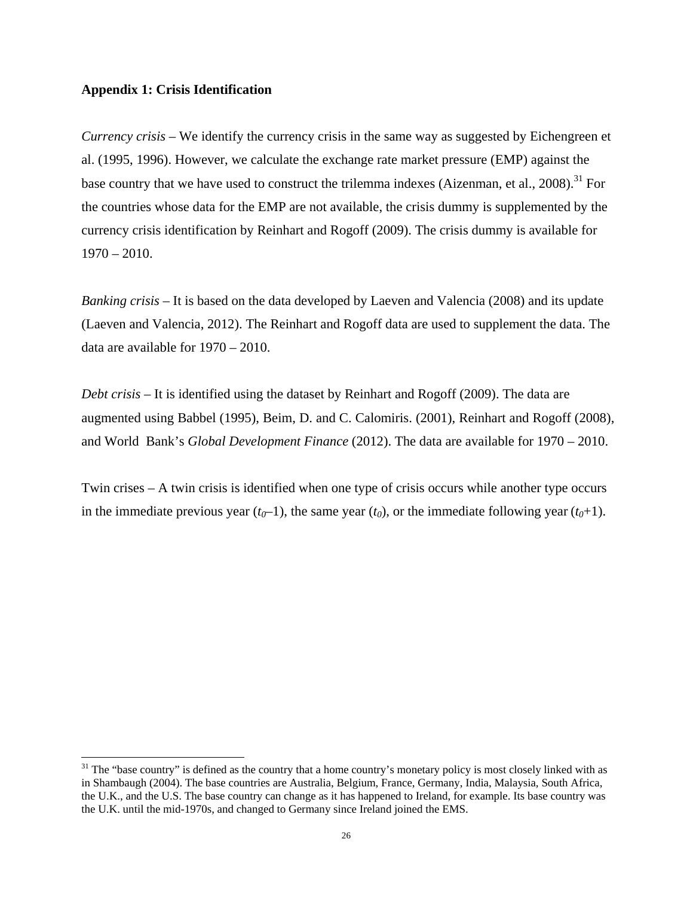**Appendix 1: Crisis Identification**

*Currency crisis* – We identify the currency crisis in the same way as suggested by Eichengreen et al. (1995, 1996). However, we calculate the exchange rate market pressure (EMP) against the base country that we have used to construct the trilemma indexes (Aizenman, et al., 2008).[31] For the countries whose data for the EMP are not available, the crisis dummy is supplemented by the currency crisis identification by Reinhart and Rogoff (2009). The crisis dummy is available for 1970 – 2010.

*Banking crisis* – It is based on the data developed by Laeven and Valencia (2008) and its update (Laeven and Valencia, 2012). The Reinhart and Rogoff data are used to supplement the data. The data are available for 1970 – 2010.

*Debt crisis* – It is identified using the dataset by Reinhart and Rogoff (2009). The data are augmented using Babbel (1995), Beim, D. and C. Calomiris. (2001), Reinhart and Rogoff (2008), and World Bank's *Global Development Finance* (2012). The data are available for 1970 – 2010.

Twin crises – A twin crisis is identified when one type of crisis occurs while another type occurs in the immediate previous year ($t_0$–1), the same year ($t_0$), or the immediate following year ($t_0$+1).

[31] The "base country" is defined as the country that a home country's monetary policy is most closely linked with as in Shambaugh (2004). The base countries are Australia, Belgium, France, Germany, India, Malaysia, South Africa, the U.K., and the U.S. The base country can change as it has happened to Ireland, for example. Its base country was the U.K. until the mid-1970s, and changed to Germany since Ireland joined the EMS.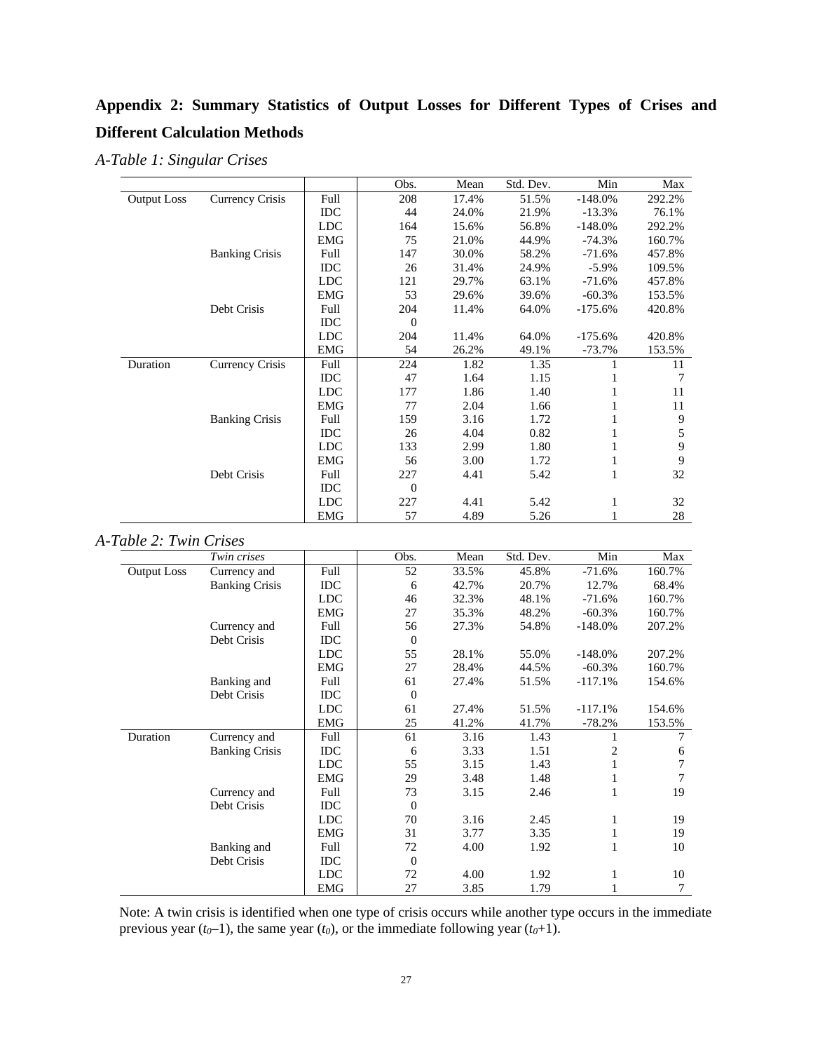## Appendix 2: Summary Statistics of Output Losses for Different Types of Crises and Different Calculation Methods

*A-Table 1: Singular Crises*

| | | | Obs. | Mean | Std. Dev. | Min | Max |
|---|---|---|---|---|---|---|---|
| Output Loss | Currency Crisis | Full | 208 | 17.4% | 51.5% | -148.0% | 292.2% |
| | | IDC | 44 | 24.0% | 21.9% | -13.3% | 76.1% |
| | | LDC | 164 | 15.6% | 56.8% | -148.0% | 292.2% |
| | | EMG | 75 | 21.0% | 44.9% | -74.3% | 160.7% |
| | Banking Crisis | Full | 147 | 30.0% | 58.2% | -71.6% | 457.8% |
| | | IDC | 26 | 31.4% | 24.9% | -5.9% | 109.5% |
| | | LDC | 121 | 29.7% | 63.1% | -71.6% | 457.8% |
| | | EMG | 53 | 29.6% | 39.6% | -60.3% | 153.5% |
| | Debt Crisis | Full | 204 | 11.4% | 64.0% | -175.6% | 420.8% |
| | | IDC | 0 | | | | |
| | | LDC | 204 | 11.4% | 64.0% | -175.6% | 420.8% |
| | | EMG | 54 | 26.2% | 49.1% | -73.7% | 153.5% |
| Duration | Currency Crisis | Full | 224 | 1.82 | 1.35 | 1 | 11 |
| | | IDC | 47 | 1.64 | 1.15 | 1 | 7 |
| | | LDC | 177 | 1.86 | 1.40 | 1 | 11 |
| | | EMG | 77 | 2.04 | 1.66 | 1 | 11 |
| | Banking Crisis | Full | 159 | 3.16 | 1.72 | 1 | 9 |
| | | IDC | 26 | 4.04 | 0.82 | 1 | 5 |
| | | LDC | 133 | 2.99 | 1.80 | 1 | 9 |
| | | EMG | 56 | 3.00 | 1.72 | 1 | 9 |
| | Debt Crisis | Full | 227 | 4.41 | 5.42 | 1 | 32 |
| | | IDC | 0 | | | | |
| | | LDC | 227 | 4.41 | 5.42 | 1 | 32 |
| | | EMG | 57 | 4.89 | 5.26 | 1 | 28 |

*A-Table 2: Twin Crises*

| | *Twin crises* | | Obs. | Mean | Std. Dev. | Min | Max |
|---|---|---|---|---|---|---|---|
| Output Loss | Currency and Banking Crisis | Full | 52 | 33.5% | 45.8% | -71.6% | 160.7% |
| | | IDC | 6 | 42.7% | 20.7% | 12.7% | 68.4% |
| | | LDC | 46 | 32.3% | 48.1% | -71.6% | 160.7% |
| | | EMG | 27 | 35.3% | 48.2% | -60.3% | 160.7% |
| | Currency and Debt Crisis | Full | 56 | 27.3% | 54.8% | -148.0% | 207.2% |
| | | IDC | 0 | | | | |
| | | LDC | 55 | 28.1% | 55.0% | -148.0% | 207.2% |
| | | EMG | 27 | 28.4% | 44.5% | -60.3% | 160.7% |
| | Banking and Debt Crisis | Full | 61 | 27.4% | 51.5% | -117.1% | 154.6% |
| | | IDC | 0 | | | | |
| | | LDC | 61 | 27.4% | 51.5% | -117.1% | 154.6% |
| | | EMG | 25 | 41.2% | 41.7% | -78.2% | 153.5% |
| Duration | Currency and Banking Crisis | Full | 61 | 3.16 | 1.43 | 1 | 7 |
| | | IDC | 6 | 3.33 | 1.51 | 2 | 6 |
| | | LDC | 55 | 3.15 | 1.43 | 1 | 7 |
| | | EMG | 29 | 3.48 | 1.48 | 1 | 7 |
| | Currency and Debt Crisis | Full | 73 | 3.15 | 2.46 | 1 | 19 |
| | | IDC | 0 | | | | |
| | | LDC | 70 | 3.16 | 2.45 | 1 | 19 |
| | | EMG | 31 | 3.77 | 3.35 | 1 | 19 |
| | Banking and Debt Crisis | Full | 72 | 4.00 | 1.92 | 1 | 10 |
| | | IDC | 0 | | | | |
| | | LDC | 72 | 4.00 | 1.92 | 1 | 10 |
| | | EMG | 27 | 3.85 | 1.79 | 1 | 7 |

Note: A twin crisis is identified when one type of crisis occurs while another type occurs in the immediate previous year ($t_0$–1), the same year ($t_0$), or the immediate following year ($t_0$+1).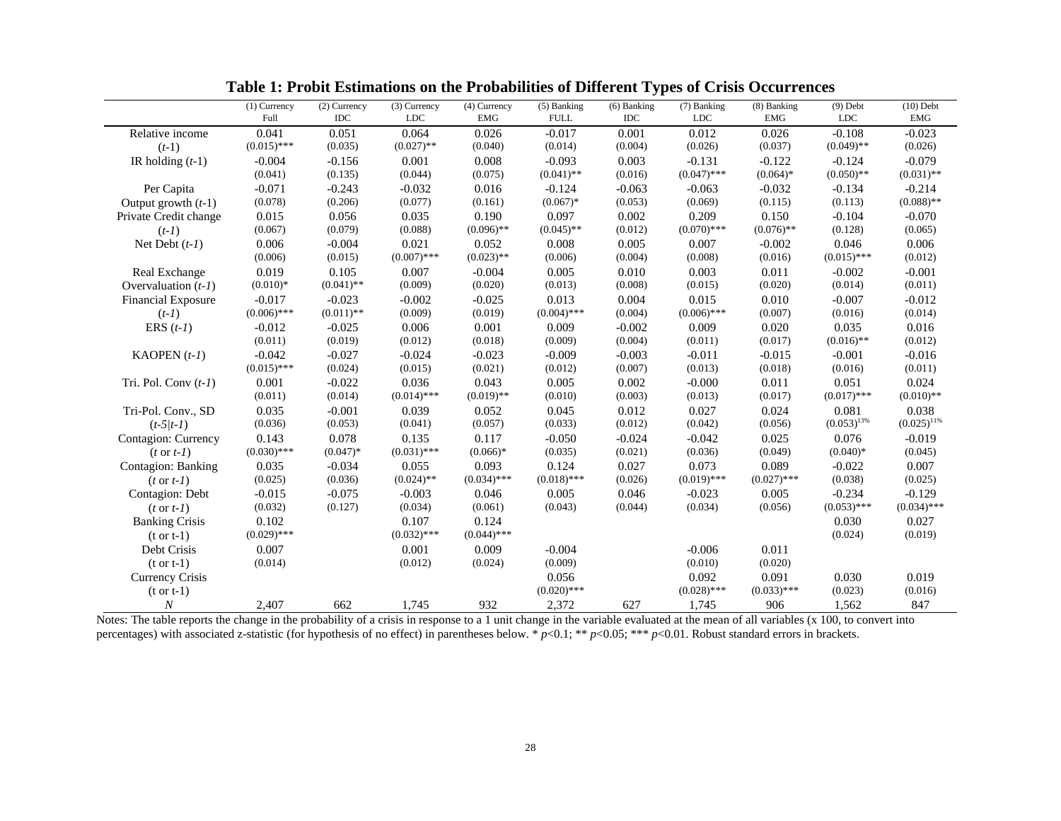**Table 1: Probit Estimations on the Probabilities of Different Types of Crisis Occurrences**

| | (1) Currency Full | (2) Currency IDC | (3) Currency LDC | (4) Currency EMG | (5) Banking FULL | (6) Banking IDC | (7) Banking LDC | (8) Banking EMG | (9) Debt LDC | (10) Debt EMG |
|---|---|---|---|---|---|---|---|---|---|---|
| Relative income | 0.041 | 0.051 | 0.064 | 0.026 | -0.017 | 0.001 | 0.012 | 0.026 | -0.108 | -0.023 |
| (*t*-1) | (0.015)*** | (0.035) | (0.027)** | (0.040) | (0.014) | (0.004) | (0.026) | (0.037) | (0.049)** | (0.026) |
| IR holding (*t*-1) | -0.004 | -0.156 | 0.001 | 0.008 | -0.093 | 0.003 | -0.131 | -0.122 | -0.124 | -0.079 |
| | (0.041) | (0.135) | (0.044) | (0.075) | (0.041)** | (0.016) | (0.047)*** | (0.064)* | (0.050)** | (0.031)** |
| Per Capita | -0.071 | -0.243 | -0.032 | 0.016 | -0.124 | -0.063 | -0.063 | -0.032 | -0.134 | -0.214 |
| Output growth (*t*-1) | (0.078) | (0.206) | (0.077) | (0.161) | (0.067)* | (0.053) | (0.069) | (0.115) | (0.113) | (0.088)** |
| Private Credit change | 0.015 | 0.056 | 0.035 | 0.190 | 0.097 | 0.002 | 0.209 | 0.150 | -0.104 | -0.070 |
| (*t-1*) | (0.067) | (0.079) | (0.088) | (0.096)** | (0.045)** | (0.012) | (0.070)*** | (0.076)** | (0.128) | (0.065) |
| Net Debt (*t-1*) | 0.006 | -0.004 | 0.021 | 0.052 | 0.008 | 0.005 | 0.007 | -0.002 | 0.046 | 0.006 |
| | (0.006) | (0.015) | (0.007)*** | (0.023)** | (0.006) | (0.004) | (0.008) | (0.016) | (0.015)*** | (0.012) |
| Real Exchange | 0.019 | 0.105 | 0.007 | -0.004 | 0.005 | 0.010 | 0.003 | 0.011 | -0.002 | -0.001 |
| Overvaluation (*t-1*) | (0.010)* | (0.041)** | (0.009) | (0.020) | (0.013) | (0.008) | (0.015) | (0.020) | (0.014) | (0.011) |
| Financial Exposure | -0.017 | -0.023 | -0.002 | -0.025 | 0.013 | 0.004 | 0.015 | 0.010 | -0.007 | -0.012 |
| (*t-1*) | (0.006)*** | (0.011)** | (0.009) | (0.019) | (0.004)*** | (0.004) | (0.006)*** | (0.007) | (0.016) | (0.014) |
| ERS (*t-1*) | -0.012 | -0.025 | 0.006 | 0.001 | 0.009 | -0.002 | 0.009 | 0.020 | 0.035 | 0.016 |
| | (0.011) | (0.019) | (0.012) | (0.018) | (0.009) | (0.004) | (0.011) | (0.017) | (0.016)** | (0.012) |
| KAOPEN (*t-1*) | -0.042 | -0.027 | -0.024 | -0.023 | -0.009 | -0.003 | -0.011 | -0.015 | -0.001 | -0.016 |
| | (0.015)*** | (0.024) | (0.015) | (0.021) | (0.012) | (0.007) | (0.013) | (0.018) | (0.016) | (0.011) |
| Tri. Pol. Conv (*t-1*) | 0.001 | -0.022 | 0.036 | 0.043 | 0.005 | 0.002 | -0.000 | 0.011 | 0.051 | 0.024 |
| | (0.011) | (0.014) | (0.014)*** | (0.019)** | (0.010) | (0.003) | (0.013) | (0.017) | (0.017)*** | (0.010)** |
| Tri-Pol. Conv., SD | 0.035 | -0.001 | 0.039 | 0.052 | 0.045 | 0.012 | 0.027 | 0.024 | 0.081 | 0.038 |
| (*t-5*\|*t-1*) | (0.036) | (0.053) | (0.041) | (0.057) | (0.033) | (0.012) | (0.042) | (0.056) | (0.053)[13%] | (0.025)[11%] |
| Contagion: Currency | 0.143 | 0.078 | 0.135 | 0.117 | -0.050 | -0.024 | -0.042 | 0.025 | 0.076 | -0.019 |
| (*t* or *t-1*) | (0.030)*** | (0.047)* | (0.031)*** | (0.066)* | (0.035) | (0.021) | (0.036) | (0.049) | (0.040)* | (0.045) |
| Contagion: Banking | 0.035 | -0.034 | 0.055 | 0.093 | 0.124 | 0.027 | 0.073 | 0.089 | -0.022 | 0.007 |
| (*t* or *t-1*) | (0.025) | (0.036) | (0.024)** | (0.034)*** | (0.018)*** | (0.026) | (0.019)*** | (0.027)*** | (0.038) | (0.025) |
| Contagion: Debt | -0.015 | -0.075 | -0.003 | 0.046 | 0.005 | 0.046 | -0.023 | 0.005 | -0.234 | -0.129 |
| (*t* or *t-1*) | (0.032) | (0.127) | (0.034) | (0.061) | (0.043) | (0.044) | (0.034) | (0.056) | (0.053)*** | (0.034)*** |
| Banking Crisis | 0.102 | | 0.107 | 0.124 | | | | | 0.030 | 0.027 |
| (t or t-1) | (0.029)*** | | (0.032)*** | (0.044)*** | | | | | (0.024) | (0.019) |
| Debt Crisis | 0.007 | | 0.001 | 0.009 | -0.004 | | -0.006 | 0.011 | | |
| (t or t-1) | (0.014) | | (0.012) | (0.024) | (0.009) | | (0.010) | (0.020) | | |
| Currency Crisis | | | | | 0.056 | | 0.092 | 0.091 | 0.030 | 0.019 |
| (t or t-1) | | | | | (0.020)*** | | (0.028)*** | (0.033)*** | (0.023) | (0.016) |
| *N* | 2,407 | 662 | 1,745 | 932 | 2,372 | 627 | 1,745 | 906 | 1,562 | 847 |

Notes: The table reports the change in the probability of a crisis in response to a 1 unit change in the variable evaluated at the mean of all variables (x 100, to convert into percentages) with associated z-statistic (for hypothesis of no effect) in parentheses below. * $p$<0.1; ** $p$<0.05; *** $p$<0.01. Robust standard errors in brackets.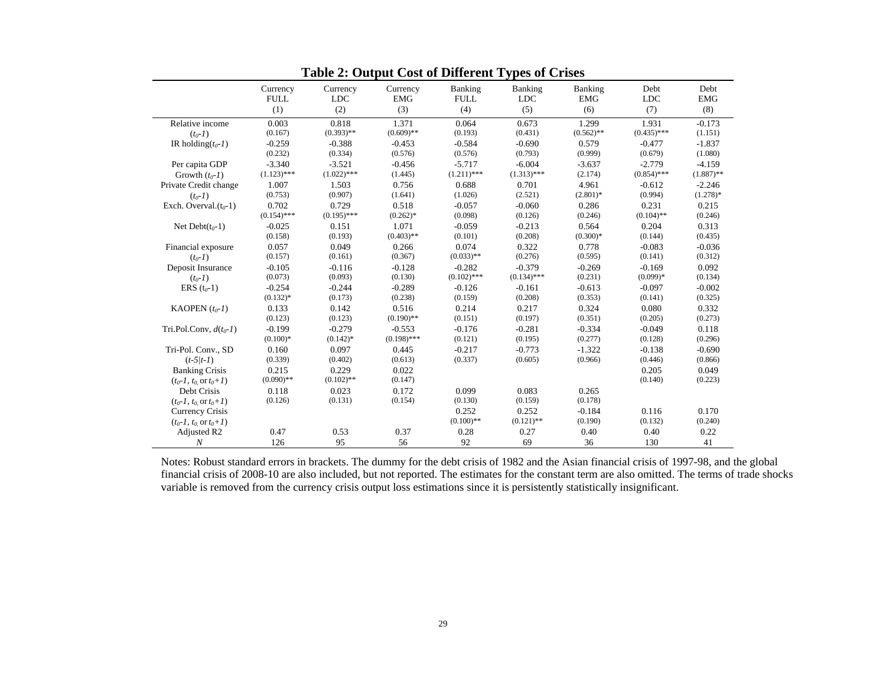**Table 2: Output Cost of Different Types of Crises**

| | Currency FULL (1) | Currency LDC (2) | Currency EMG (3) | Banking FULL (4) | Banking LDC (5) | Banking EMG (6) | Debt LDC (7) | Debt EMG (8) |
|---|---|---|---|---|---|---|---|---|
| Relative income | 0.003 | 0.818 | 1.371 | 0.064 | 0.673 | 1.299 | 1.931 | -0.173 |
| ($t_0$-1) | (0.167) | (0.393)** | (0.609)** | (0.193) | (0.431) | (0.562)** | (0.435)*** | (1.151) |
| IR holding($t_0$-1) | -0.259 | -0.388 | -0.453 | -0.584 | -0.690 | 0.579 | -0.477 | -1.837 |
| | (0.232) | (0.334) | (0.576) | (0.576) | (0.793) | (0.999) | (0.679) | (1.080) |
| Per capita GDP | -3.340 | -3.521 | -0.456 | -5.717 | -6.004 | -3.637 | -2.779 | -4.159 |
| Growth ($t_0$-1) | (1.123)*** | (1.022)*** | (1.445) | (1.211)*** | (1.313)*** | (2.174) | (0.854)*** | (1.887)** |
| Private Credit change | 1.007 | 1.503 | 0.756 | 0.688 | 0.701 | 4.961 | -0.612 | -2.246 |
| ($t_0$-1) | (0.753) | (0.907) | (1.641) | (1.026) | (2.521) | (2.801)* | (0.994) | (1.278)* |
| Exch. Overval.($t_0$-1) | 0.702 | 0.729 | 0.518 | -0.057 | -0.060 | 0.286 | 0.231 | 0.215 |
| | (0.154)*** | (0.195)*** | (0.262)* | (0.098) | (0.126) | (0.246) | (0.104)** | (0.246) |
| Net Debt($t_0$-1) | -0.025 | 0.151 | 1.071 | -0.059 | -0.213 | 0.564 | 0.204 | 0.313 |
| | (0.158) | (0.193) | (0.403)** | (0.101) | (0.208) | (0.300)* | (0.144) | (0.435) |
| Financial exposure | 0.057 | 0.049 | 0.266 | 0.074 | 0.322 | 0.778 | -0.083 | -0.036 |
| ($t_0$-1) | (0.157) | (0.161) | (0.367) | (0.033)** | (0.276) | (0.595) | (0.141) | (0.312) |
| Deposit Insurance | -0.105 | -0.116 | -0.128 | -0.282 | -0.379 | -0.269 | -0.169 | 0.092 |
| ($t_0$-1) | (0.073) | (0.093) | (0.130) | (0.102)*** | (0.134)*** | (0.231) | (0.099)* | (0.134) |
| ERS ($t_0$-1) | -0.254 | -0.244 | -0.289 | -0.126 | -0.161 | -0.613 | -0.097 | -0.002 |
| | (0.132)* | (0.173) | (0.238) | (0.159) | (0.208) | (0.353) | (0.141) | (0.325) |
| KAOPEN ($t_0$-1) | 0.133 | 0.142 | 0.516 | 0.214 | 0.217 | 0.324 | 0.080 | 0.332 |
| | (0.123) | (0.123) | (0.190)** | (0.151) | (0.197) | (0.351) | (0.205) | (0.273) |
| Tri.Pol.Conv, $d(t_0$-1) | -0.199 | -0.279 | -0.553 | -0.176 | -0.281 | -0.334 | -0.049 | 0.118 |
| | (0.100)* | (0.142)* | (0.198)*** | (0.121) | (0.195) | (0.277) | (0.128) | (0.296) |
| Tri-Pol. Conv., SD | 0.160 | 0.097 | 0.445 | -0.217 | -0.773 | -1.322 | -0.138 | -0.690 |
| ($t$-5\|$t$-1) | (0.339) | (0.402) | (0.613) | (0.337) | (0.605) | (0.966) | (0.446) | (0.866) |
| Banking Crisis | 0.215 | 0.229 | 0.022 | | | | 0.205 | 0.049 |
| ($t_0$-1, $t_0$, or $t_0$+1) | (0.090)** | (0.102)** | (0.147) | | | | (0.140) | (0.223) |
| Debt Crisis | 0.118 | 0.023 | 0.172 | 0.099 | 0.083 | 0.265 | | |
| ($t_0$-1, $t_0$, or $t_0$+1) | (0.126) | (0.131) | (0.154) | (0.130) | (0.159) | (0.178) | | |
| Currency Crisis | | | | 0.252 | 0.252 | -0.184 | 0.116 | 0.170 |
| ($t_0$-1, $t_0$, or $t_0$+1) | | | | (0.100)** | (0.121)** | (0.190) | (0.132) | (0.240) |
| Adjusted R2 | 0.47 | 0.53 | 0.37 | 0.28 | 0.27 | 0.40 | 0.40 | 0.22 |
| *N* | 126 | 95 | 56 | 92 | 69 | 36 | 130 | 41 |

Notes: Robust standard errors in brackets. The dummy for the debt crisis of 1982 and the Asian financial crisis of 1997-98, and the global financial crisis of 2008-10 are also included, but not reported. The estimates for the constant term are also omitted. The terms of trade shocks variable is removed from the currency crisis output loss estimations since it is persistently statistically insignificant.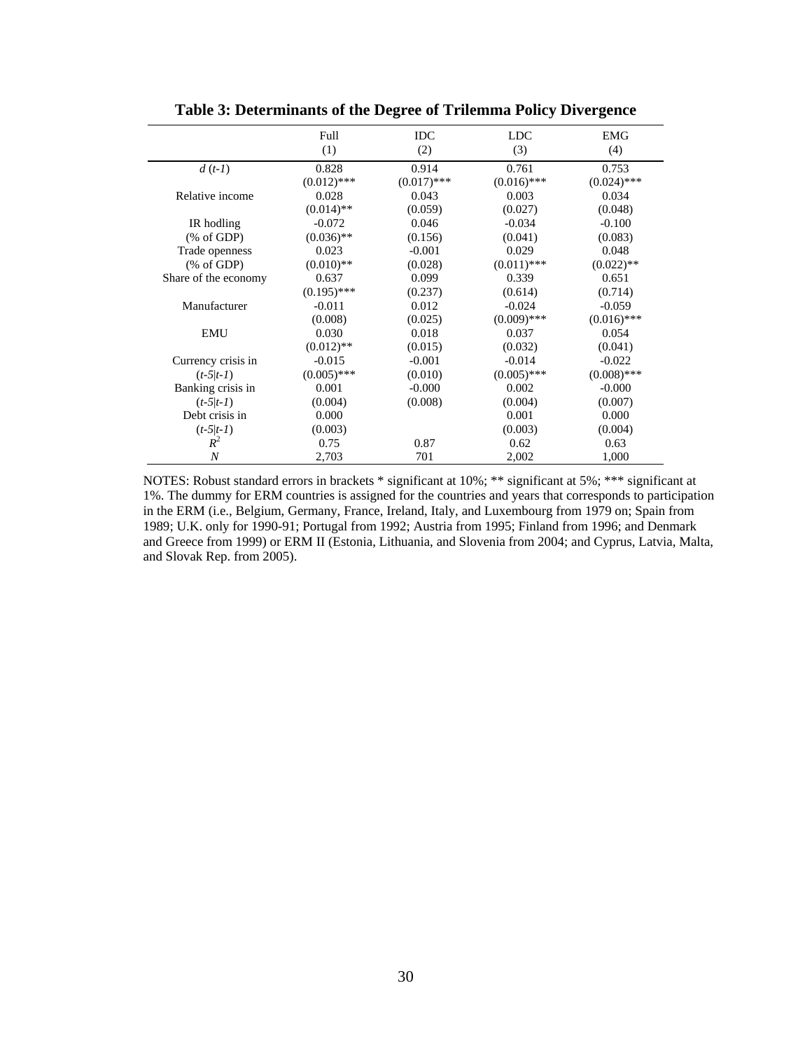**Table 3: Determinants of the Degree of Trilemma Policy Divergence**

| | Full<br>(1) | IDC<br>(2) | LDC<br>(3) | EMG<br>(4) |
|---|---|---|---|---|
| *d* (*t-1*) | 0.828 | 0.914 | 0.761 | 0.753 |
| | (0.012)*** | (0.017)*** | (0.016)*** | (0.024)*** |
| Relative income | 0.028 | 0.043 | 0.003 | 0.034 |
| | (0.014)** | (0.059) | (0.027) | (0.048) |
| IR hodling | -0.072 | 0.046 | -0.034 | -0.100 |
| (% of GDP) | (0.036)** | (0.156) | (0.041) | (0.083) |
| Trade openness | 0.023 | -0.001 | 0.029 | 0.048 |
| (% of GDP) | (0.010)** | (0.028) | (0.011)*** | (0.022)** |
| Share of the economy | 0.637 | 0.099 | 0.339 | 0.651 |
| | (0.195)*** | (0.237) | (0.614) | (0.714) |
| Manufacturer | -0.011 | 0.012 | -0.024 | -0.059 |
| | (0.008) | (0.025) | (0.009)*** | (0.016)*** |
| EMU | 0.030 | 0.018 | 0.037 | 0.054 |
| | (0.012)** | (0.015) | (0.032) | (0.041) |
| Currency crisis in | -0.015 | -0.001 | -0.014 | -0.022 |
| (*t-5*\|*t-1*) | (0.005)*** | (0.010) | (0.005)*** | (0.008)*** |
| Banking crisis in | 0.001 | -0.000 | 0.002 | -0.000 |
| (*t-5*\|*t-1*) | (0.004) | (0.008) | (0.004) | (0.007) |
| Debt crisis in | 0.000 | | 0.001 | 0.000 |
| (*t-5*\|*t-1*) | (0.003) | | (0.003) | (0.004) |
| $R^2$ | 0.75 | 0.87 | 0.62 | 0.63 |
| *N* | 2,703 | 701 | 2,002 | 1,000 |

NOTES: Robust standard errors in brackets * significant at 10%; ** significant at 5%; *** significant at 1%. The dummy for ERM countries is assigned for the countries and years that corresponds to participation in the ERM (i.e., Belgium, Germany, France, Ireland, Italy, and Luxembourg from 1979 on; Spain from 1989; U.K. only for 1990-91; Portugal from 1992; Austria from 1995; Finland from 1996; and Denmark and Greece from 1999) or ERM II (Estonia, Lithuania, and Slovenia from 2004; and Cyprus, Latvia, Malta, and Slovak Rep. from 2005).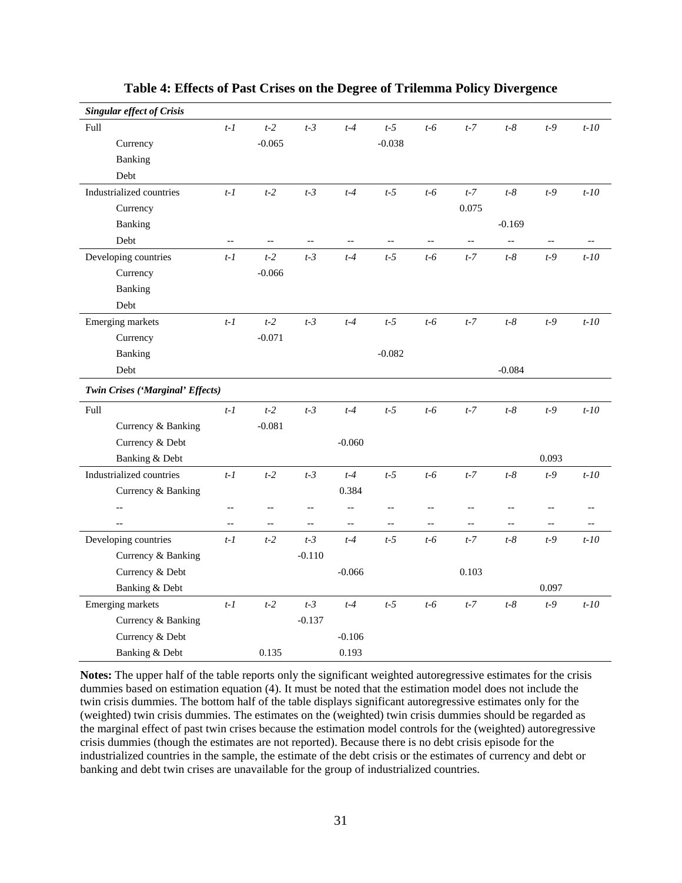**Table 4: Effects of Past Crises on the Degree of Trilemma Policy Divergence**

| *Singular effect of Crisis* | | | | | | | | | | |
|---|---|---|---|---|---|---|---|---|---|---|
| Full | *t-1* | *t-2* | *t-3* | *t-4* | *t-5* | *t-6* | *t-7* | *t-8* | *t-9* | *t-10* |
| Currency | | -0.065 | | | -0.038 | | | | | |
| Banking | | | | | | | | | | |
| Debt | | | | | | | | | | |
| Industrialized countries | *t-1* | *t-2* | *t-3* | *t-4* | *t-5* | *t-6* | *t-7* | *t-8* | *t-9* | *t-10* |
| Currency | | | | | | | 0.075 | | | |
| Banking | | | | | | | | -0.169 | | |
| Debt | -- | -- | -- | -- | -- | -- | -- | -- | -- | -- |
| Developing countries | *t-1* | *t-2* | *t-3* | *t-4* | *t-5* | *t-6* | *t-7* | *t-8* | *t-9* | *t-10* |
| Currency | | -0.066 | | | | | | | | |
| Banking | | | | | | | | | | |
| Debt | | | | | | | | | | |
| Emerging markets | *t-1* | *t-2* | *t-3* | *t-4* | *t-5* | *t-6* | *t-7* | *t-8* | *t-9* | *t-10* |
| Currency | | -0.071 | | | | | | | | |
| Banking | | | | | -0.082 | | | | | |
| Debt | | | | | | | | -0.084 | | |
| ***Twin Crises ('Marginal' Effects)*** | | | | | | | | | | |
| Full | *t-1* | *t-2* | *t-3* | *t-4* | *t-5* | *t-6* | *t-7* | *t-8* | *t-9* | *t-10* |
| Currency & Banking | | -0.081 | | | | | | | | |
| Currency & Debt | | | | -0.060 | | | | | | |
| Banking & Debt | | | | | | | | | 0.093 | |
| Industrialized countries | *t-1* | *t-2* | *t-3* | *t-4* | *t-5* | *t-6* | *t-7* | *t-8* | *t-9* | *t-10* |
| Currency & Banking | | | | 0.384 | | | | | | |
| -- | -- | -- | -- | -- | -- | -- | -- | -- | -- | -- |
| -- | -- | -- | -- | -- | -- | -- | -- | -- | -- | -- |
| Developing countries | *t-1* | *t-2* | *t-3* | *t-4* | *t-5* | *t-6* | *t-7* | *t-8* | *t-9* | *t-10* |
| Currency & Banking | | | -0.110 | | | | | | | |
| Currency & Debt | | | | -0.066 | | | 0.103 | | | |
| Banking & Debt | | | | | | | | | 0.097 | |
| Emerging markets | *t-1* | *t-2* | *t-3* | *t-4* | *t-5* | *t-6* | *t-7* | *t-8* | *t-9* | *t-10* |
| Currency & Banking | | | -0.137 | | | | | | | |
| Currency & Debt | | | | -0.106 | | | | | | |
| Banking & Debt | | 0.135 | | 0.193 | | | | | | |

**Notes:** The upper half of the table reports only the significant weighted autoregressive estimates for the crisis dummies based on estimation equation (4). It must be noted that the estimation model does not include the twin crisis dummies. The bottom half of the table displays significant autoregressive estimates only for the (weighted) twin crisis dummies. The estimates on the (weighted) twin crisis dummies should be regarded as the marginal effect of past twin crises because the estimation model controls for the (weighted) autoregressive crisis dummies (though the estimates are not reported). Because there is no debt crisis episode for the industrialized countries in the sample, the estimate of the debt crisis or the estimates of currency and debt or banking and debt twin crises are unavailable for the group of industrialized countries.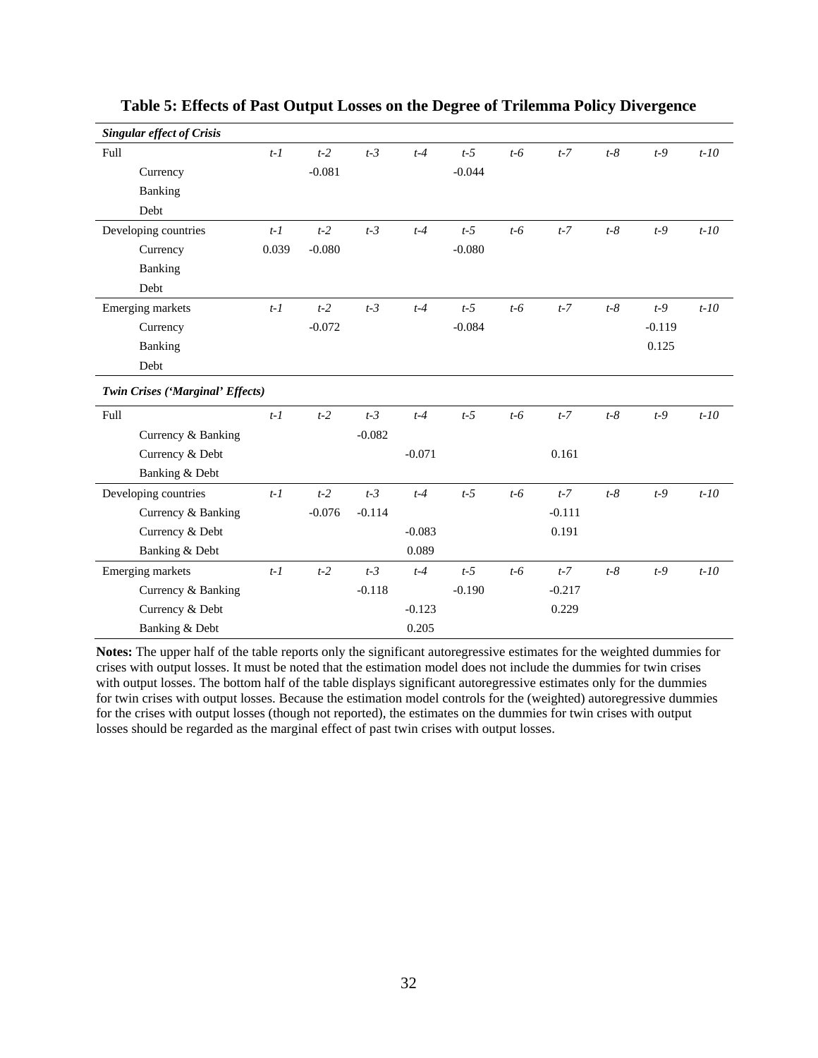# Table 5: Effects of Past Output Losses on the Degree of Trilemma Policy Divergence

| ***Singular effect of Crisis*** | | | | | | | | | | |
|---|---|---|---|---|---|---|---|---|---|---|
| Full | *t-1* | *t-2* | *t-3* | *t-4* | *t-5* | *t-6* | *t-7* | *t-8* | *t-9* | *t-10* |
| Currency | | -0.081 | | | -0.044 | | | | | |
| Banking | | | | | | | | | | |
| Debt | | | | | | | | | | |
| Developing countries | *t-1* | *t-2* | *t-3* | *t-4* | *t-5* | *t-6* | *t-7* | *t-8* | *t-9* | *t-10* |
| Currency | 0.039 | -0.080 | | | -0.080 | | | | | |
| Banking | | | | | | | | | | |
| Debt | | | | | | | | | | |
| Emerging markets | *t-1* | *t-2* | *t-3* | *t-4* | *t-5* | *t-6* | *t-7* | *t-8* | *t-9* | *t-10* |
| Currency | | -0.072 | | | -0.084 | | | | -0.119 | |
| Banking | | | | | | | | | 0.125 | |
| Debt | | | | | | | | | | |
| ***Twin Crises ('Marginal' Effects)*** | | | | | | | | | | |
| Full | *t-1* | *t-2* | *t-3* | *t-4* | *t-5* | *t-6* | *t-7* | *t-8* | *t-9* | *t-10* |
| Currency & Banking | | | -0.082 | | | | | | | |
| Currency & Debt | | | | -0.071 | | | 0.161 | | | |
| Banking & Debt | | | | | | | | | | |
| Developing countries | *t-1* | *t-2* | *t-3* | *t-4* | *t-5* | *t-6* | *t-7* | *t-8* | *t-9* | *t-10* |
| Currency & Banking | | -0.076 | -0.114 | | | | -0.111 | | | |
| Currency & Debt | | | | -0.083 | | | 0.191 | | | |
| Banking & Debt | | | | 0.089 | | | | | | |
| Emerging markets | *t-1* | *t-2* | *t-3* | *t-4* | *t-5* | *t-6* | *t-7* | *t-8* | *t-9* | *t-10* |
| Currency & Banking | | | -0.118 | | -0.190 | | -0.217 | | | |
| Currency & Debt | | | | -0.123 | | | 0.229 | | | |
| Banking & Debt | | | | 0.205 | | | | | | |

**Notes:** The upper half of the table reports only the significant autoregressive estimates for the weighted dummies for crises with output losses. It must be noted that the estimation model does not include the dummies for twin crises with output losses. The bottom half of the table displays significant autoregressive estimates only for the dummies for twin crises with output losses. Because the estimation model controls for the (weighted) autoregressive dummies for the crises with output losses (though not reported), the estimates on the dummies for twin crises with output losses should be regarded as the marginal effect of past twin crises with output losses.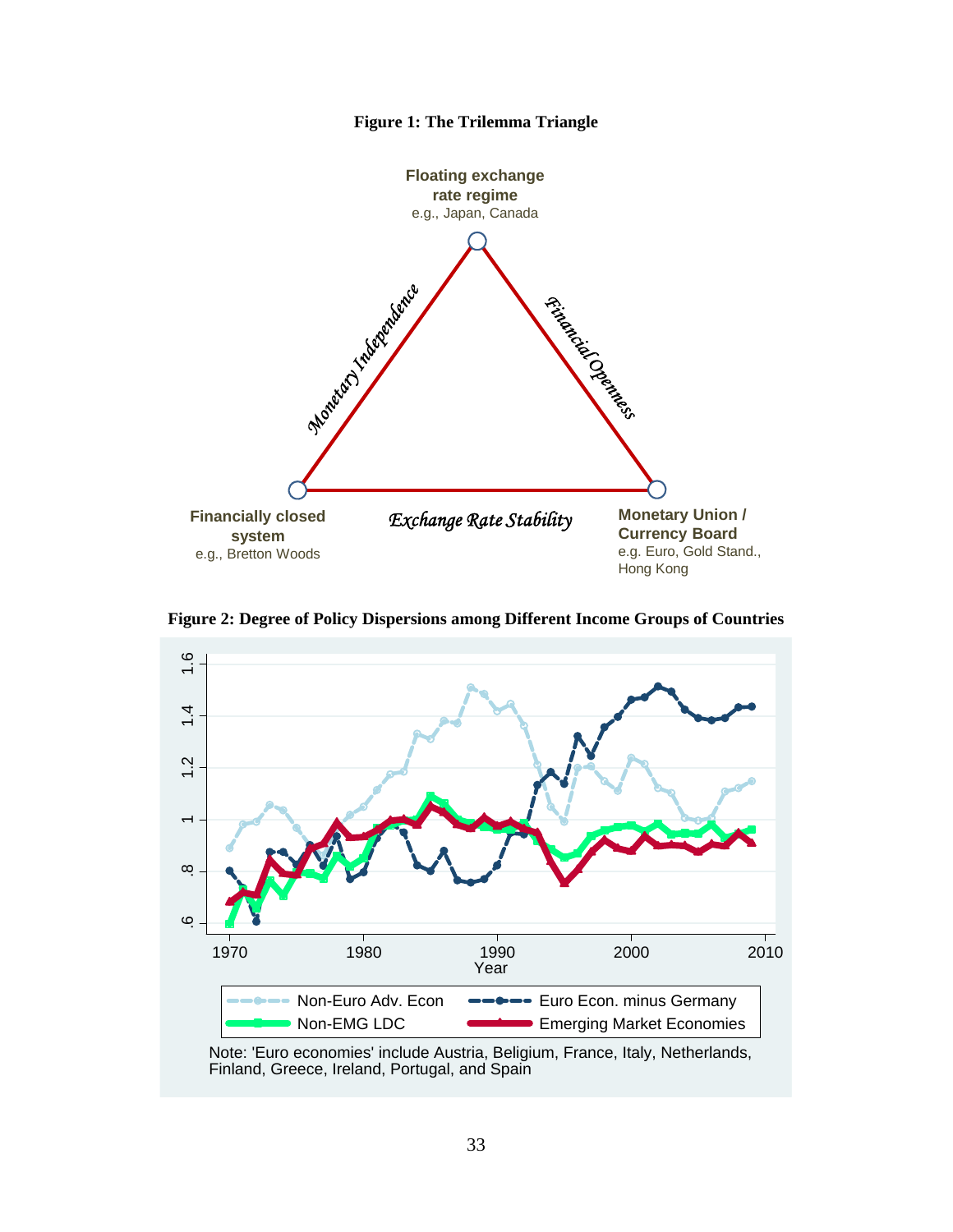**Figure 1: The Trilemma Triangle**

**Floating exchange rate regime**
e.g., Japan, Canada

*Monetary Independence*

*Financial Openness*

**Financially closed system**
e.g., Bretton Woods

*Exchange Rate Stability*

**Monetary Union / Currency Board**
e.g. Euro, Gold Stand., Hong Kong

**Figure 2: Degree of Policy Dispersions among Different Income Groups of Countries**

Non-Euro Adv. Econ | Euro Econ. minus Germany | Non-EMG LDC | Emerging Market Economies

Note: 'Euro economies' include Austria, Beligium, France, Italy, Netherlands, Finland, Greece, Ireland, Portugal, and Spain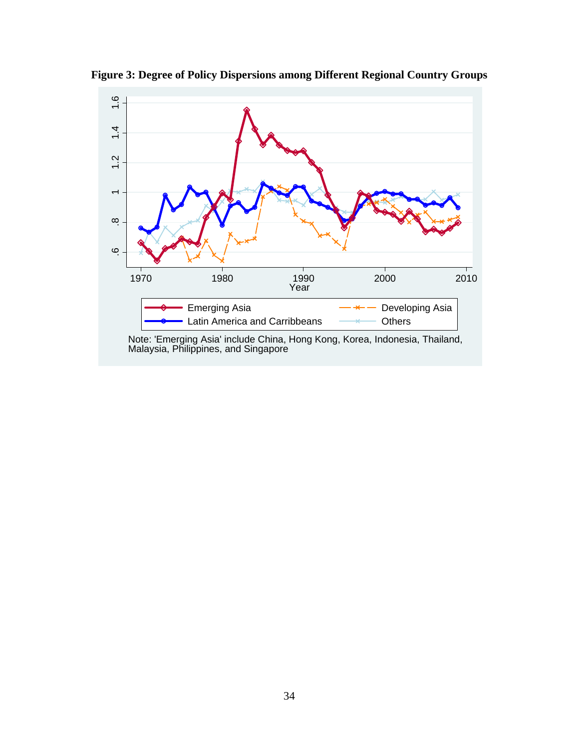**Figure 3: Degree of Policy Dispersions among Different Regional Country Groups**

Note: 'Emerging Asia' include China, Hong Kong, Korea, Indonesia, Thailand, Malaysia, Philippines, and Singapore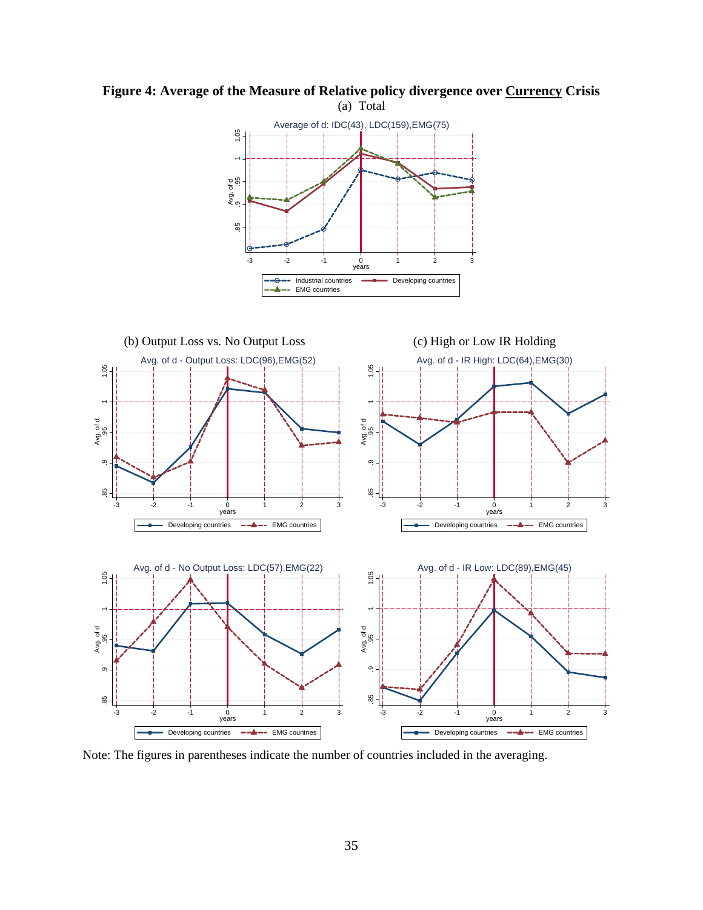**Figure 4: Average of the Measure of Relative policy divergence over <u>Currency</u> Crisis**

(a) Total

(b) Output Loss vs. No Output Loss

(c) High or Low IR Holding

Note: The figures in parentheses indicate the number of countries included in the averaging.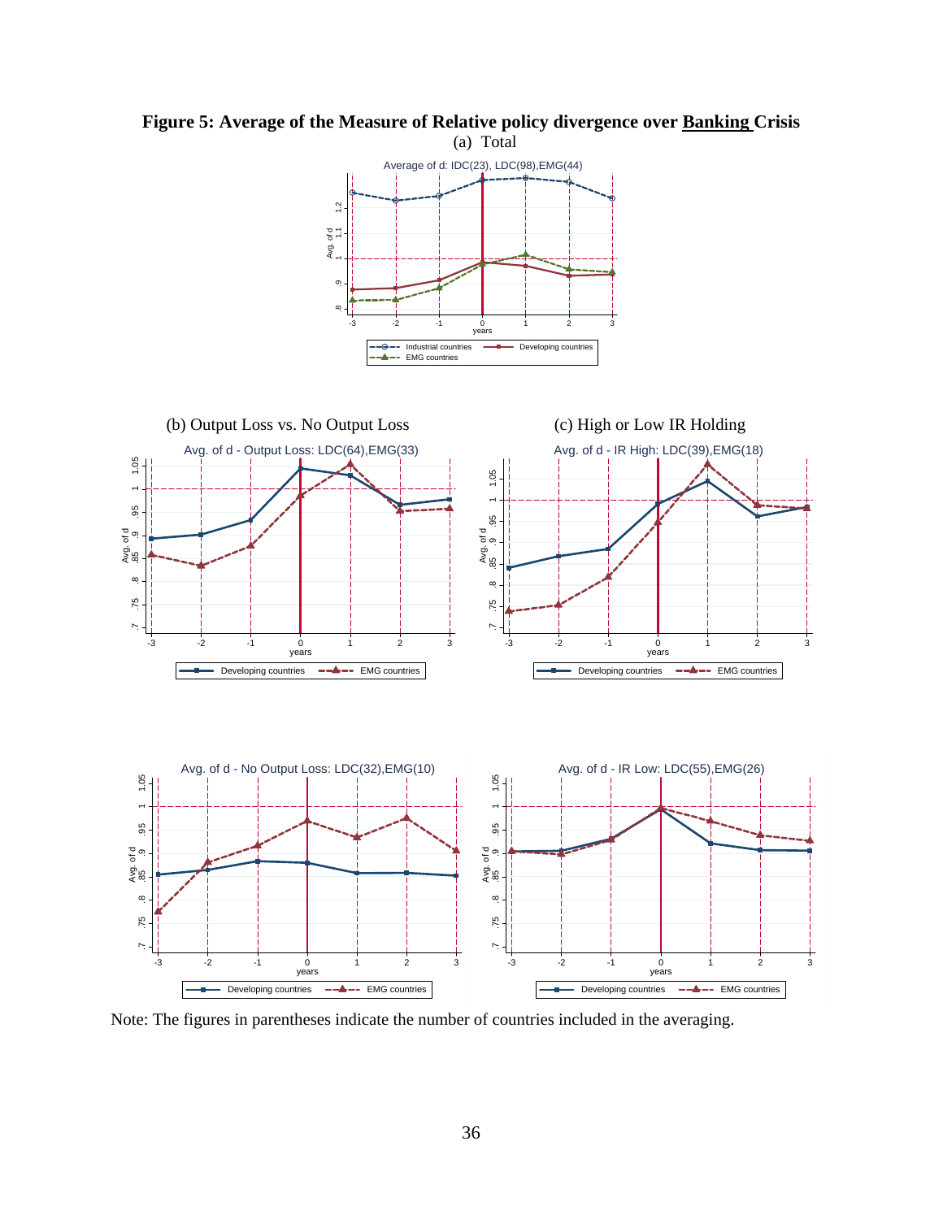**Figure 5: Average of the Measure of Relative policy divergence over Banking Crisis**

(a) Total

(b) Output Loss vs. No Output Loss

(c) High or Low IR Holding

Note: The figures in parentheses indicate the number of countries included in the averaging.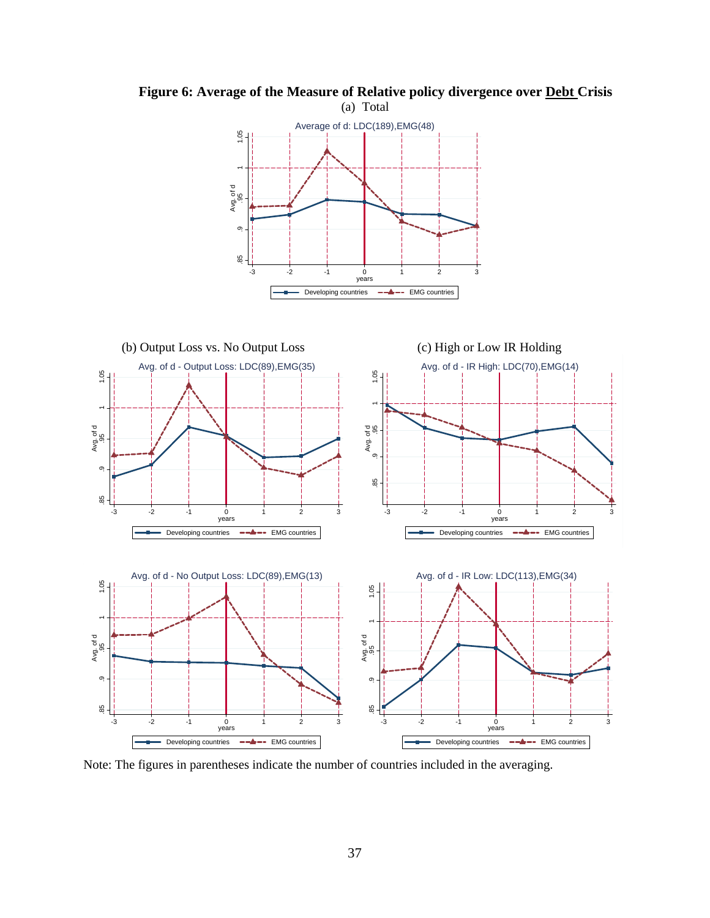**Figure 6: Average of the Measure of Relative policy divergence over Debt Crisis**

(a) Total

(b) Output Loss vs. No Output Loss

(c) High or Low IR Holding

Note: The figures in parentheses indicate the number of countries included in the averaging.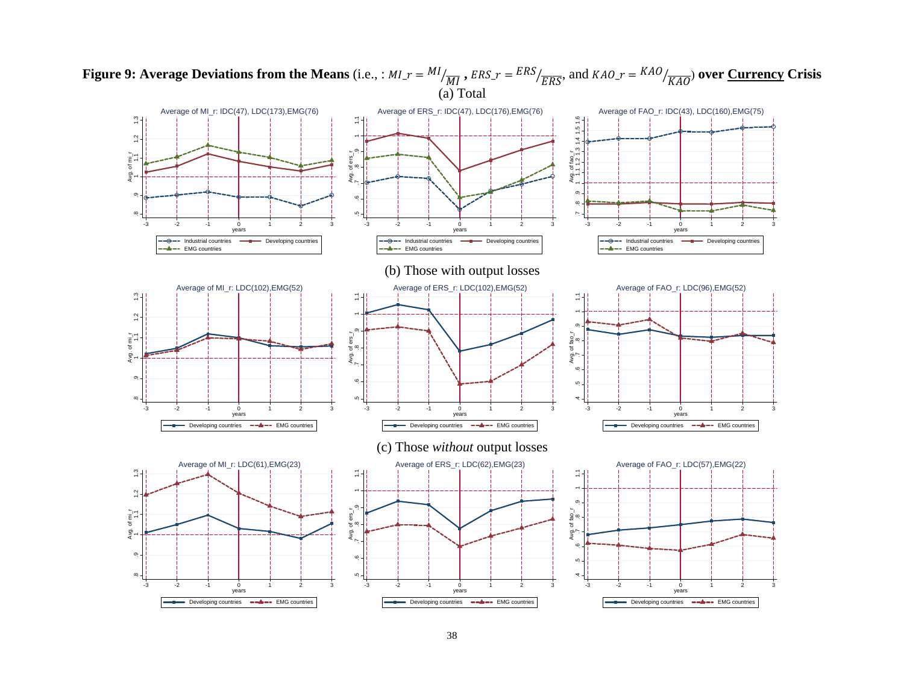**Figure 9: Average Deviations from the Means** (i.e., : $MI\_r = {MI}/{\overline{MI}}$ , $ERS\_r = {ERS}/{\overline{ERS}}$, and $KAO\_r = {KAO}/{\overline{KAO}}$) **over <u>Currency</u> Crisis**

(a) Total

(b) Those with output losses

(c) Those *without* output losses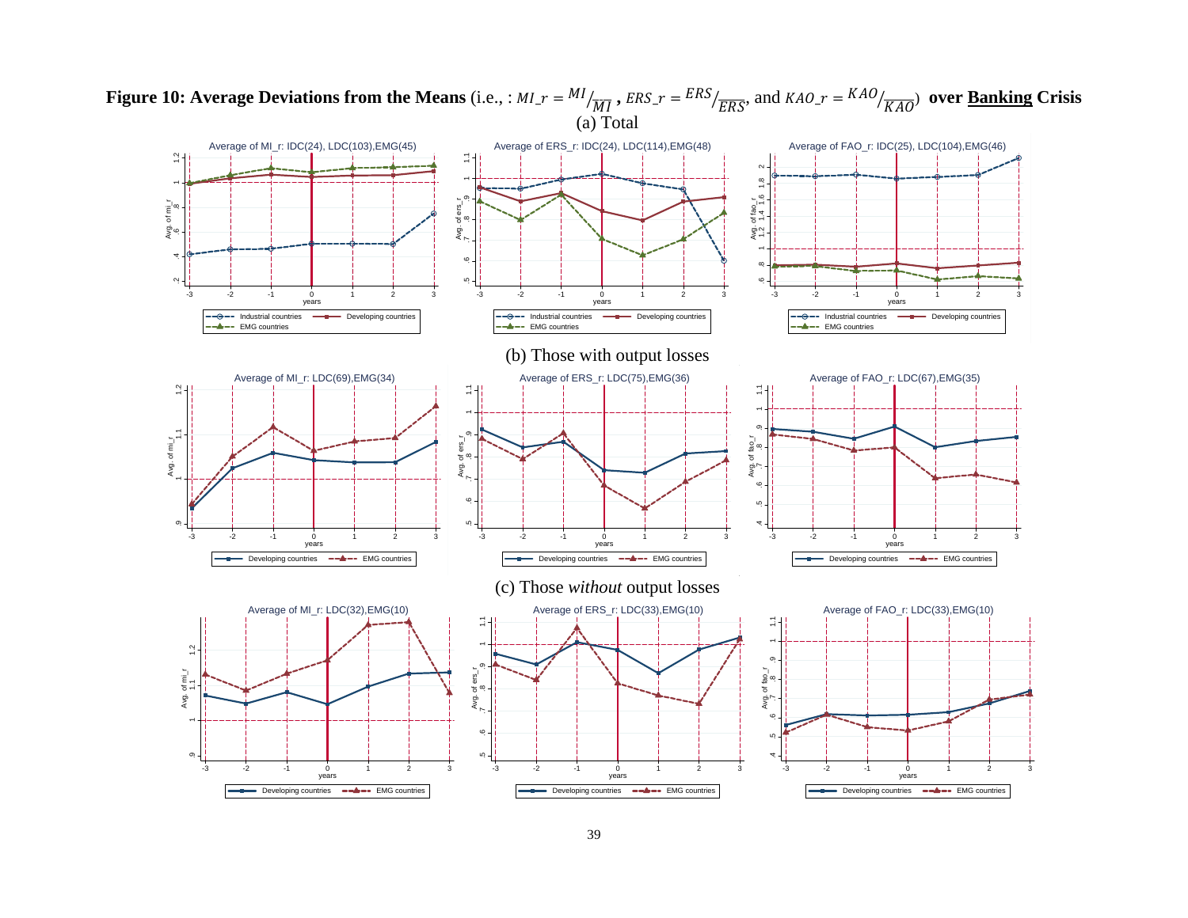**Figure 10: Average Deviations from the Means** (i.e., : $MI\_r = MI/\overline{MI}$ , $ERS\_r = ERS/\overline{ERS}$, and $KAO\_r = KAO/\overline{KAO}$) **over <u>Banking</u> Crisis**

(a) Total

(b) Those with output losses

(c) Those *without* output losses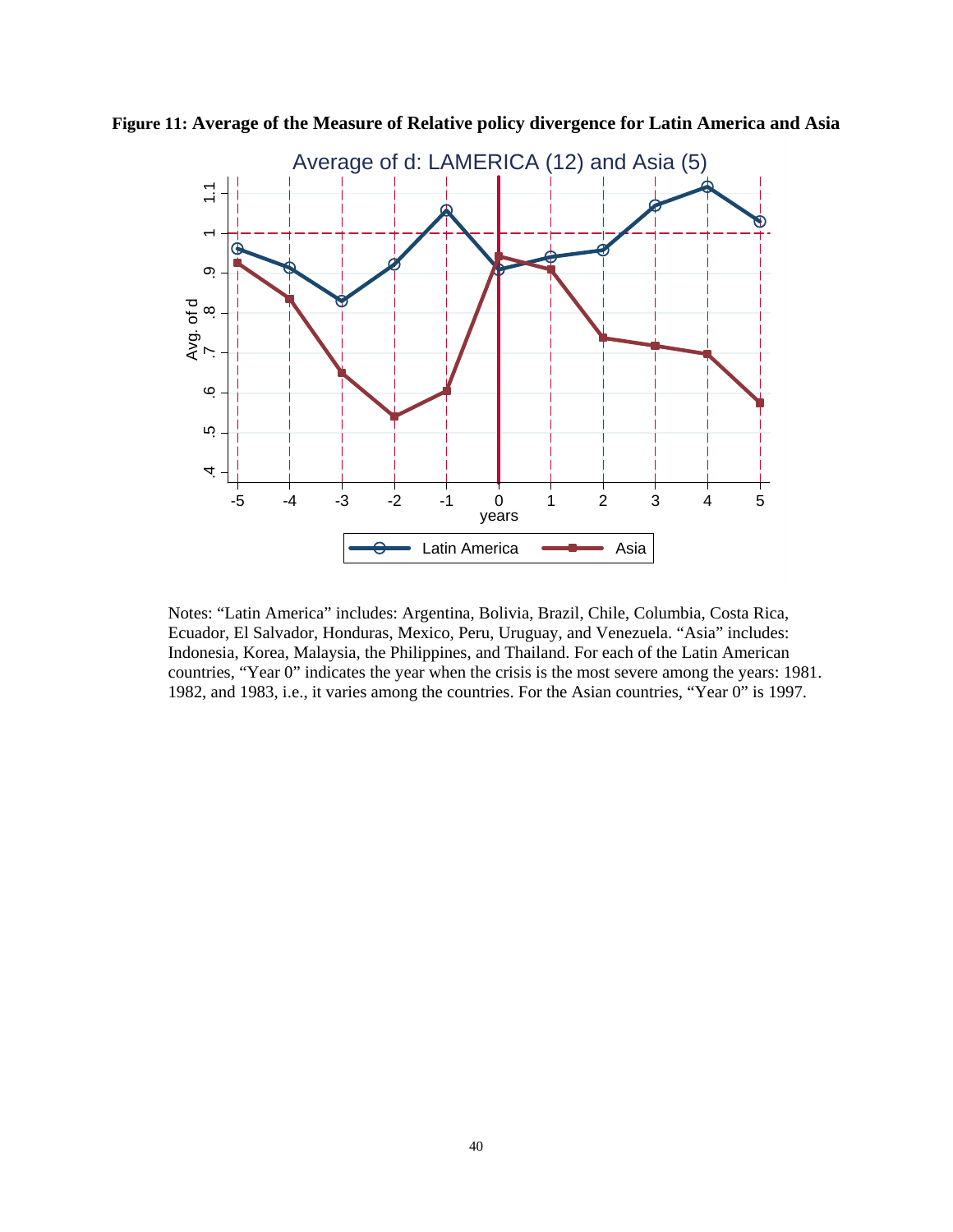**Figure 11: Average of the Measure of Relative policy divergence for Latin America and Asia**

Notes: "Latin America" includes: Argentina, Bolivia, Brazil, Chile, Columbia, Costa Rica, Ecuador, El Salvador, Honduras, Mexico, Peru, Uruguay, and Venezuela. "Asia" includes: Indonesia, Korea, Malaysia, the Philippines, and Thailand. For each of the Latin American countries, "Year 0" indicates the year when the crisis is the most severe among the years: 1981. 1982, and 1983, i.e., it varies among the countries. For the Asian countries, "Year 0" is 1997.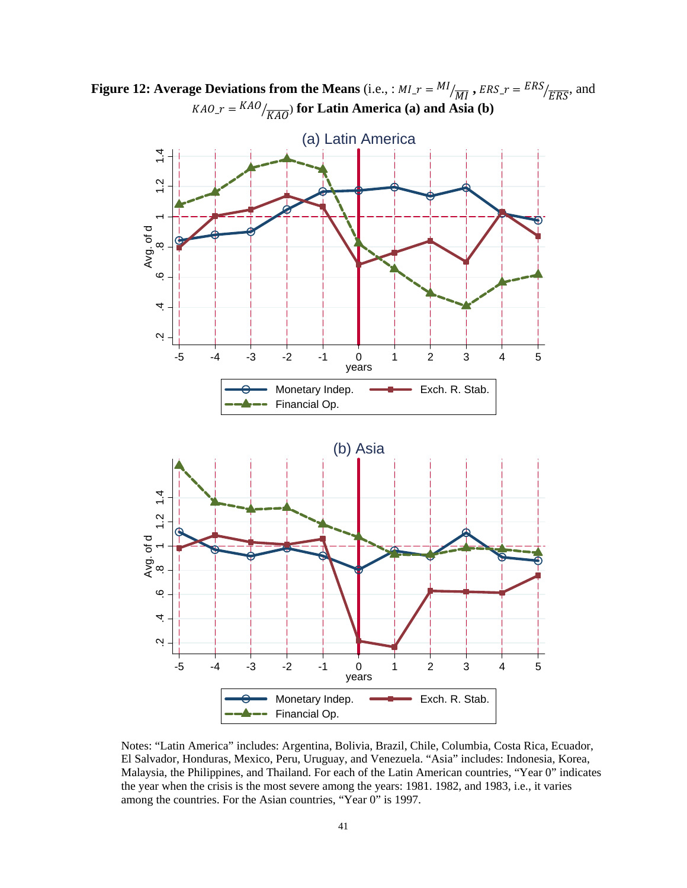**Figure 12: Average Deviations from the Means** (i.e., : $MI\_r = {}^{MI}/_{\overline{MI}}$ **,** $ERS\_r = {}^{ERS}/_{\overline{ERS}}$, and $KAO\_r = {}^{KAO}/_{\overline{KAO}}$) **for Latin America (a) and Asia (b)**

(a) Latin America

Avg. of d

.2 .4 .6 .8 1 1.2 1.4

-5 -4 -3 -2 -1 0 1 2 3 4 5

years

Monetary Indep. Exch. R. Stab. Financial Op.

(b) Asia

Avg. of d

.2 .4 .6 .8 1 1.2 1.4

-5 -4 -3 -2 -1 0 1 2 3 4 5

years

Monetary Indep. Exch. R. Stab. Financial Op.

Notes: "Latin America" includes: Argentina, Bolivia, Brazil, Chile, Columbia, Costa Rica, Ecuador, El Salvador, Honduras, Mexico, Peru, Uruguay, and Venezuela. "Asia" includes: Indonesia, Korea, Malaysia, the Philippines, and Thailand. For each of the Latin American countries, "Year 0" indicates the year when the crisis is the most severe among the years: 1981. 1982, and 1983, i.e., it varies among the countries. For the Asian countries, "Year 0" is 1997.